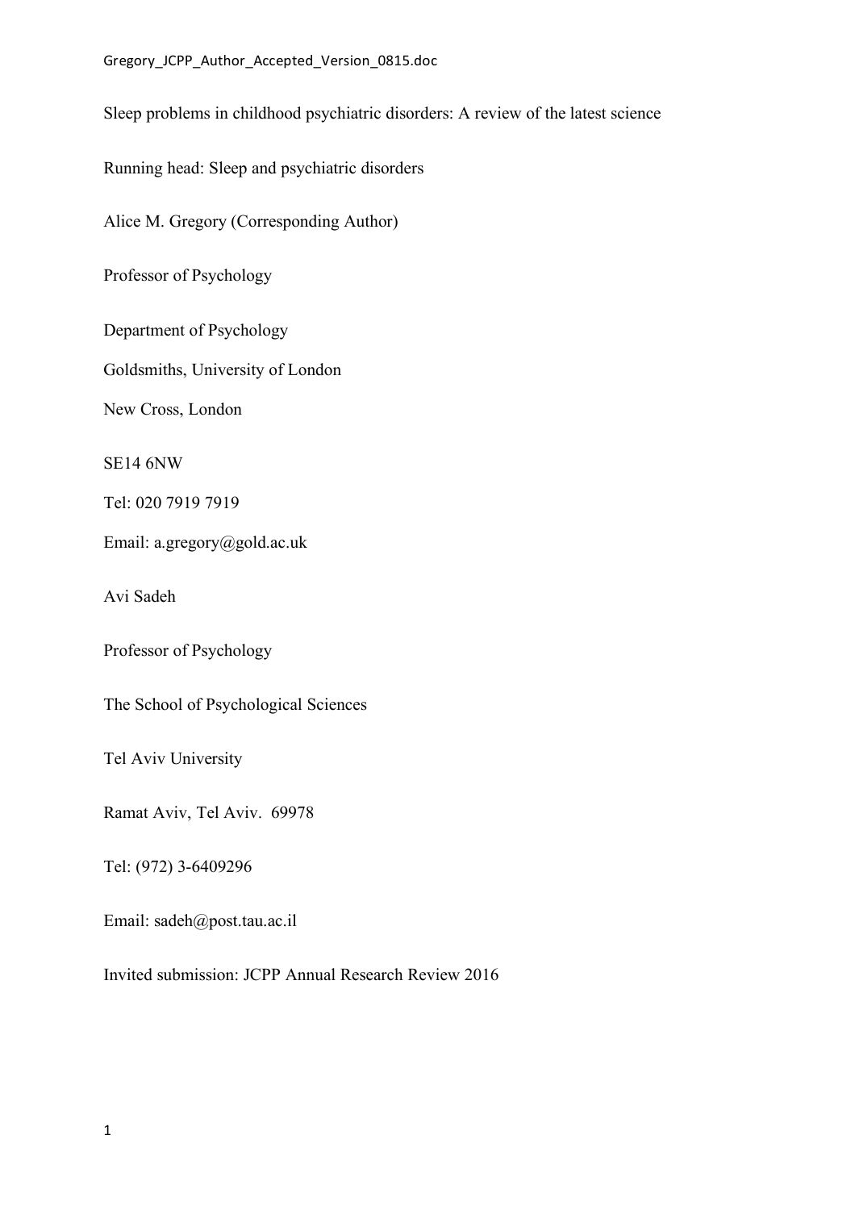# Sleep problems in childhood psychiatric disorders: A review of the latest science

Running head: Sleep and psychiatric disorders

Alice M. Gregory (Corresponding Author)

Professor of Psychology

Department of Psychology

Goldsmiths, University of London

New Cross, London

SE14 6NW

Tel: 020 7919 7919

Email: a.gregory@gold.ac.uk

Avi Sadeh

Professor of Psychology

The School of Psychological Sciences

Tel Aviv University

Ramat Aviv, Tel Aviv. 69978

Tel: (972) 3-6409296

Email: sadeh@post.tau.ac.il

Invited submission: JCPP Annual Research Review 2016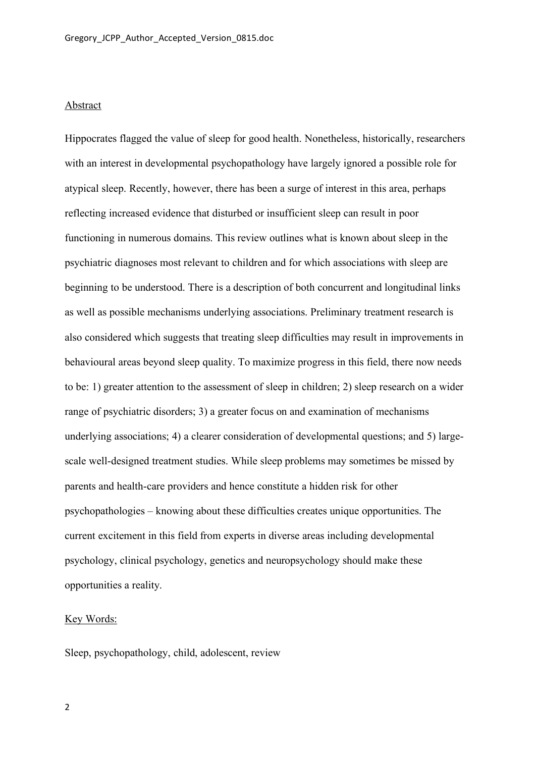## Abstract

Hippocrates flagged the value of sleep for good health. Nonetheless, historically, researchers with an interest in developmental psychopathology have largely ignored a possible role for atypical sleep. Recently, however, there has been a surge of interest in this area, perhaps reflecting increased evidence that disturbed or insufficient sleep can result in poor functioning in numerous domains. This review outlines what is known about sleep in the psychiatric diagnoses most relevant to children and for which associations with sleep are beginning to be understood. There is a description of both concurrent and longitudinal links as well as possible mechanisms underlying associations. Preliminary treatment research is also considered which suggests that treating sleep difficulties may result in improvements in behavioural areas beyond sleep quality. To maximize progress in this field, there now needs to be: 1) greater attention to the assessment of sleep in children; 2) sleep research on a wider range of psychiatric disorders; 3) a greater focus on and examination of mechanisms underlying associations; 4) a clearer consideration of developmental questions; and 5) large-scale well-designed treatment studies. While sleep problems may sometimes be missed by parents and health-care providers and hence constitute a hidden risk for other psychopathologies – knowing about these difficulties creates unique opportunities. The current excitement in this field from experts in diverse areas including developmental psychology, clinical psychology, genetics and neuropsychology should make these opportunities a reality.

## Key Words:

Sleep, psychopathology, child, adolescent, review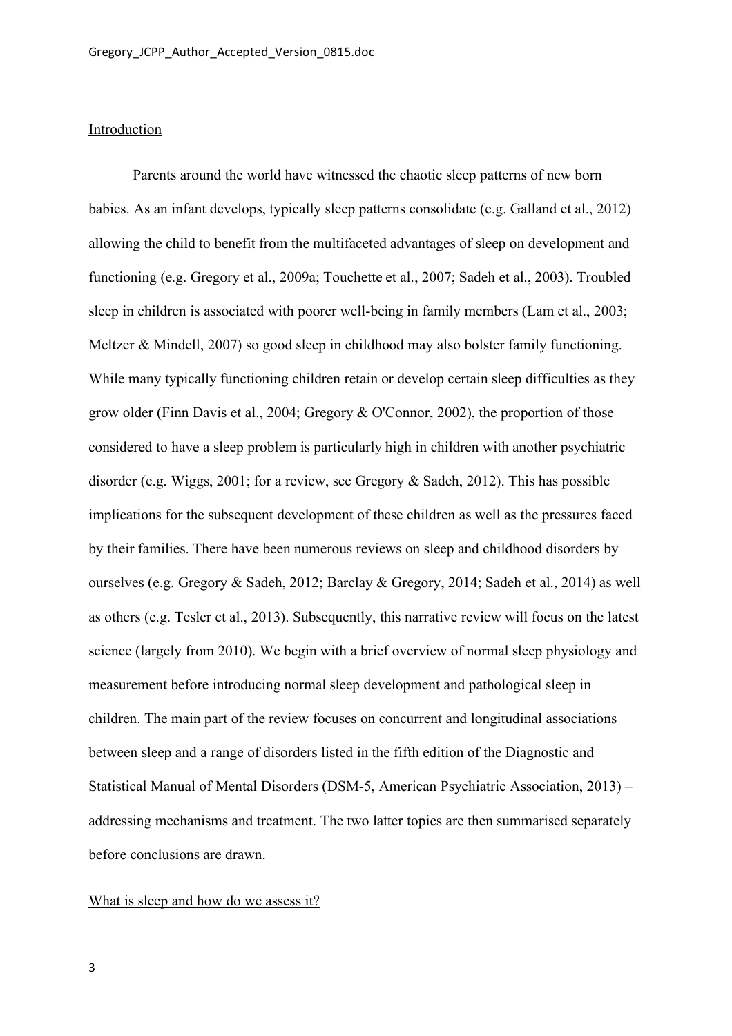## Introduction

Parents around the world have witnessed the chaotic sleep patterns of new born babies. As an infant develops, typically sleep patterns consolidate (e.g. Galland et al., 2012) allowing the child to benefit from the multifaceted advantages of sleep on development and functioning (e.g. Gregory et al., 2009a; Touchette et al., 2007; Sadeh et al., 2003). Troubled sleep in children is associated with poorer well-being in family members (Lam et al., 2003; Meltzer & Mindell, 2007) so good sleep in childhood may also bolster family functioning. While many typically functioning children retain or develop certain sleep difficulties as they grow older (Finn Davis et al., 2004; Gregory & O'Connor, 2002), the proportion of those considered to have a sleep problem is particularly high in children with another psychiatric disorder (e.g. Wiggs, 2001; for a review, see Gregory & Sadeh, 2012). This has possible implications for the subsequent development of these children as well as the pressures faced by their families. There have been numerous reviews on sleep and childhood disorders by ourselves (e.g. Gregory & Sadeh, 2012; Barclay & Gregory, 2014; Sadeh et al., 2014) as well as others (e.g. Tesler et al., 2013). Subsequently, this narrative review will focus on the latest science (largely from 2010). We begin with a brief overview of normal sleep physiology and measurement before introducing normal sleep development and pathological sleep in children. The main part of the review focuses on concurrent and longitudinal associations between sleep and a range of disorders listed in the fifth edition of the Diagnostic and Statistical Manual of Mental Disorders (DSM-5, American Psychiatric Association, 2013) – addressing mechanisms and treatment. The two latter topics are then summarised separately before conclusions are drawn.

## What is sleep and how do we assess it?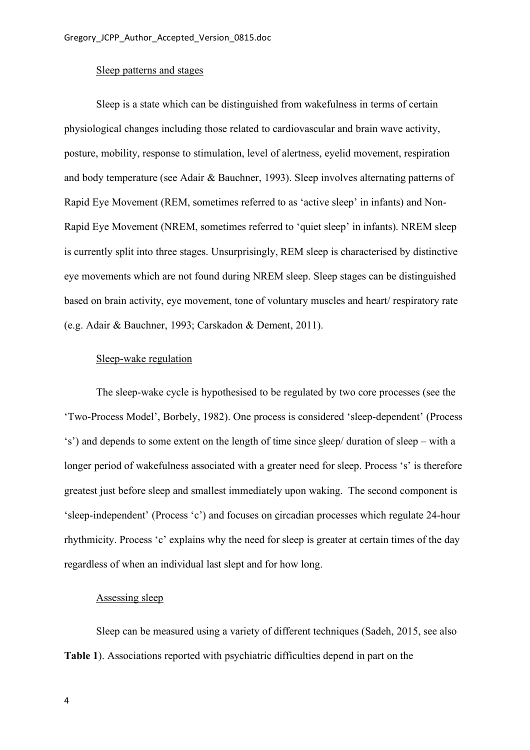Sleep patterns and stages

Sleep is a state which can be distinguished from wakefulness in terms of certain physiological changes including those related to cardiovascular and brain wave activity, posture, mobility, response to stimulation, level of alertness, eyelid movement, respiration and body temperature (see Adair & Bauchner, 1993). Sleep involves alternating patterns of Rapid Eye Movement (REM, sometimes referred to as 'active sleep' in infants) and Non-Rapid Eye Movement (NREM, sometimes referred to 'quiet sleep' in infants). NREM sleep is currently split into three stages. Unsurprisingly, REM sleep is characterised by distinctive eye movements which are not found during NREM sleep. Sleep stages can be distinguished based on brain activity, eye movement, tone of voluntary muscles and heart/ respiratory rate (e.g. Adair & Bauchner, 1993; Carskadon & Dement, 2011).

Sleep-wake regulation

The sleep-wake cycle is hypothesised to be regulated by two core processes (see the 'Two-Process Model', Borbely, 1982). One process is considered 'sleep-dependent' (Process 's') and depends to some extent on the length of time since sleep/ duration of sleep – with a longer period of wakefulness associated with a greater need for sleep. Process 's' is therefore greatest just before sleep and smallest immediately upon waking. The second component is 'sleep-independent' (Process 'c') and focuses on circadian processes which regulate 24-hour rhythmicity. Process 'c' explains why the need for sleep is greater at certain times of the day regardless of when an individual last slept and for how long.

Assessing sleep

Sleep can be measured using a variety of different techniques (Sadeh, 2015, see also **Table 1**). Associations reported with psychiatric difficulties depend in part on the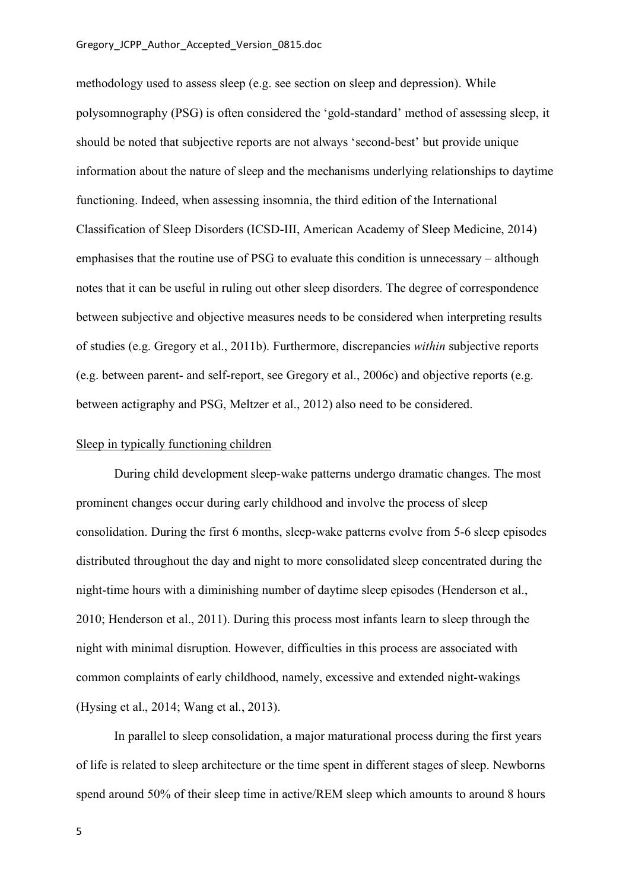methodology used to assess sleep (e.g. see section on sleep and depression). While polysomnography (PSG) is often considered the 'gold-standard' method of assessing sleep, it should be noted that subjective reports are not always 'second-best' but provide unique information about the nature of sleep and the mechanisms underlying relationships to daytime functioning. Indeed, when assessing insomnia, the third edition of the International Classification of Sleep Disorders (ICSD-III, American Academy of Sleep Medicine, 2014) emphasises that the routine use of PSG to evaluate this condition is unnecessary – although notes that it can be useful in ruling out other sleep disorders. The degree of correspondence between subjective and objective measures needs to be considered when interpreting results of studies (e.g. Gregory et al., 2011b). Furthermore, discrepancies *within* subjective reports (e.g. between parent- and self-report, see Gregory et al., 2006c) and objective reports (e.g. between actigraphy and PSG, Meltzer et al., 2012) also need to be considered.

## Sleep in typically functioning children

During child development sleep-wake patterns undergo dramatic changes. The most prominent changes occur during early childhood and involve the process of sleep consolidation. During the first 6 months, sleep-wake patterns evolve from 5-6 sleep episodes distributed throughout the day and night to more consolidated sleep concentrated during the night-time hours with a diminishing number of daytime sleep episodes (Henderson et al., 2010; Henderson et al., 2011). During this process most infants learn to sleep through the night with minimal disruption. However, difficulties in this process are associated with common complaints of early childhood, namely, excessive and extended night-wakings (Hysing et al., 2014; Wang et al., 2013).

In parallel to sleep consolidation, a major maturational process during the first years of life is related to sleep architecture or the time spent in different stages of sleep. Newborns spend around 50% of their sleep time in active/REM sleep which amounts to around 8 hours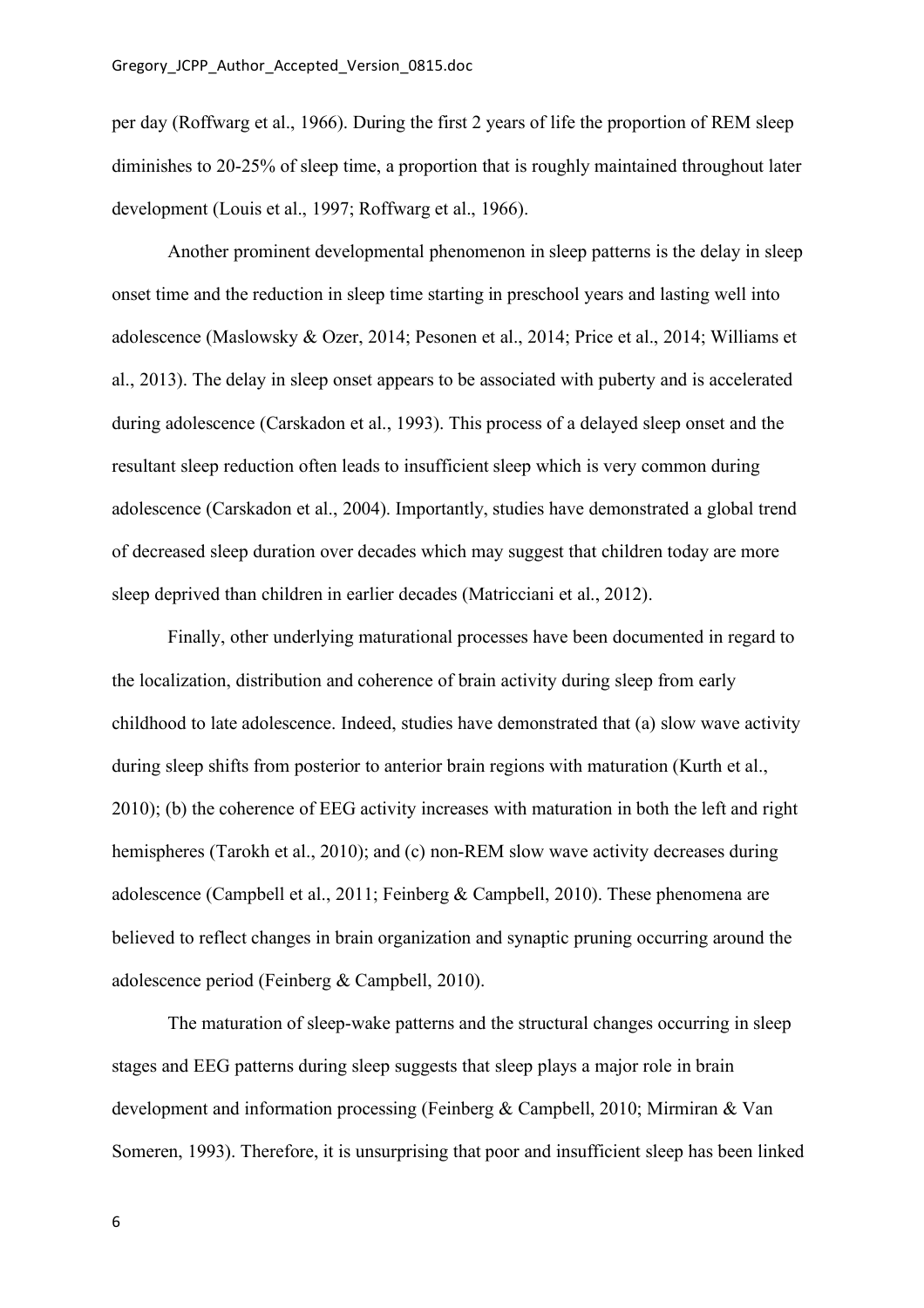per day (Roffwarg et al., 1966). During the first 2 years of life the proportion of REM sleep diminishes to 20-25% of sleep time, a proportion that is roughly maintained throughout later development (Louis et al., 1997; Roffwarg et al., 1966).

Another prominent developmental phenomenon in sleep patterns is the delay in sleep onset time and the reduction in sleep time starting in preschool years and lasting well into adolescence (Maslowsky & Ozer, 2014; Pesonen et al., 2014; Price et al., 2014; Williams et al., 2013). The delay in sleep onset appears to be associated with puberty and is accelerated during adolescence (Carskadon et al., 1993). This process of a delayed sleep onset and the resultant sleep reduction often leads to insufficient sleep which is very common during adolescence (Carskadon et al., 2004). Importantly, studies have demonstrated a global trend of decreased sleep duration over decades which may suggest that children today are more sleep deprived than children in earlier decades (Matricciani et al., 2012).

Finally, other underlying maturational processes have been documented in regard to the localization, distribution and coherence of brain activity during sleep from early childhood to late adolescence. Indeed, studies have demonstrated that (a) slow wave activity during sleep shifts from posterior to anterior brain regions with maturation (Kurth et al., 2010); (b) the coherence of EEG activity increases with maturation in both the left and right hemispheres (Tarokh et al., 2010); and (c) non-REM slow wave activity decreases during adolescence (Campbell et al., 2011; Feinberg & Campbell, 2010). These phenomena are believed to reflect changes in brain organization and synaptic pruning occurring around the adolescence period (Feinberg & Campbell, 2010).

The maturation of sleep-wake patterns and the structural changes occurring in sleep stages and EEG patterns during sleep suggests that sleep plays a major role in brain development and information processing (Feinberg & Campbell, 2010; Mirmiran & Van Someren, 1993). Therefore, it is unsurprising that poor and insufficient sleep has been linked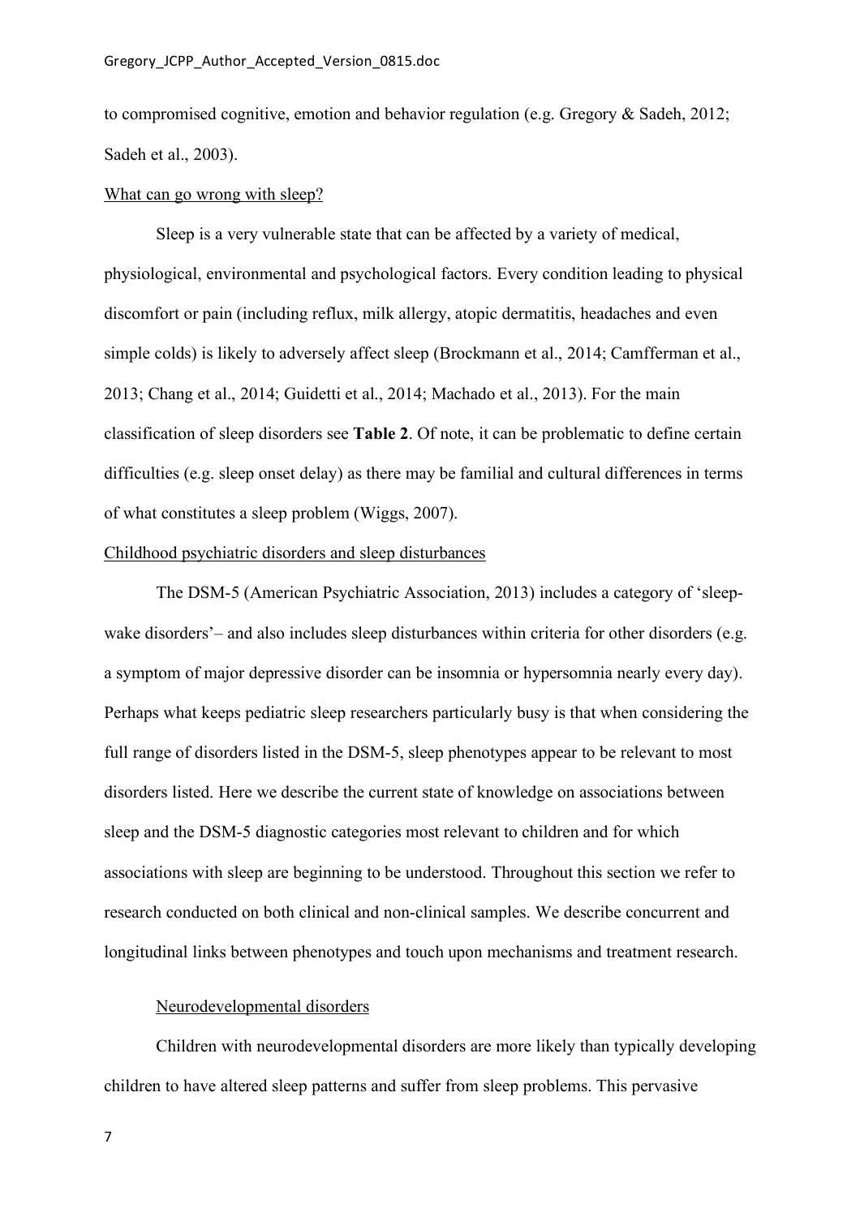to compromised cognitive, emotion and behavior regulation (e.g. Gregory & Sadeh, 2012; Sadeh et al., 2003).

## What can go wrong with sleep?

Sleep is a very vulnerable state that can be affected by a variety of medical, physiological, environmental and psychological factors. Every condition leading to physical discomfort or pain (including reflux, milk allergy, atopic dermatitis, headaches and even simple colds) is likely to adversely affect sleep (Brockmann et al., 2014; Camfferman et al., 2013; Chang et al., 2014; Guidetti et al., 2014; Machado et al., 2013). For the main classification of sleep disorders see **Table 2**. Of note, it can be problematic to define certain difficulties (e.g. sleep onset delay) as there may be familial and cultural differences in terms of what constitutes a sleep problem (Wiggs, 2007).

## Childhood psychiatric disorders and sleep disturbances

The DSM-5 (American Psychiatric Association, 2013) includes a category of 'sleep-wake disorders'– and also includes sleep disturbances within criteria for other disorders (e.g. a symptom of major depressive disorder can be insomnia or hypersomnia nearly every day). Perhaps what keeps pediatric sleep researchers particularly busy is that when considering the full range of disorders listed in the DSM-5, sleep phenotypes appear to be relevant to most disorders listed. Here we describe the current state of knowledge on associations between sleep and the DSM-5 diagnostic categories most relevant to children and for which associations with sleep are beginning to be understood. Throughout this section we refer to research conducted on both clinical and non-clinical samples. We describe concurrent and longitudinal links between phenotypes and touch upon mechanisms and treatment research.

### Neurodevelopmental disorders

Children with neurodevelopmental disorders are more likely than typically developing children to have altered sleep patterns and suffer from sleep problems. This pervasive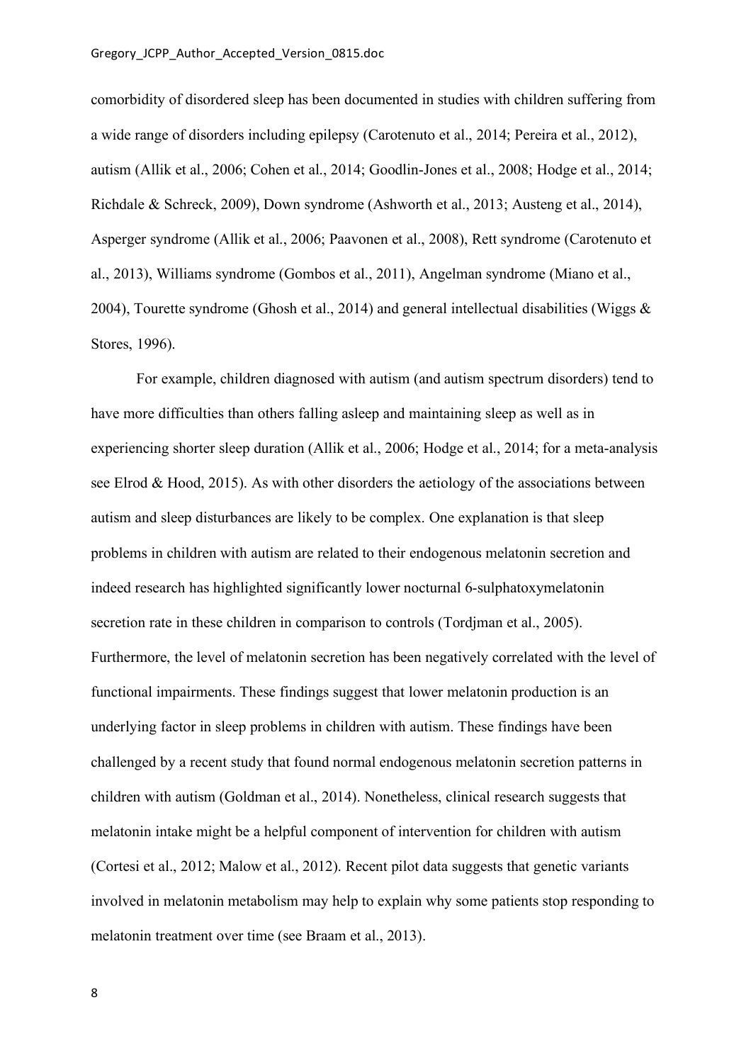comorbidity of disordered sleep has been documented in studies with children suffering from a wide range of disorders including epilepsy (Carotenuto et al., 2014; Pereira et al., 2012), autism (Allik et al., 2006; Cohen et al., 2014; Goodlin-Jones et al., 2008; Hodge et al., 2014; Richdale & Schreck, 2009), Down syndrome (Ashworth et al., 2013; Austeng et al., 2014), Asperger syndrome (Allik et al., 2006; Paavonen et al., 2008), Rett syndrome (Carotenuto et al., 2013), Williams syndrome (Gombos et al., 2011), Angelman syndrome (Miano et al., 2004), Tourette syndrome (Ghosh et al., 2014) and general intellectual disabilities (Wiggs & Stores, 1996).

For example, children diagnosed with autism (and autism spectrum disorders) tend to have more difficulties than others falling asleep and maintaining sleep as well as in experiencing shorter sleep duration (Allik et al., 2006; Hodge et al., 2014; for a meta-analysis see Elrod & Hood, 2015). As with other disorders the aetiology of the associations between autism and sleep disturbances are likely to be complex. One explanation is that sleep problems in children with autism are related to their endogenous melatonin secretion and indeed research has highlighted significantly lower nocturnal 6-sulphatoxymelatonin secretion rate in these children in comparison to controls (Tordjman et al., 2005). Furthermore, the level of melatonin secretion has been negatively correlated with the level of functional impairments. These findings suggest that lower melatonin production is an underlying factor in sleep problems in children with autism. These findings have been challenged by a recent study that found normal endogenous melatonin secretion patterns in children with autism (Goldman et al., 2014). Nonetheless, clinical research suggests that melatonin intake might be a helpful component of intervention for children with autism (Cortesi et al., 2012; Malow et al., 2012). Recent pilot data suggests that genetic variants involved in melatonin metabolism may help to explain why some patients stop responding to melatonin treatment over time (see Braam et al., 2013).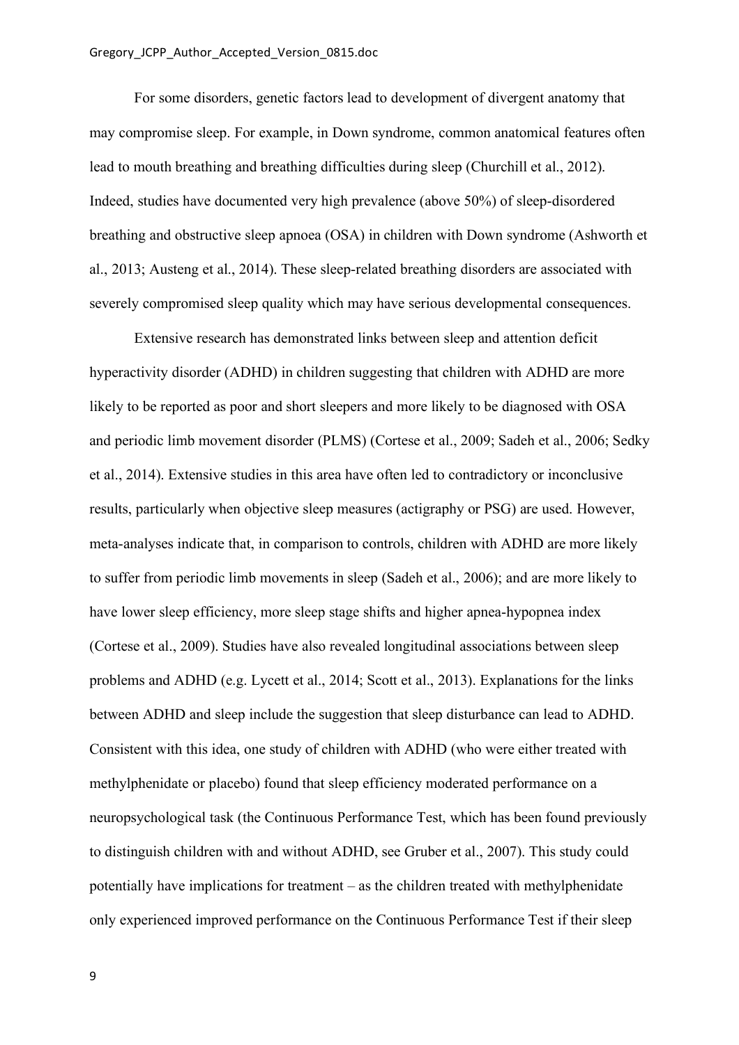For some disorders, genetic factors lead to development of divergent anatomy that may compromise sleep. For example, in Down syndrome, common anatomical features often lead to mouth breathing and breathing difficulties during sleep (Churchill et al., 2012). Indeed, studies have documented very high prevalence (above 50%) of sleep-disordered breathing and obstructive sleep apnoea (OSA) in children with Down syndrome (Ashworth et al., 2013; Austeng et al., 2014). These sleep-related breathing disorders are associated with severely compromised sleep quality which may have serious developmental consequences.

Extensive research has demonstrated links between sleep and attention deficit hyperactivity disorder (ADHD) in children suggesting that children with ADHD are more likely to be reported as poor and short sleepers and more likely to be diagnosed with OSA and periodic limb movement disorder (PLMS) (Cortese et al., 2009; Sadeh et al., 2006; Sedky et al., 2014). Extensive studies in this area have often led to contradictory or inconclusive results, particularly when objective sleep measures (actigraphy or PSG) are used. However, meta-analyses indicate that, in comparison to controls, children with ADHD are more likely to suffer from periodic limb movements in sleep (Sadeh et al., 2006); and are more likely to have lower sleep efficiency, more sleep stage shifts and higher apnea-hypopnea index (Cortese et al., 2009). Studies have also revealed longitudinal associations between sleep problems and ADHD (e.g. Lycett et al., 2014; Scott et al., 2013). Explanations for the links between ADHD and sleep include the suggestion that sleep disturbance can lead to ADHD. Consistent with this idea, one study of children with ADHD (who were either treated with methylphenidate or placebo) found that sleep efficiency moderated performance on a neuropsychological task (the Continuous Performance Test, which has been found previously to distinguish children with and without ADHD, see Gruber et al., 2007). This study could potentially have implications for treatment – as the children treated with methylphenidate only experienced improved performance on the Continuous Performance Test if their sleep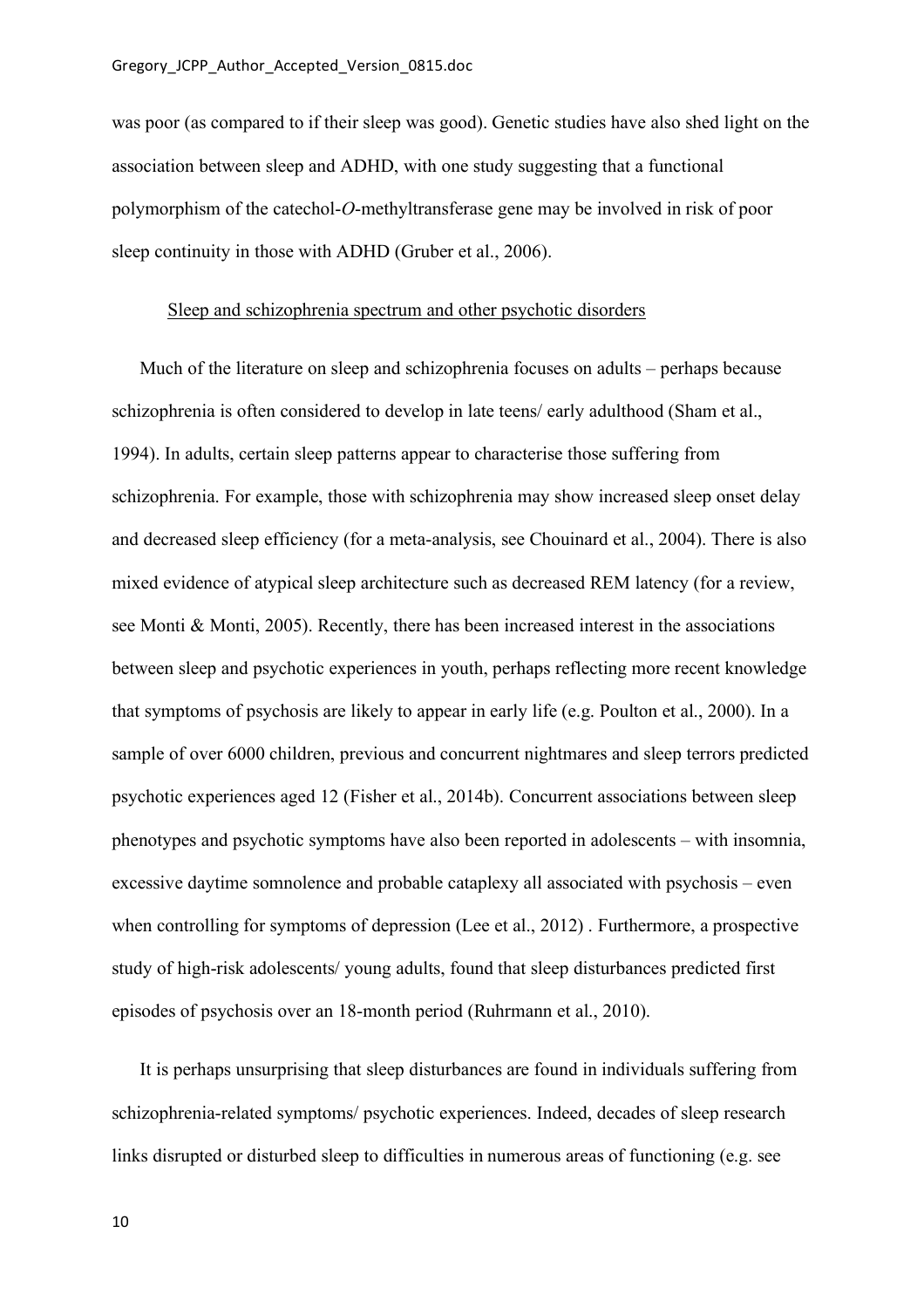was poor (as compared to if their sleep was good). Genetic studies have also shed light on the association between sleep and ADHD, with one study suggesting that a functional polymorphism of the catechol-*O*-methyltransferase gene may be involved in risk of poor sleep continuity in those with ADHD (Gruber et al., 2006).

## Sleep and schizophrenia spectrum and other psychotic disorders

Much of the literature on sleep and schizophrenia focuses on adults – perhaps because schizophrenia is often considered to develop in late teens/ early adulthood (Sham et al., 1994). In adults, certain sleep patterns appear to characterise those suffering from schizophrenia. For example, those with schizophrenia may show increased sleep onset delay and decreased sleep efficiency (for a meta-analysis, see Chouinard et al., 2004). There is also mixed evidence of atypical sleep architecture such as decreased REM latency (for a review, see Monti & Monti, 2005). Recently, there has been increased interest in the associations between sleep and psychotic experiences in youth, perhaps reflecting more recent knowledge that symptoms of psychosis are likely to appear in early life (e.g. Poulton et al., 2000). In a sample of over 6000 children, previous and concurrent nightmares and sleep terrors predicted psychotic experiences aged 12 (Fisher et al., 2014b). Concurrent associations between sleep phenotypes and psychotic symptoms have also been reported in adolescents – with insomnia, excessive daytime somnolence and probable cataplexy all associated with psychosis – even when controlling for symptoms of depression (Lee et al., 2012) . Furthermore, a prospective study of high-risk adolescents/ young adults, found that sleep disturbances predicted first episodes of psychosis over an 18-month period (Ruhrmann et al., 2010).

It is perhaps unsurprising that sleep disturbances are found in individuals suffering from schizophrenia-related symptoms/ psychotic experiences. Indeed, decades of sleep research links disrupted or disturbed sleep to difficulties in numerous areas of functioning (e.g. see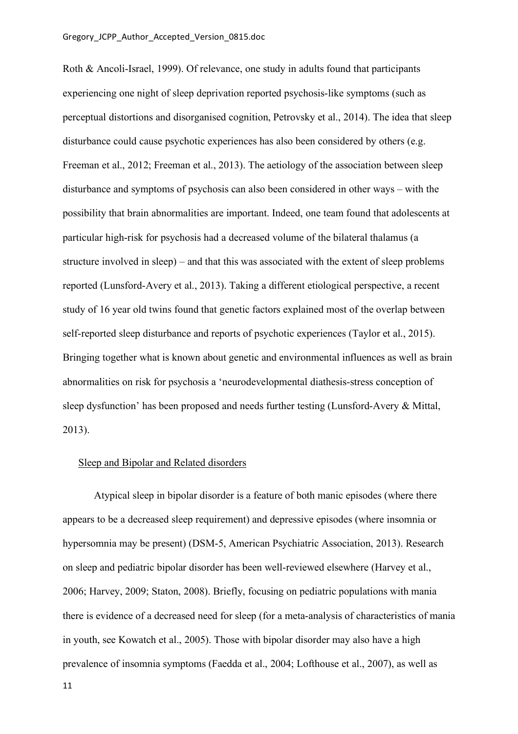Roth & Ancoli-Israel, 1999). Of relevance, one study in adults found that participants experiencing one night of sleep deprivation reported psychosis-like symptoms (such as perceptual distortions and disorganised cognition, Petrovsky et al., 2014). The idea that sleep disturbance could cause psychotic experiences has also been considered by others (e.g. Freeman et al., 2012; Freeman et al., 2013). The aetiology of the association between sleep disturbance and symptoms of psychosis can also been considered in other ways – with the possibility that brain abnormalities are important. Indeed, one team found that adolescents at particular high-risk for psychosis had a decreased volume of the bilateral thalamus (a structure involved in sleep) – and that this was associated with the extent of sleep problems reported (Lunsford-Avery et al., 2013). Taking a different etiological perspective, a recent study of 16 year old twins found that genetic factors explained most of the overlap between self-reported sleep disturbance and reports of psychotic experiences (Taylor et al., 2015). Bringing together what is known about genetic and environmental influences as well as brain abnormalities on risk for psychosis a 'neurodevelopmental diathesis-stress conception of sleep dysfunction' has been proposed and needs further testing (Lunsford-Avery & Mittal, 2013).

## Sleep and Bipolar and Related disorders

Atypical sleep in bipolar disorder is a feature of both manic episodes (where there appears to be a decreased sleep requirement) and depressive episodes (where insomnia or hypersomnia may be present) (DSM-5, American Psychiatric Association, 2013). Research on sleep and pediatric bipolar disorder has been well-reviewed elsewhere (Harvey et al., 2006; Harvey, 2009; Staton, 2008). Briefly, focusing on pediatric populations with mania there is evidence of a decreased need for sleep (for a meta-analysis of characteristics of mania in youth, see Kowatch et al., 2005). Those with bipolar disorder may also have a high prevalence of insomnia symptoms (Faedda et al., 2004; Lofthouse et al., 2007), as well as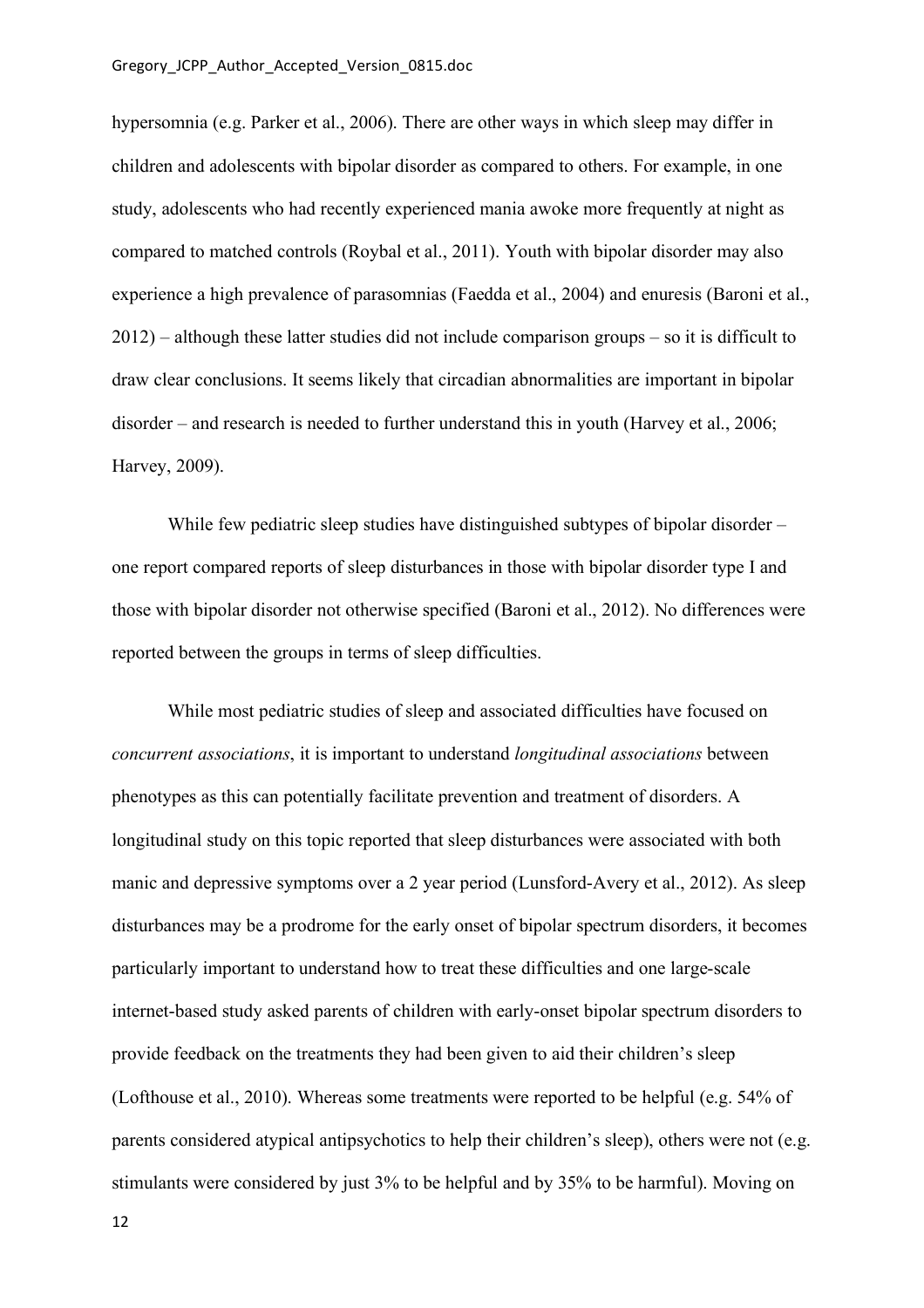hypersomnia (e.g. Parker et al., 2006). There are other ways in which sleep may differ in children and adolescents with bipolar disorder as compared to others. For example, in one study, adolescents who had recently experienced mania awoke more frequently at night as compared to matched controls (Roybal et al., 2011). Youth with bipolar disorder may also experience a high prevalence of parasomnias (Faedda et al., 2004) and enuresis (Baroni et al., 2012) – although these latter studies did not include comparison groups – so it is difficult to draw clear conclusions. It seems likely that circadian abnormalities are important in bipolar disorder – and research is needed to further understand this in youth (Harvey et al., 2006; Harvey, 2009).

While few pediatric sleep studies have distinguished subtypes of bipolar disorder – one report compared reports of sleep disturbances in those with bipolar disorder type I and those with bipolar disorder not otherwise specified (Baroni et al., 2012). No differences were reported between the groups in terms of sleep difficulties.

While most pediatric studies of sleep and associated difficulties have focused on *concurrent associations*, it is important to understand *longitudinal associations* between phenotypes as this can potentially facilitate prevention and treatment of disorders. A longitudinal study on this topic reported that sleep disturbances were associated with both manic and depressive symptoms over a 2 year period (Lunsford-Avery et al., 2012). As sleep disturbances may be a prodrome for the early onset of bipolar spectrum disorders, it becomes particularly important to understand how to treat these difficulties and one large-scale internet-based study asked parents of children with early-onset bipolar spectrum disorders to provide feedback on the treatments they had been given to aid their children's sleep (Lofthouse et al., 2010). Whereas some treatments were reported to be helpful (e.g. 54% of parents considered atypical antipsychotics to help their children's sleep), others were not (e.g. stimulants were considered by just 3% to be helpful and by 35% to be harmful). Moving on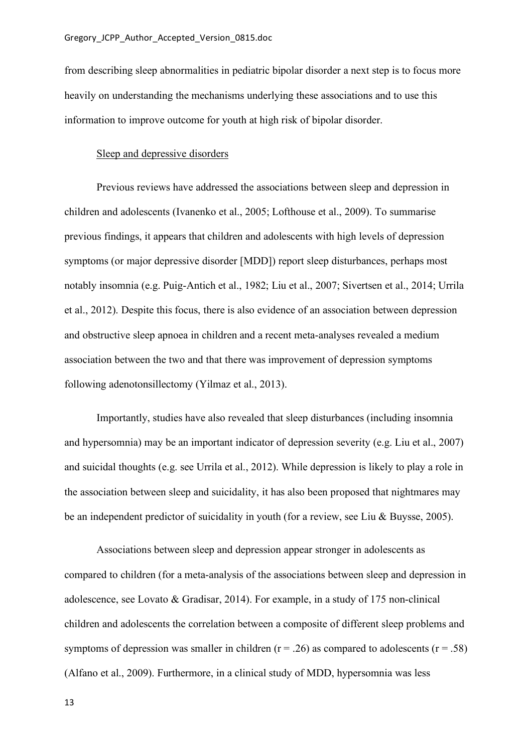from describing sleep abnormalities in pediatric bipolar disorder a next step is to focus more heavily on understanding the mechanisms underlying these associations and to use this information to improve outcome for youth at high risk of bipolar disorder.

## Sleep and depressive disorders

Previous reviews have addressed the associations between sleep and depression in children and adolescents (Ivanenko et al., 2005; Lofthouse et al., 2009). To summarise previous findings, it appears that children and adolescents with high levels of depression symptoms (or major depressive disorder [MDD]) report sleep disturbances, perhaps most notably insomnia (e.g. Puig-Antich et al., 1982; Liu et al., 2007; Sivertsen et al., 2014; Urrila et al., 2012). Despite this focus, there is also evidence of an association between depression and obstructive sleep apnoea in children and a recent meta-analyses revealed a medium association between the two and that there was improvement of depression symptoms following adenotonsillectomy (Yilmaz et al., 2013).

Importantly, studies have also revealed that sleep disturbances (including insomnia and hypersomnia) may be an important indicator of depression severity (e.g. Liu et al., 2007) and suicidal thoughts (e.g. see Urrila et al., 2012). While depression is likely to play a role in the association between sleep and suicidality, it has also been proposed that nightmares may be an independent predictor of suicidality in youth (for a review, see Liu & Buysse, 2005).

Associations between sleep and depression appear stronger in adolescents as compared to children (for a meta-analysis of the associations between sleep and depression in adolescence, see Lovato & Gradisar, 2014). For example, in a study of 175 non-clinical children and adolescents the correlation between a composite of different sleep problems and symptoms of depression was smaller in children ($r = .26$) as compared to adolescents ($r = .58$) (Alfano et al., 2009). Furthermore, in a clinical study of MDD, hypersomnia was less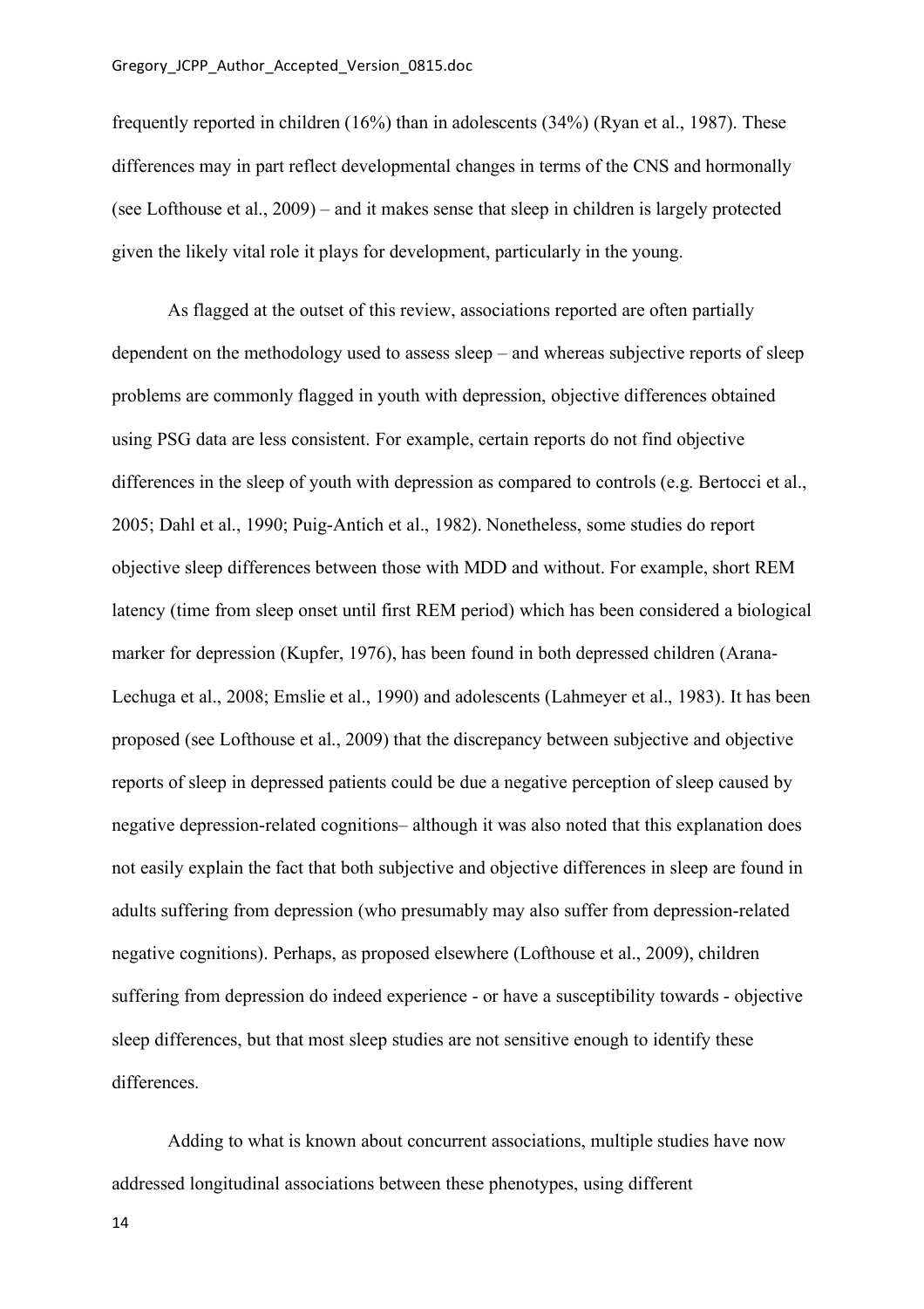frequently reported in children (16%) than in adolescents (34%) (Ryan et al., 1987). These differences may in part reflect developmental changes in terms of the CNS and hormonally (see Lofthouse et al., 2009) – and it makes sense that sleep in children is largely protected given the likely vital role it plays for development, particularly in the young.

As flagged at the outset of this review, associations reported are often partially dependent on the methodology used to assess sleep – and whereas subjective reports of sleep problems are commonly flagged in youth with depression, objective differences obtained using PSG data are less consistent. For example, certain reports do not find objective differences in the sleep of youth with depression as compared to controls (e.g. Bertocci et al., 2005; Dahl et al., 1990; Puig-Antich et al., 1982). Nonetheless, some studies do report objective sleep differences between those with MDD and without. For example, short REM latency (time from sleep onset until first REM period) which has been considered a biological marker for depression (Kupfer, 1976), has been found in both depressed children (Arana-Lechuga et al., 2008; Emslie et al., 1990) and adolescents (Lahmeyer et al., 1983). It has been proposed (see Lofthouse et al., 2009) that the discrepancy between subjective and objective reports of sleep in depressed patients could be due a negative perception of sleep caused by negative depression-related cognitions– although it was also noted that this explanation does not easily explain the fact that both subjective and objective differences in sleep are found in adults suffering from depression (who presumably may also suffer from depression-related negative cognitions). Perhaps, as proposed elsewhere (Lofthouse et al., 2009), children suffering from depression do indeed experience - or have a susceptibility towards - objective sleep differences, but that most sleep studies are not sensitive enough to identify these differences.

Adding to what is known about concurrent associations, multiple studies have now addressed longitudinal associations between these phenotypes, using different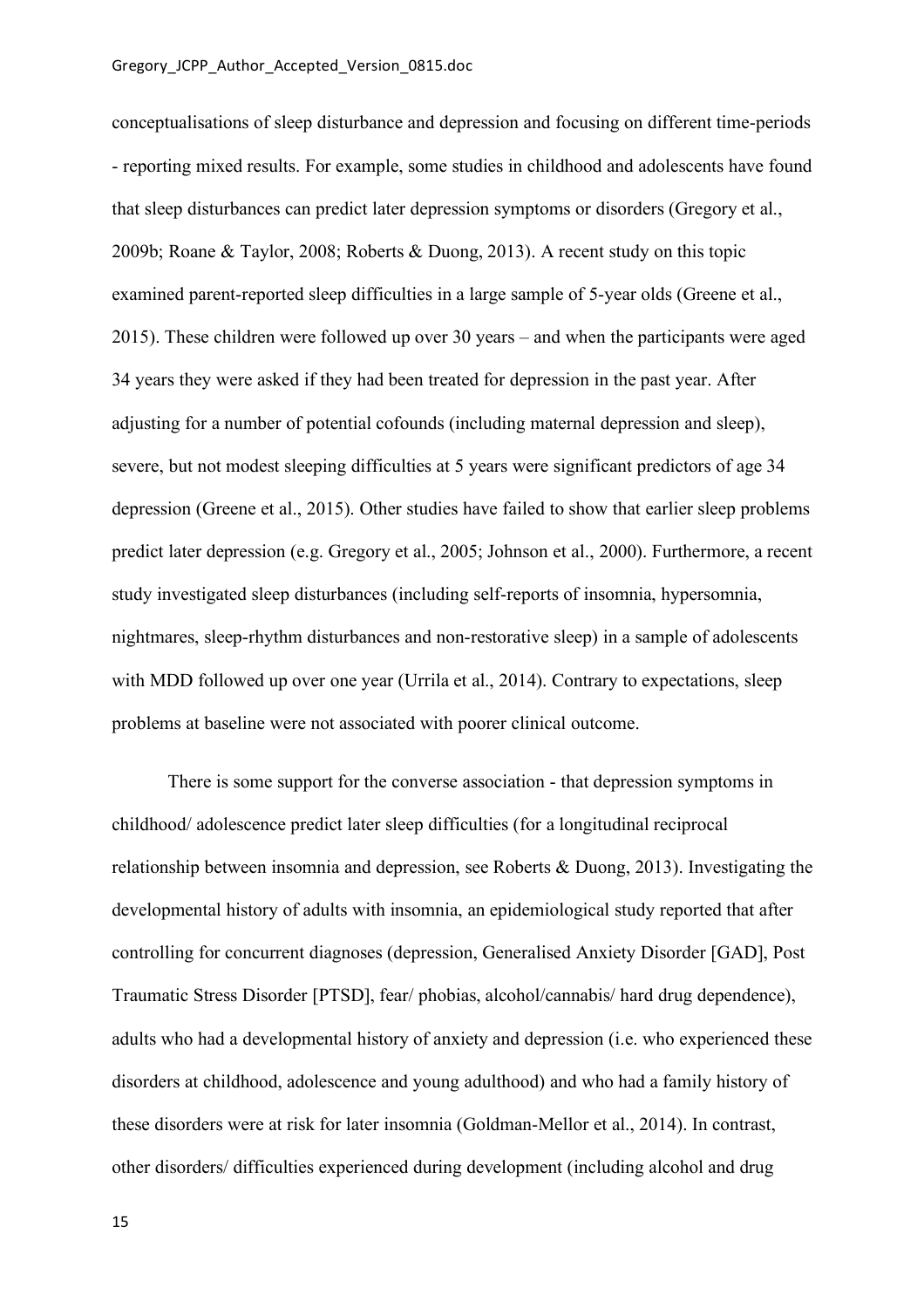conceptualisations of sleep disturbance and depression and focusing on different time-periods - reporting mixed results. For example, some studies in childhood and adolescents have found that sleep disturbances can predict later depression symptoms or disorders (Gregory et al., 2009b; Roane & Taylor, 2008; Roberts & Duong, 2013). A recent study on this topic examined parent-reported sleep difficulties in a large sample of 5-year olds (Greene et al., 2015). These children were followed up over 30 years – and when the participants were aged 34 years they were asked if they had been treated for depression in the past year. After adjusting for a number of potential cofounds (including maternal depression and sleep), severe, but not modest sleeping difficulties at 5 years were significant predictors of age 34 depression (Greene et al., 2015). Other studies have failed to show that earlier sleep problems predict later depression (e.g. Gregory et al., 2005; Johnson et al., 2000). Furthermore, a recent study investigated sleep disturbances (including self-reports of insomnia, hypersomnia, nightmares, sleep-rhythm disturbances and non-restorative sleep) in a sample of adolescents with MDD followed up over one year (Urrila et al., 2014). Contrary to expectations, sleep problems at baseline were not associated with poorer clinical outcome.

There is some support for the converse association - that depression symptoms in childhood/ adolescence predict later sleep difficulties (for a longitudinal reciprocal relationship between insomnia and depression, see Roberts & Duong, 2013). Investigating the developmental history of adults with insomnia, an epidemiological study reported that after controlling for concurrent diagnoses (depression, Generalised Anxiety Disorder [GAD], Post Traumatic Stress Disorder [PTSD], fear/ phobias, alcohol/cannabis/ hard drug dependence), adults who had a developmental history of anxiety and depression (i.e. who experienced these disorders at childhood, adolescence and young adulthood) and who had a family history of these disorders were at risk for later insomnia (Goldman-Mellor et al., 2014). In contrast, other disorders/ difficulties experienced during development (including alcohol and drug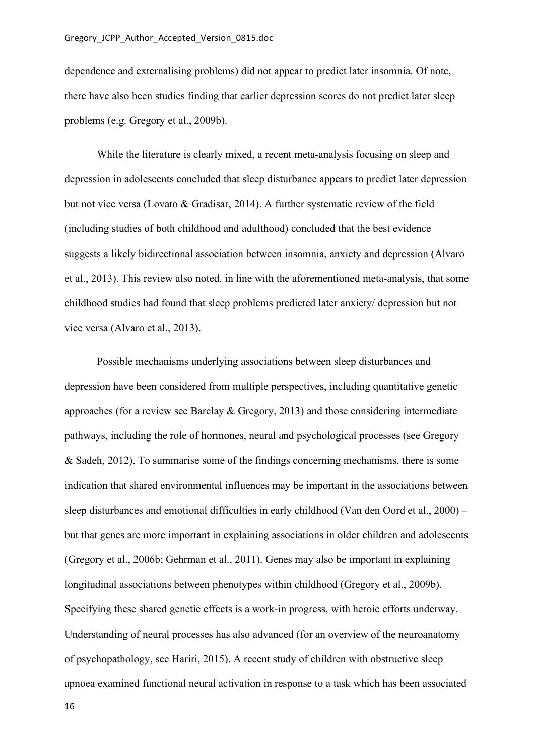dependence and externalising problems) did not appear to predict later insomnia. Of note, there have also been studies finding that earlier depression scores do not predict later sleep problems (e.g. Gregory et al., 2009b).

While the literature is clearly mixed, a recent meta-analysis focusing on sleep and depression in adolescents concluded that sleep disturbance appears to predict later depression but not vice versa (Lovato & Gradisar, 2014). A further systematic review of the field (including studies of both childhood and adulthood) concluded that the best evidence suggests a likely bidirectional association between insomnia, anxiety and depression (Alvaro et al., 2013). This review also noted, in line with the aforementioned meta-analysis, that some childhood studies had found that sleep problems predicted later anxiety/ depression but not vice versa (Alvaro et al., 2013).

Possible mechanisms underlying associations between sleep disturbances and depression have been considered from multiple perspectives, including quantitative genetic approaches (for a review see Barclay & Gregory, 2013) and those considering intermediate pathways, including the role of hormones, neural and psychological processes (see Gregory & Sadeh, 2012). To summarise some of the findings concerning mechanisms, there is some indication that shared environmental influences may be important in the associations between sleep disturbances and emotional difficulties in early childhood (Van den Oord et al., 2000) – but that genes are more important in explaining associations in older children and adolescents (Gregory et al., 2006b; Gehrman et al., 2011). Genes may also be important in explaining longitudinal associations between phenotypes within childhood (Gregory et al., 2009b). Specifying these shared genetic effects is a work-in progress, with heroic efforts underway. Understanding of neural processes has also advanced (for an overview of the neuroanatomy of psychopathology, see Hariri, 2015). A recent study of children with obstructive sleep apnoea examined functional neural activation in response to a task which has been associated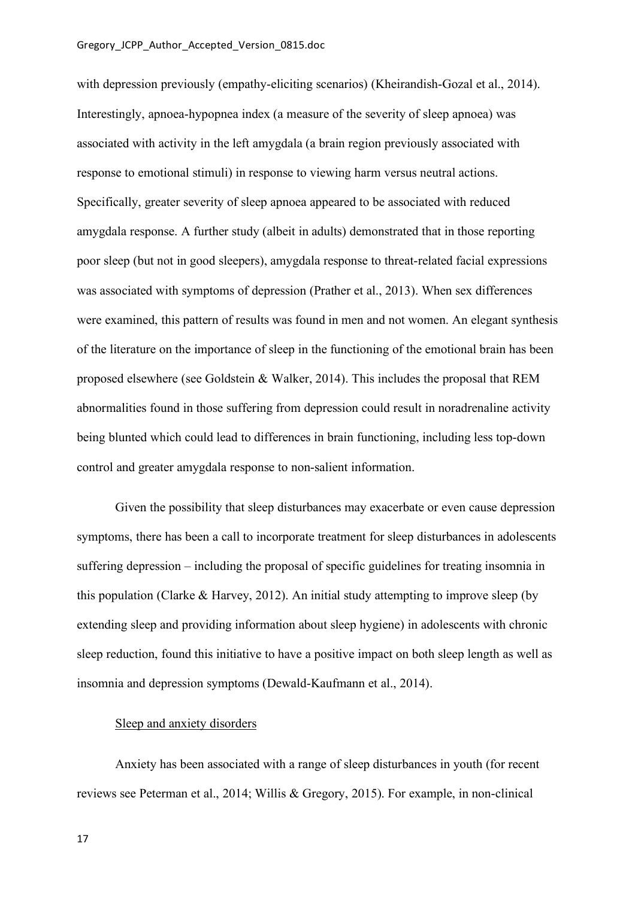with depression previously (empathy-eliciting scenarios) (Kheirandish-Gozal et al., 2014). Interestingly, apnoea-hypopnea index (a measure of the severity of sleep apnoea) was associated with activity in the left amygdala (a brain region previously associated with response to emotional stimuli) in response to viewing harm versus neutral actions. Specifically, greater severity of sleep apnoea appeared to be associated with reduced amygdala response. A further study (albeit in adults) demonstrated that in those reporting poor sleep (but not in good sleepers), amygdala response to threat-related facial expressions was associated with symptoms of depression (Prather et al., 2013). When sex differences were examined, this pattern of results was found in men and not women. An elegant synthesis of the literature on the importance of sleep in the functioning of the emotional brain has been proposed elsewhere (see Goldstein & Walker, 2014). This includes the proposal that REM abnormalities found in those suffering from depression could result in noradrenaline activity being blunted which could lead to differences in brain functioning, including less top-down control and greater amygdala response to non-salient information.

Given the possibility that sleep disturbances may exacerbate or even cause depression symptoms, there has been a call to incorporate treatment for sleep disturbances in adolescents suffering depression – including the proposal of specific guidelines for treating insomnia in this population (Clarke & Harvey, 2012). An initial study attempting to improve sleep (by extending sleep and providing information about sleep hygiene) in adolescents with chronic sleep reduction, found this initiative to have a positive impact on both sleep length as well as insomnia and depression symptoms (Dewald-Kaufmann et al., 2014).

### Sleep and anxiety disorders

Anxiety has been associated with a range of sleep disturbances in youth (for recent reviews see Peterman et al., 2014; Willis & Gregory, 2015). For example, in non-clinical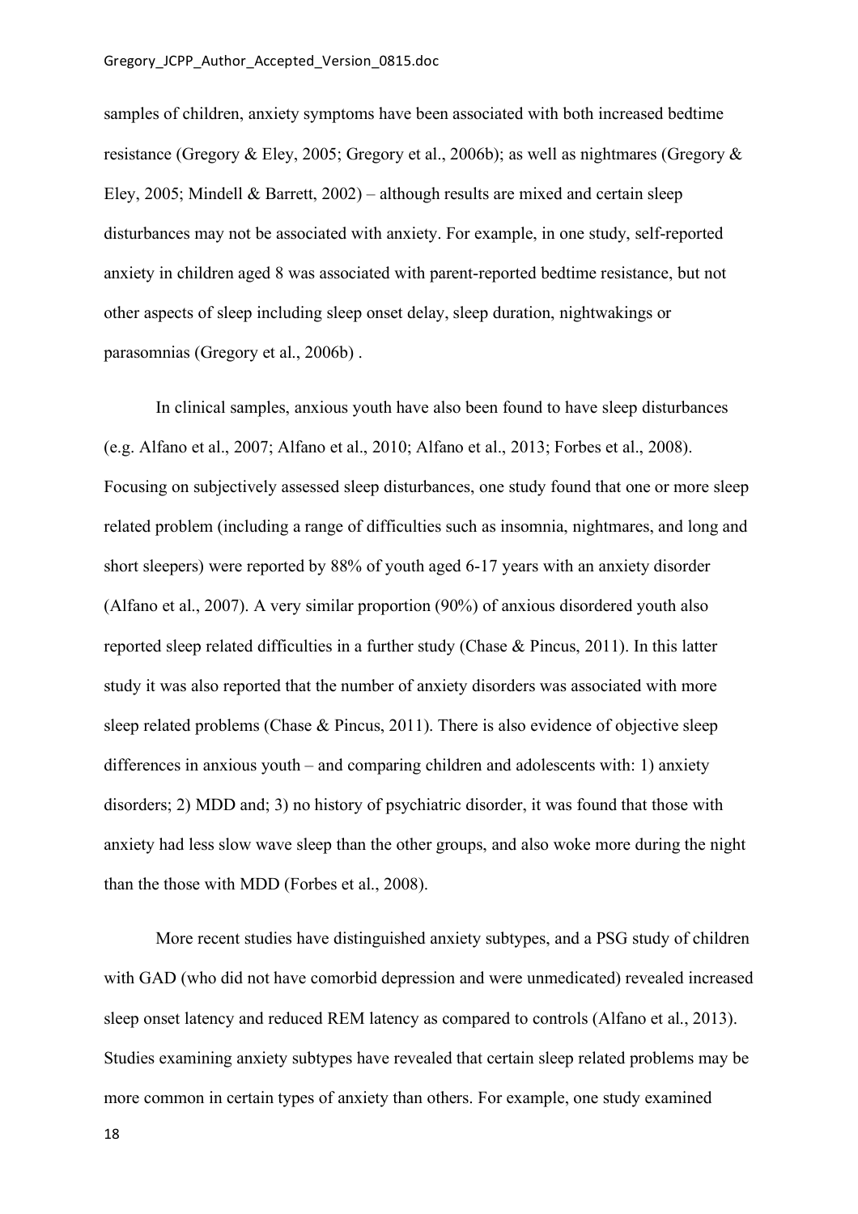samples of children, anxiety symptoms have been associated with both increased bedtime resistance (Gregory & Eley, 2005; Gregory et al., 2006b); as well as nightmares (Gregory & Eley, 2005; Mindell & Barrett, 2002) – although results are mixed and certain sleep disturbances may not be associated with anxiety. For example, in one study, self-reported anxiety in children aged 8 was associated with parent-reported bedtime resistance, but not other aspects of sleep including sleep onset delay, sleep duration, nightwakings or parasomnias (Gregory et al., 2006b) .

In clinical samples, anxious youth have also been found to have sleep disturbances (e.g. Alfano et al., 2007; Alfano et al., 2010; Alfano et al., 2013; Forbes et al., 2008). Focusing on subjectively assessed sleep disturbances, one study found that one or more sleep related problem (including a range of difficulties such as insomnia, nightmares, and long and short sleepers) were reported by 88% of youth aged 6-17 years with an anxiety disorder (Alfano et al., 2007). A very similar proportion (90%) of anxious disordered youth also reported sleep related difficulties in a further study (Chase & Pincus, 2011). In this latter study it was also reported that the number of anxiety disorders was associated with more sleep related problems (Chase & Pincus, 2011). There is also evidence of objective sleep differences in anxious youth – and comparing children and adolescents with: 1) anxiety disorders; 2) MDD and; 3) no history of psychiatric disorder, it was found that those with anxiety had less slow wave sleep than the other groups, and also woke more during the night than the those with MDD (Forbes et al., 2008).

More recent studies have distinguished anxiety subtypes, and a PSG study of children with GAD (who did not have comorbid depression and were unmedicated) revealed increased sleep onset latency and reduced REM latency as compared to controls (Alfano et al., 2013). Studies examining anxiety subtypes have revealed that certain sleep related problems may be more common in certain types of anxiety than others. For example, one study examined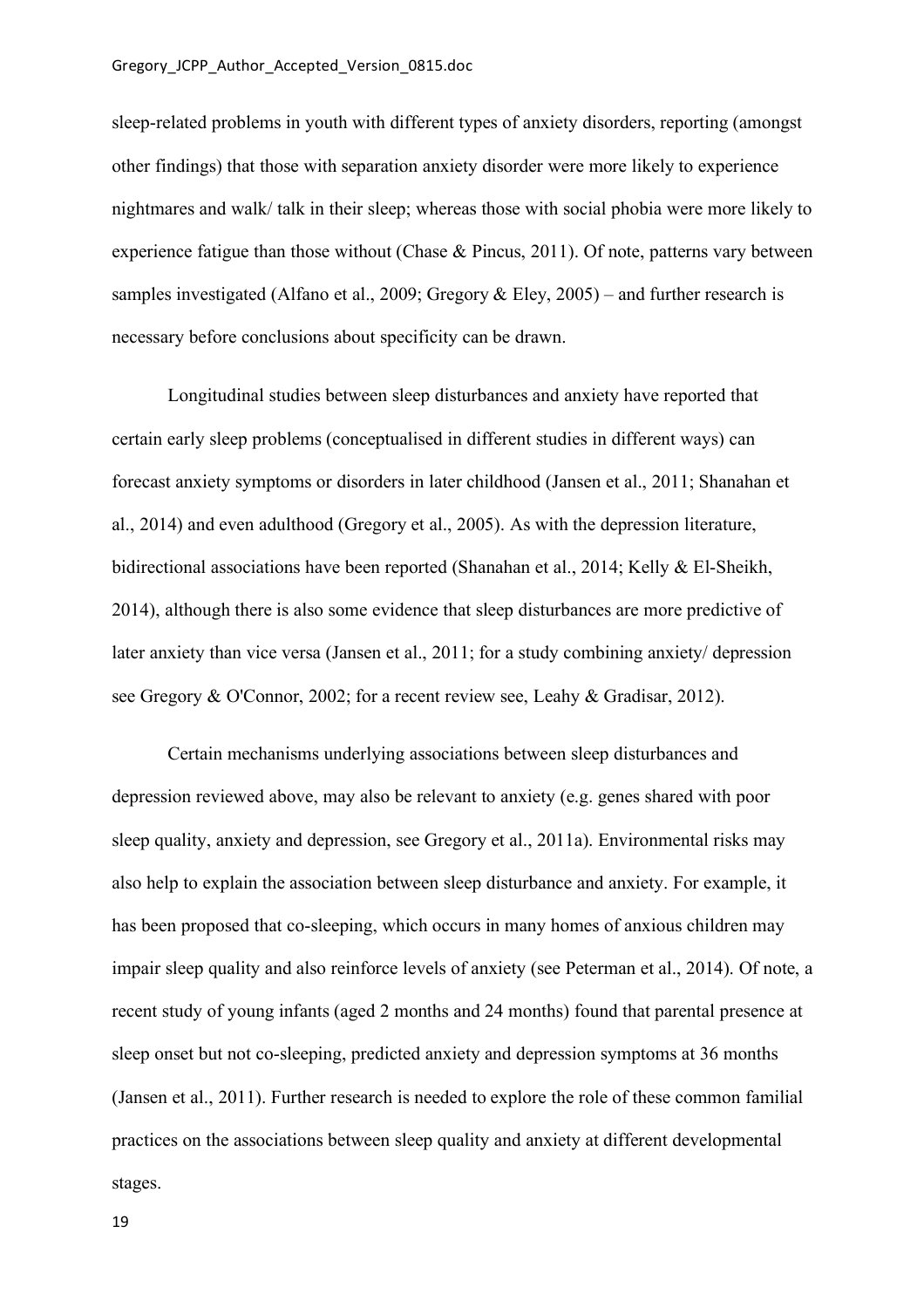sleep-related problems in youth with different types of anxiety disorders, reporting (amongst other findings) that those with separation anxiety disorder were more likely to experience nightmares and walk/ talk in their sleep; whereas those with social phobia were more likely to experience fatigue than those without (Chase & Pincus, 2011). Of note, patterns vary between samples investigated (Alfano et al., 2009; Gregory & Eley, 2005) – and further research is necessary before conclusions about specificity can be drawn.

Longitudinal studies between sleep disturbances and anxiety have reported that certain early sleep problems (conceptualised in different studies in different ways) can forecast anxiety symptoms or disorders in later childhood (Jansen et al., 2011; Shanahan et al., 2014) and even adulthood (Gregory et al., 2005). As with the depression literature, bidirectional associations have been reported (Shanahan et al., 2014; Kelly & El-Sheikh, 2014), although there is also some evidence that sleep disturbances are more predictive of later anxiety than vice versa (Jansen et al., 2011; for a study combining anxiety/ depression see Gregory & O'Connor, 2002; for a recent review see, Leahy & Gradisar, 2012).

Certain mechanisms underlying associations between sleep disturbances and depression reviewed above, may also be relevant to anxiety (e.g. genes shared with poor sleep quality, anxiety and depression, see Gregory et al., 2011a). Environmental risks may also help to explain the association between sleep disturbance and anxiety. For example, it has been proposed that co-sleeping, which occurs in many homes of anxious children may impair sleep quality and also reinforce levels of anxiety (see Peterman et al., 2014). Of note, a recent study of young infants (aged 2 months and 24 months) found that parental presence at sleep onset but not co-sleeping, predicted anxiety and depression symptoms at 36 months (Jansen et al., 2011). Further research is needed to explore the role of these common familial practices on the associations between sleep quality and anxiety at different developmental stages.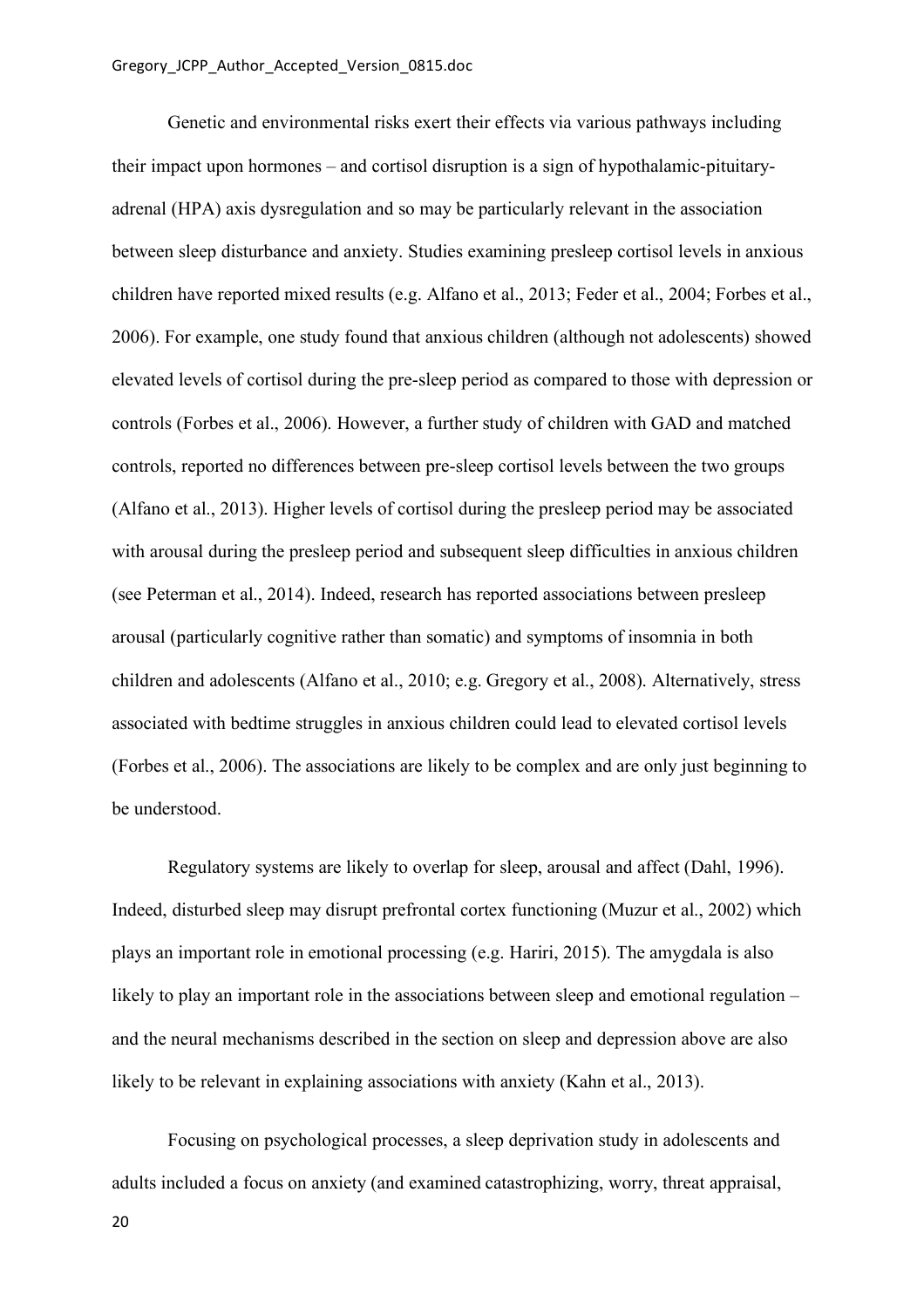Genetic and environmental risks exert their effects via various pathways including their impact upon hormones – and cortisol disruption is a sign of hypothalamic-pituitary-adrenal (HPA) axis dysregulation and so may be particularly relevant in the association between sleep disturbance and anxiety. Studies examining presleep cortisol levels in anxious children have reported mixed results (e.g. Alfano et al., 2013; Feder et al., 2004; Forbes et al., 2006). For example, one study found that anxious children (although not adolescents) showed elevated levels of cortisol during the pre-sleep period as compared to those with depression or controls (Forbes et al., 2006). However, a further study of children with GAD and matched controls, reported no differences between pre-sleep cortisol levels between the two groups (Alfano et al., 2013). Higher levels of cortisol during the presleep period may be associated with arousal during the presleep period and subsequent sleep difficulties in anxious children (see Peterman et al., 2014). Indeed, research has reported associations between presleep arousal (particularly cognitive rather than somatic) and symptoms of insomnia in both children and adolescents (Alfano et al., 2010; e.g. Gregory et al., 2008). Alternatively, stress associated with bedtime struggles in anxious children could lead to elevated cortisol levels (Forbes et al., 2006). The associations are likely to be complex and are only just beginning to be understood.

Regulatory systems are likely to overlap for sleep, arousal and affect (Dahl, 1996). Indeed, disturbed sleep may disrupt prefrontal cortex functioning (Muzur et al., 2002) which plays an important role in emotional processing (e.g. Hariri, 2015). The amygdala is also likely to play an important role in the associations between sleep and emotional regulation – and the neural mechanisms described in the section on sleep and depression above are also likely to be relevant in explaining associations with anxiety (Kahn et al., 2013).

Focusing on psychological processes, a sleep deprivation study in adolescents and adults included a focus on anxiety (and examined catastrophizing, worry, threat appraisal,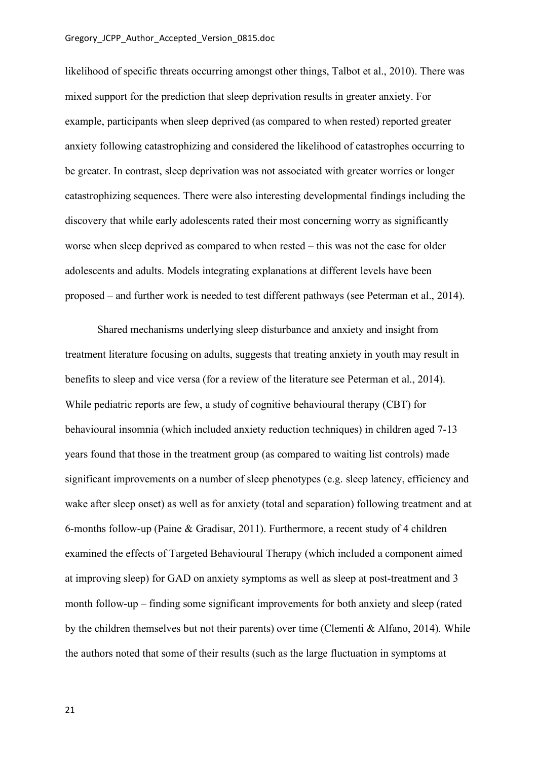likelihood of specific threats occurring amongst other things, Talbot et al., 2010). There was mixed support for the prediction that sleep deprivation results in greater anxiety. For example, participants when sleep deprived (as compared to when rested) reported greater anxiety following catastrophizing and considered the likelihood of catastrophes occurring to be greater. In contrast, sleep deprivation was not associated with greater worries or longer catastrophizing sequences. There were also interesting developmental findings including the discovery that while early adolescents rated their most concerning worry as significantly worse when sleep deprived as compared to when rested – this was not the case for older adolescents and adults. Models integrating explanations at different levels have been proposed – and further work is needed to test different pathways (see Peterman et al., 2014).

Shared mechanisms underlying sleep disturbance and anxiety and insight from treatment literature focusing on adults, suggests that treating anxiety in youth may result in benefits to sleep and vice versa (for a review of the literature see Peterman et al., 2014). While pediatric reports are few, a study of cognitive behavioural therapy (CBT) for behavioural insomnia (which included anxiety reduction techniques) in children aged 7-13 years found that those in the treatment group (as compared to waiting list controls) made significant improvements on a number of sleep phenotypes (e.g. sleep latency, efficiency and wake after sleep onset) as well as for anxiety (total and separation) following treatment and at 6-months follow-up (Paine & Gradisar, 2011). Furthermore, a recent study of 4 children examined the effects of Targeted Behavioural Therapy (which included a component aimed at improving sleep) for GAD on anxiety symptoms as well as sleep at post-treatment and 3 month follow-up – finding some significant improvements for both anxiety and sleep (rated by the children themselves but not their parents) over time (Clementi & Alfano, 2014). While the authors noted that some of their results (such as the large fluctuation in symptoms at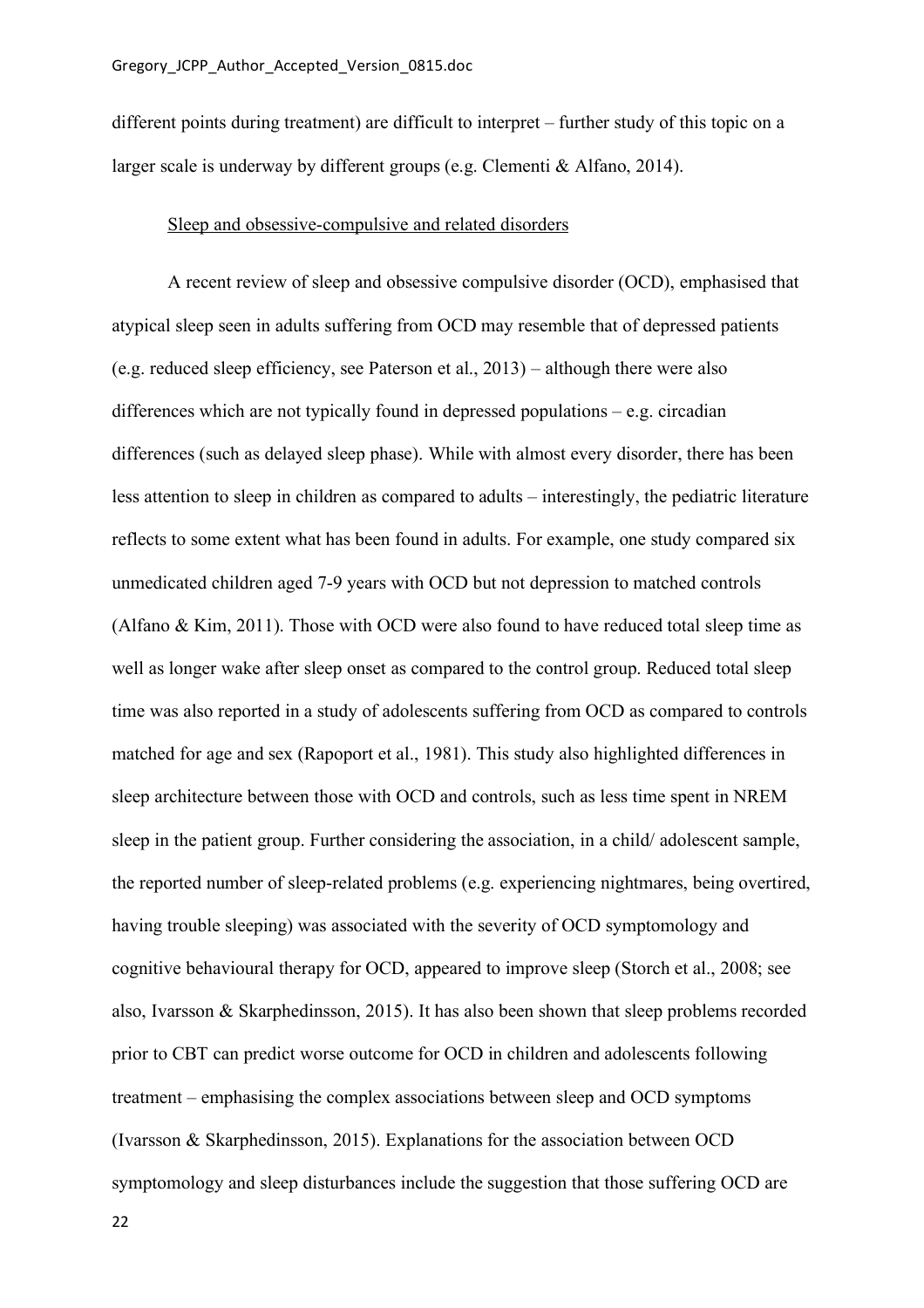different points during treatment) are difficult to interpret – further study of this topic on a larger scale is underway by different groups (e.g. Clementi & Alfano, 2014).

<u>Sleep and obsessive-compulsive and related disorders</u>

A recent review of sleep and obsessive compulsive disorder (OCD), emphasised that atypical sleep seen in adults suffering from OCD may resemble that of depressed patients (e.g. reduced sleep efficiency, see Paterson et al., 2013) – although there were also differences which are not typically found in depressed populations – e.g. circadian differences (such as delayed sleep phase). While with almost every disorder, there has been less attention to sleep in children as compared to adults – interestingly, the pediatric literature reflects to some extent what has been found in adults. For example, one study compared six unmedicated children aged 7-9 years with OCD but not depression to matched controls (Alfano & Kim, 2011). Those with OCD were also found to have reduced total sleep time as well as longer wake after sleep onset as compared to the control group. Reduced total sleep time was also reported in a study of adolescents suffering from OCD as compared to controls matched for age and sex (Rapoport et al., 1981). This study also highlighted differences in sleep architecture between those with OCD and controls, such as less time spent in NREM sleep in the patient group. Further considering the association, in a child/ adolescent sample, the reported number of sleep-related problems (e.g. experiencing nightmares, being overtired, having trouble sleeping) was associated with the severity of OCD symptomology and cognitive behavioural therapy for OCD, appeared to improve sleep (Storch et al., 2008; see also, Ivarsson & Skarphedinsson, 2015). It has also been shown that sleep problems recorded prior to CBT can predict worse outcome for OCD in children and adolescents following treatment – emphasising the complex associations between sleep and OCD symptoms (Ivarsson & Skarphedinsson, 2015). Explanations for the association between OCD symptomology and sleep disturbances include the suggestion that those suffering OCD are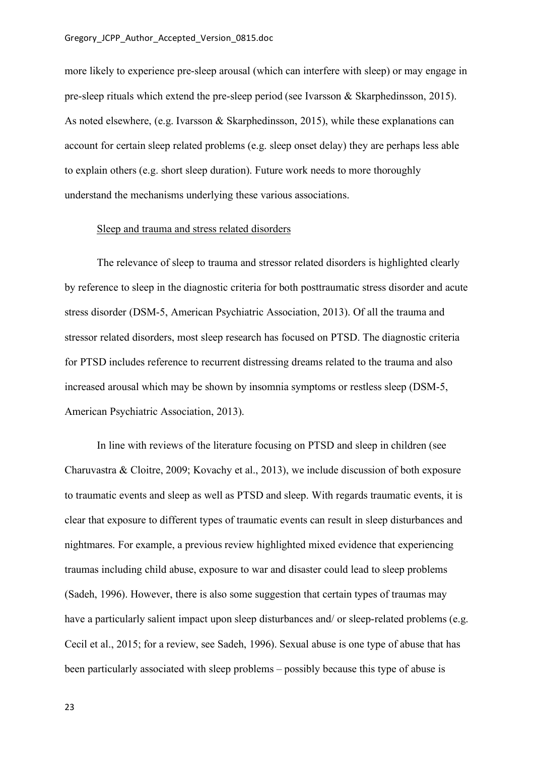more likely to experience pre-sleep arousal (which can interfere with sleep) or may engage in pre-sleep rituals which extend the pre-sleep period (see Ivarsson & Skarphedinsson, 2015). As noted elsewhere, (e.g. Ivarsson & Skarphedinsson, 2015), while these explanations can account for certain sleep related problems (e.g. sleep onset delay) they are perhaps less able to explain others (e.g. short sleep duration). Future work needs to more thoroughly understand the mechanisms underlying these various associations.

### Sleep and trauma and stress related disorders

The relevance of sleep to trauma and stressor related disorders is highlighted clearly by reference to sleep in the diagnostic criteria for both posttraumatic stress disorder and acute stress disorder (DSM-5, American Psychiatric Association, 2013). Of all the trauma and stressor related disorders, most sleep research has focused on PTSD. The diagnostic criteria for PTSD includes reference to recurrent distressing dreams related to the trauma and also increased arousal which may be shown by insomnia symptoms or restless sleep (DSM-5, American Psychiatric Association, 2013).

In line with reviews of the literature focusing on PTSD and sleep in children (see Charuvastra & Cloitre, 2009; Kovachy et al., 2013), we include discussion of both exposure to traumatic events and sleep as well as PTSD and sleep. With regards traumatic events, it is clear that exposure to different types of traumatic events can result in sleep disturbances and nightmares. For example, a previous review highlighted mixed evidence that experiencing traumas including child abuse, exposure to war and disaster could lead to sleep problems (Sadeh, 1996). However, there is also some suggestion that certain types of traumas may have a particularly salient impact upon sleep disturbances and/ or sleep-related problems (e.g. Cecil et al., 2015; for a review, see Sadeh, 1996). Sexual abuse is one type of abuse that has been particularly associated with sleep problems – possibly because this type of abuse is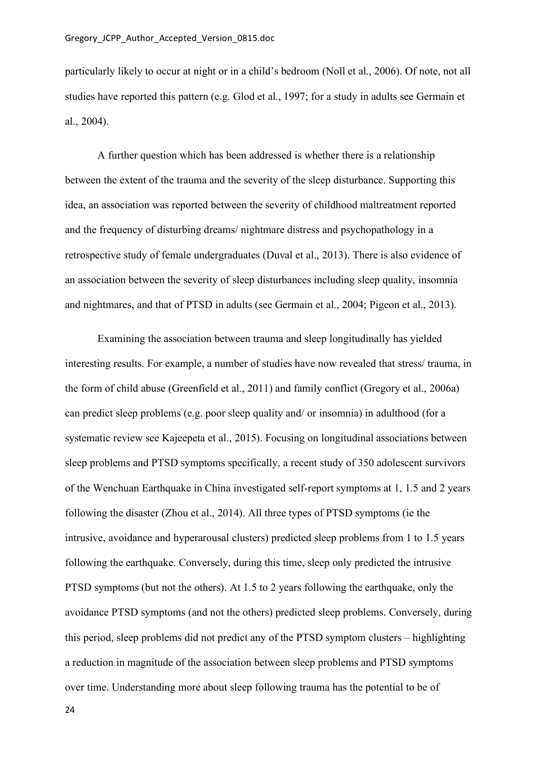particularly likely to occur at night or in a child's bedroom (Noll et al., 2006). Of note, not all studies have reported this pattern (e.g. Glod et al., 1997; for a study in adults see Germain et al., 2004).

A further question which has been addressed is whether there is a relationship between the extent of the trauma and the severity of the sleep disturbance. Supporting this idea, an association was reported between the severity of childhood maltreatment reported and the frequency of disturbing dreams/ nightmare distress and psychopathology in a retrospective study of female undergraduates (Duval et al., 2013). There is also evidence of an association between the severity of sleep disturbances including sleep quality, insomnia and nightmares, and that of PTSD in adults (see Germain et al., 2004; Pigeon et al., 2013).

Examining the association between trauma and sleep longitudinally has yielded interesting results. For example, a number of studies have now revealed that stress/ trauma, in the form of child abuse (Greenfield et al., 2011) and family conflict (Gregory et al., 2006a) can predict sleep problems (e.g. poor sleep quality and/ or insomnia) in adulthood (for a systematic review see Kajeepeta et al., 2015). Focusing on longitudinal associations between sleep problems and PTSD symptoms specifically, a recent study of 350 adolescent survivors of the Wenchuan Earthquake in China investigated self-report symptoms at 1, 1.5 and 2 years following the disaster (Zhou et al., 2014). All three types of PTSD symptoms (ie the intrusive, avoidance and hyperarousal clusters) predicted sleep problems from 1 to 1.5 years following the earthquake. Conversely, during this time, sleep only predicted the intrusive PTSD symptoms (but not the others). At 1.5 to 2 years following the earthquake, only the avoidance PTSD symptoms (and not the others) predicted sleep problems. Conversely, during this period, sleep problems did not predict any of the PTSD symptom clusters – highlighting a reduction in magnitude of the association between sleep problems and PTSD symptoms over time. Understanding more about sleep following trauma has the potential to be of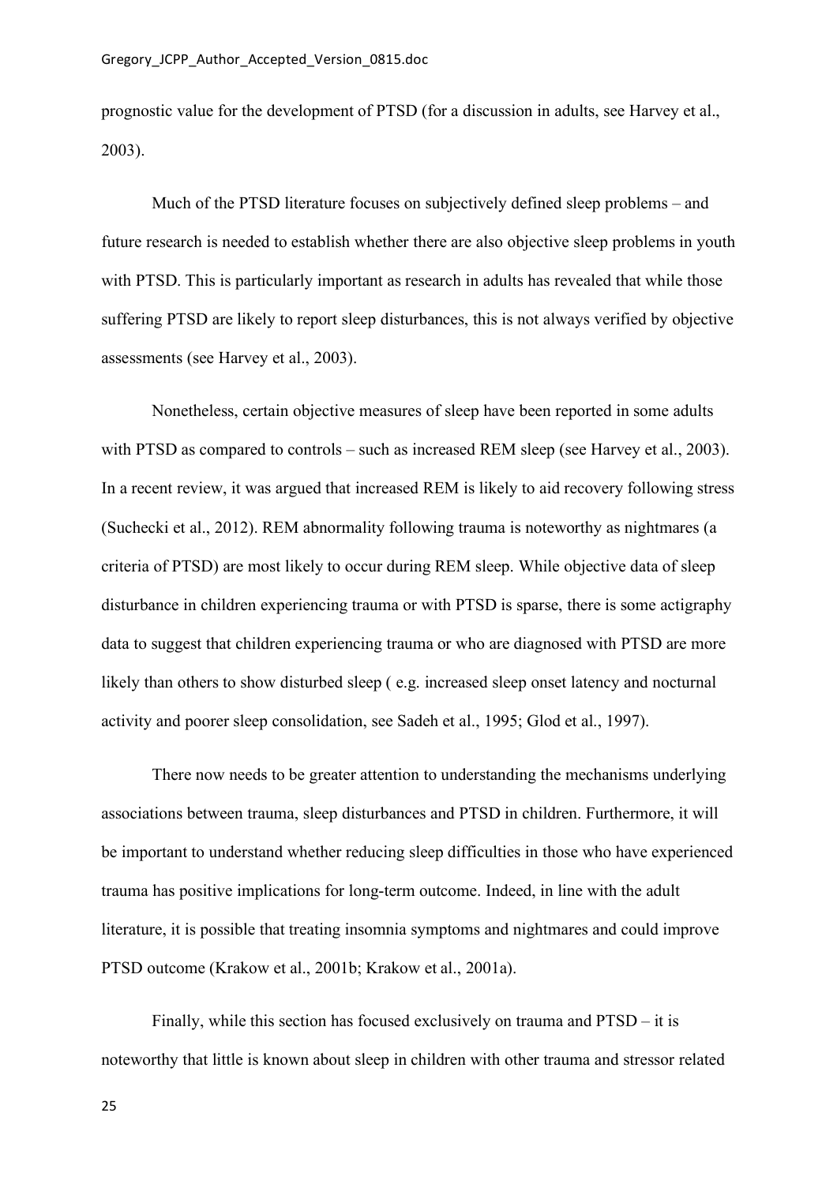prognostic value for the development of PTSD (for a discussion in adults, see Harvey et al., 2003).

Much of the PTSD literature focuses on subjectively defined sleep problems – and future research is needed to establish whether there are also objective sleep problems in youth with PTSD. This is particularly important as research in adults has revealed that while those suffering PTSD are likely to report sleep disturbances, this is not always verified by objective assessments (see Harvey et al., 2003).

Nonetheless, certain objective measures of sleep have been reported in some adults with PTSD as compared to controls – such as increased REM sleep (see Harvey et al., 2003). In a recent review, it was argued that increased REM is likely to aid recovery following stress (Suchecki et al., 2012). REM abnormality following trauma is noteworthy as nightmares (a criteria of PTSD) are most likely to occur during REM sleep. While objective data of sleep disturbance in children experiencing trauma or with PTSD is sparse, there is some actigraphy data to suggest that children experiencing trauma or who are diagnosed with PTSD are more likely than others to show disturbed sleep ( e.g. increased sleep onset latency and nocturnal activity and poorer sleep consolidation, see Sadeh et al., 1995; Glod et al., 1997).

There now needs to be greater attention to understanding the mechanisms underlying associations between trauma, sleep disturbances and PTSD in children. Furthermore, it will be important to understand whether reducing sleep difficulties in those who have experienced trauma has positive implications for long-term outcome. Indeed, in line with the adult literature, it is possible that treating insomnia symptoms and nightmares and could improve PTSD outcome (Krakow et al., 2001b; Krakow et al., 2001a).

Finally, while this section has focused exclusively on trauma and PTSD – it is noteworthy that little is known about sleep in children with other trauma and stressor related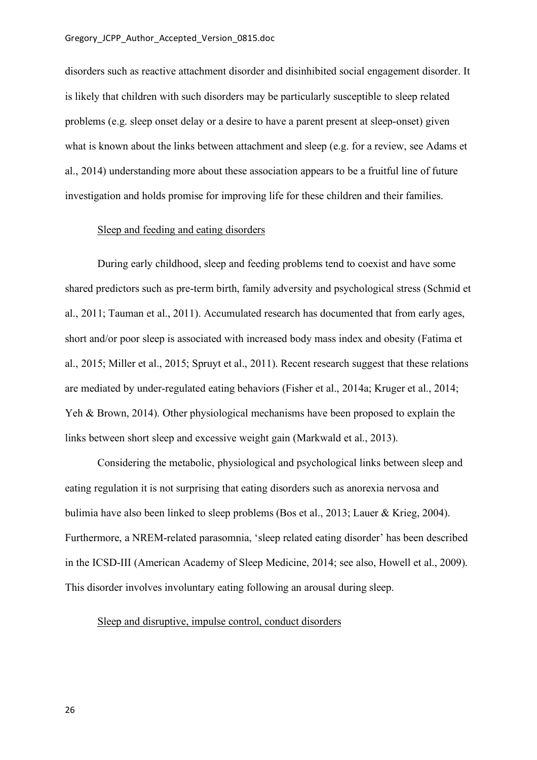disorders such as reactive attachment disorder and disinhibited social engagement disorder. It is likely that children with such disorders may be particularly susceptible to sleep related problems (e.g. sleep onset delay or a desire to have a parent present at sleep-onset) given what is known about the links between attachment and sleep (e.g. for a review, see Adams et al., 2014) understanding more about these association appears to be a fruitful line of future investigation and holds promise for improving life for these children and their families.

### Sleep and feeding and eating disorders

During early childhood, sleep and feeding problems tend to coexist and have some shared predictors such as pre-term birth, family adversity and psychological stress (Schmid et al., 2011; Tauman et al., 2011). Accumulated research has documented that from early ages, short and/or poor sleep is associated with increased body mass index and obesity (Fatima et al., 2015; Miller et al., 2015; Spruyt et al., 2011). Recent research suggest that these relations are mediated by under-regulated eating behaviors (Fisher et al., 2014a; Kruger et al., 2014; Yeh & Brown, 2014). Other physiological mechanisms have been proposed to explain the links between short sleep and excessive weight gain (Markwald et al., 2013).

Considering the metabolic, physiological and psychological links between sleep and eating regulation it is not surprising that eating disorders such as anorexia nervosa and bulimia have also been linked to sleep problems (Bos et al., 2013; Lauer & Krieg, 2004). Furthermore, a NREM-related parasomnia, 'sleep related eating disorder' has been described in the ICSD-III (American Academy of Sleep Medicine, 2014; see also, Howell et al., 2009). This disorder involves involuntary eating following an arousal during sleep.

### Sleep and disruptive, impulse control, conduct disorders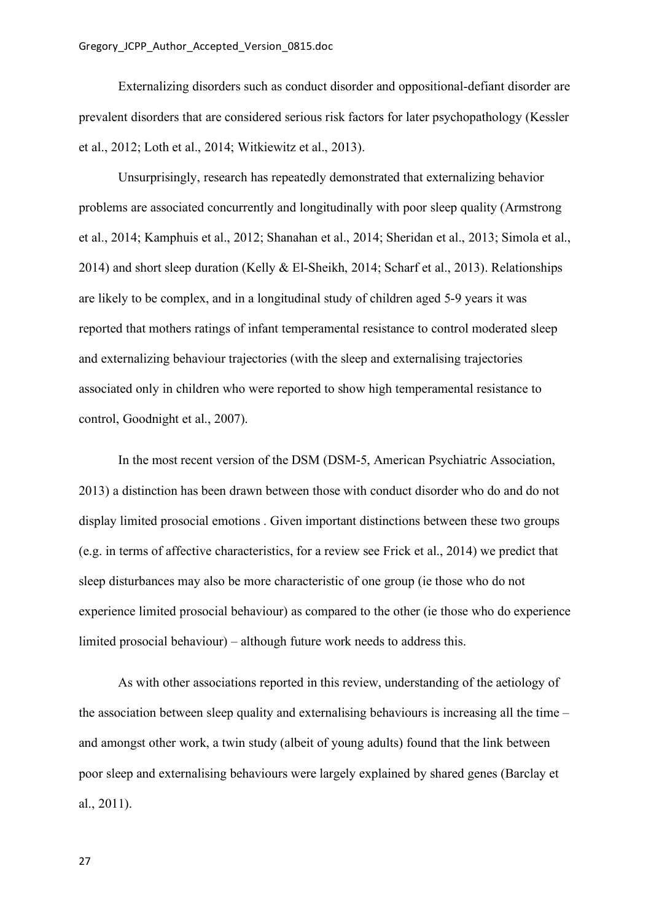Externalizing disorders such as conduct disorder and oppositional-defiant disorder are prevalent disorders that are considered serious risk factors for later psychopathology (Kessler et al., 2012; Loth et al., 2014; Witkiewitz et al., 2013).

Unsurprisingly, research has repeatedly demonstrated that externalizing behavior problems are associated concurrently and longitudinally with poor sleep quality (Armstrong et al., 2014; Kamphuis et al., 2012; Shanahan et al., 2014; Sheridan et al., 2013; Simola et al., 2014) and short sleep duration (Kelly & El-Sheikh, 2014; Scharf et al., 2013). Relationships are likely to be complex, and in a longitudinal study of children aged 5-9 years it was reported that mothers ratings of infant temperamental resistance to control moderated sleep and externalizing behaviour trajectories (with the sleep and externalising trajectories associated only in children who were reported to show high temperamental resistance to control, Goodnight et al., 2007).

In the most recent version of the DSM (DSM-5, American Psychiatric Association, 2013) a distinction has been drawn between those with conduct disorder who do and do not display limited prosocial emotions . Given important distinctions between these two groups (e.g. in terms of affective characteristics, for a review see Frick et al., 2014) we predict that sleep disturbances may also be more characteristic of one group (ie those who do not experience limited prosocial behaviour) as compared to the other (ie those who do experience limited prosocial behaviour) – although future work needs to address this.

As with other associations reported in this review, understanding of the aetiology of the association between sleep quality and externalising behaviours is increasing all the time – and amongst other work, a twin study (albeit of young adults) found that the link between poor sleep and externalising behaviours were largely explained by shared genes (Barclay et al., 2011).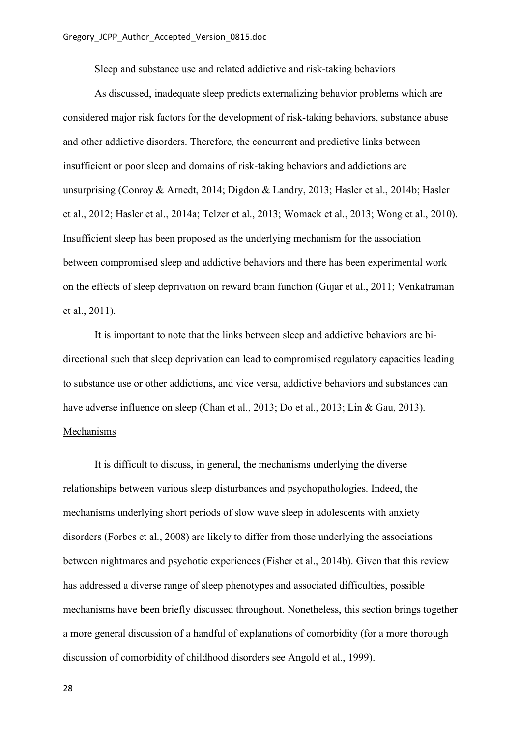Sleep and substance use and related addictive and risk-taking behaviors

As discussed, inadequate sleep predicts externalizing behavior problems which are considered major risk factors for the development of risk-taking behaviors, substance abuse and other addictive disorders. Therefore, the concurrent and predictive links between insufficient or poor sleep and domains of risk-taking behaviors and addictions are unsurprising (Conroy & Arnedt, 2014; Digdon & Landry, 2013; Hasler et al., 2014b; Hasler et al., 2012; Hasler et al., 2014a; Telzer et al., 2013; Womack et al., 2013; Wong et al., 2010). Insufficient sleep has been proposed as the underlying mechanism for the association between compromised sleep and addictive behaviors and there has been experimental work on the effects of sleep deprivation on reward brain function (Gujar et al., 2011; Venkatraman et al., 2011).

It is important to note that the links between sleep and addictive behaviors are bi-directional such that sleep deprivation can lead to compromised regulatory capacities leading to substance use or other addictions, and vice versa, addictive behaviors and substances can have adverse influence on sleep (Chan et al., 2013; Do et al., 2013; Lin & Gau, 2013).

Mechanisms

It is difficult to discuss, in general, the mechanisms underlying the diverse relationships between various sleep disturbances and psychopathologies. Indeed, the mechanisms underlying short periods of slow wave sleep in adolescents with anxiety disorders (Forbes et al., 2008) are likely to differ from those underlying the associations between nightmares and psychotic experiences (Fisher et al., 2014b). Given that this review has addressed a diverse range of sleep phenotypes and associated difficulties, possible mechanisms have been briefly discussed throughout. Nonetheless, this section brings together a more general discussion of a handful of explanations of comorbidity (for a more thorough discussion of comorbidity of childhood disorders see Angold et al., 1999).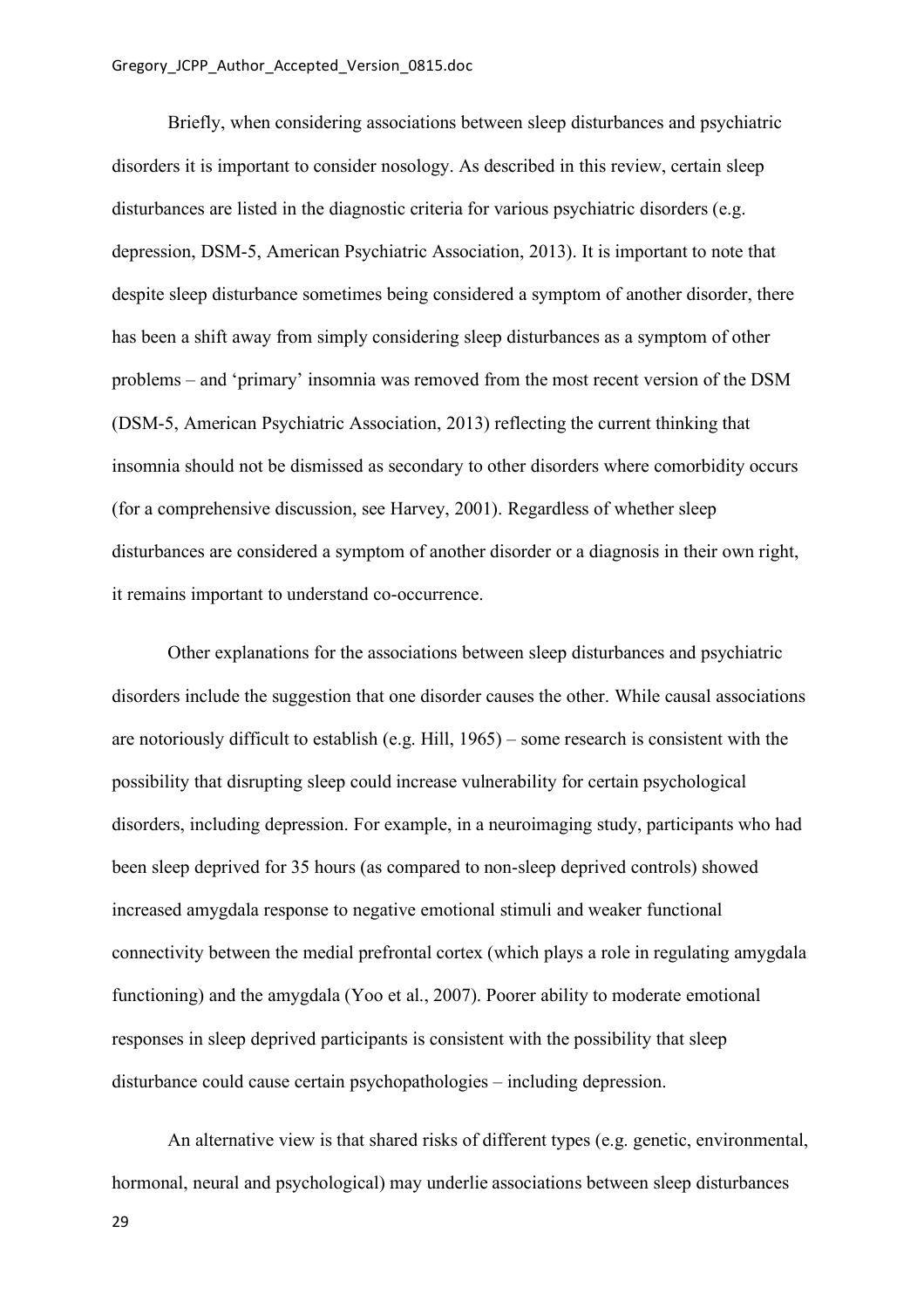Briefly, when considering associations between sleep disturbances and psychiatric disorders it is important to consider nosology. As described in this review, certain sleep disturbances are listed in the diagnostic criteria for various psychiatric disorders (e.g. depression, DSM-5, American Psychiatric Association, 2013). It is important to note that despite sleep disturbance sometimes being considered a symptom of another disorder, there has been a shift away from simply considering sleep disturbances as a symptom of other problems – and 'primary' insomnia was removed from the most recent version of the DSM (DSM-5, American Psychiatric Association, 2013) reflecting the current thinking that insomnia should not be dismissed as secondary to other disorders where comorbidity occurs (for a comprehensive discussion, see Harvey, 2001). Regardless of whether sleep disturbances are considered a symptom of another disorder or a diagnosis in their own right, it remains important to understand co-occurrence.

Other explanations for the associations between sleep disturbances and psychiatric disorders include the suggestion that one disorder causes the other. While causal associations are notoriously difficult to establish (e.g. Hill, 1965) – some research is consistent with the possibility that disrupting sleep could increase vulnerability for certain psychological disorders, including depression. For example, in a neuroimaging study, participants who had been sleep deprived for 35 hours (as compared to non-sleep deprived controls) showed increased amygdala response to negative emotional stimuli and weaker functional connectivity between the medial prefrontal cortex (which plays a role in regulating amygdala functioning) and the amygdala (Yoo et al., 2007). Poorer ability to moderate emotional responses in sleep deprived participants is consistent with the possibility that sleep disturbance could cause certain psychopathologies – including depression.

An alternative view is that shared risks of different types (e.g. genetic, environmental, hormonal, neural and psychological) may underlie associations between sleep disturbances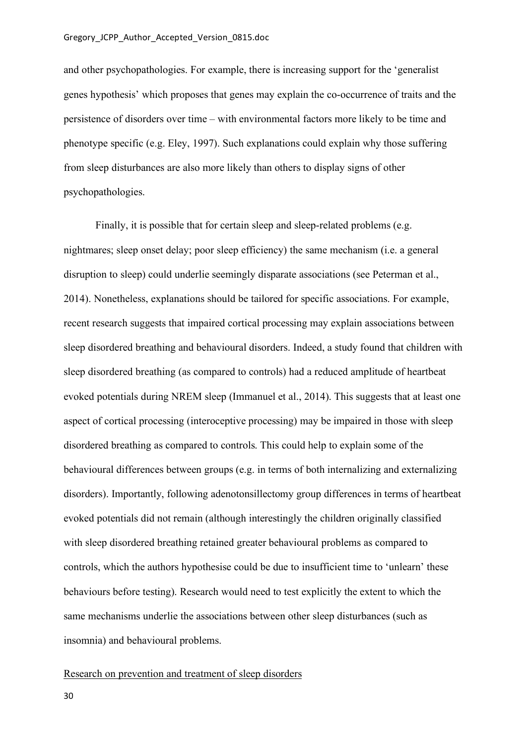and other psychopathologies. For example, there is increasing support for the 'generalist genes hypothesis' which proposes that genes may explain the co-occurrence of traits and the persistence of disorders over time – with environmental factors more likely to be time and phenotype specific (e.g. Eley, 1997). Such explanations could explain why those suffering from sleep disturbances are also more likely than others to display signs of other psychopathologies.

Finally, it is possible that for certain sleep and sleep-related problems (e.g. nightmares; sleep onset delay; poor sleep efficiency) the same mechanism (i.e. a general disruption to sleep) could underlie seemingly disparate associations (see Peterman et al., 2014). Nonetheless, explanations should be tailored for specific associations. For example, recent research suggests that impaired cortical processing may explain associations between sleep disordered breathing and behavioural disorders. Indeed, a study found that children with sleep disordered breathing (as compared to controls) had a reduced amplitude of heartbeat evoked potentials during NREM sleep (Immanuel et al., 2014). This suggests that at least one aspect of cortical processing (interoceptive processing) may be impaired in those with sleep disordered breathing as compared to controls. This could help to explain some of the behavioural differences between groups (e.g. in terms of both internalizing and externalizing disorders). Importantly, following adenotonsillectomy group differences in terms of heartbeat evoked potentials did not remain (although interestingly the children originally classified with sleep disordered breathing retained greater behavioural problems as compared to controls, which the authors hypothesise could be due to insufficient time to 'unlearn' these behaviours before testing). Research would need to test explicitly the extent to which the same mechanisms underlie the associations between other sleep disturbances (such as insomnia) and behavioural problems.

<u>Research on prevention and treatment of sleep disorders</u>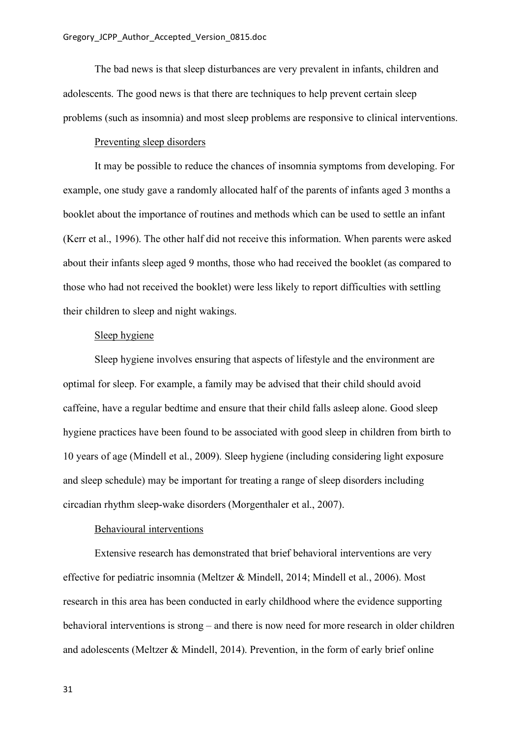The bad news is that sleep disturbances are very prevalent in infants, children and adolescents. The good news is that there are techniques to help prevent certain sleep problems (such as insomnia) and most sleep problems are responsive to clinical interventions.

Preventing sleep disorders

It may be possible to reduce the chances of insomnia symptoms from developing. For example, one study gave a randomly allocated half of the parents of infants aged 3 months a booklet about the importance of routines and methods which can be used to settle an infant (Kerr et al., 1996). The other half did not receive this information. When parents were asked about their infants sleep aged 9 months, those who had received the booklet (as compared to those who had not received the booklet) were less likely to report difficulties with settling their children to sleep and night wakings.

Sleep hygiene

Sleep hygiene involves ensuring that aspects of lifestyle and the environment are optimal for sleep. For example, a family may be advised that their child should avoid caffeine, have a regular bedtime and ensure that their child falls asleep alone. Good sleep hygiene practices have been found to be associated with good sleep in children from birth to 10 years of age (Mindell et al., 2009). Sleep hygiene (including considering light exposure and sleep schedule) may be important for treating a range of sleep disorders including circadian rhythm sleep-wake disorders (Morgenthaler et al., 2007).

Behavioural interventions

Extensive research has demonstrated that brief behavioral interventions are very effective for pediatric insomnia (Meltzer & Mindell, 2014; Mindell et al., 2006). Most research in this area has been conducted in early childhood where the evidence supporting behavioral interventions is strong – and there is now need for more research in older children and adolescents (Meltzer & Mindell, 2014). Prevention, in the form of early brief online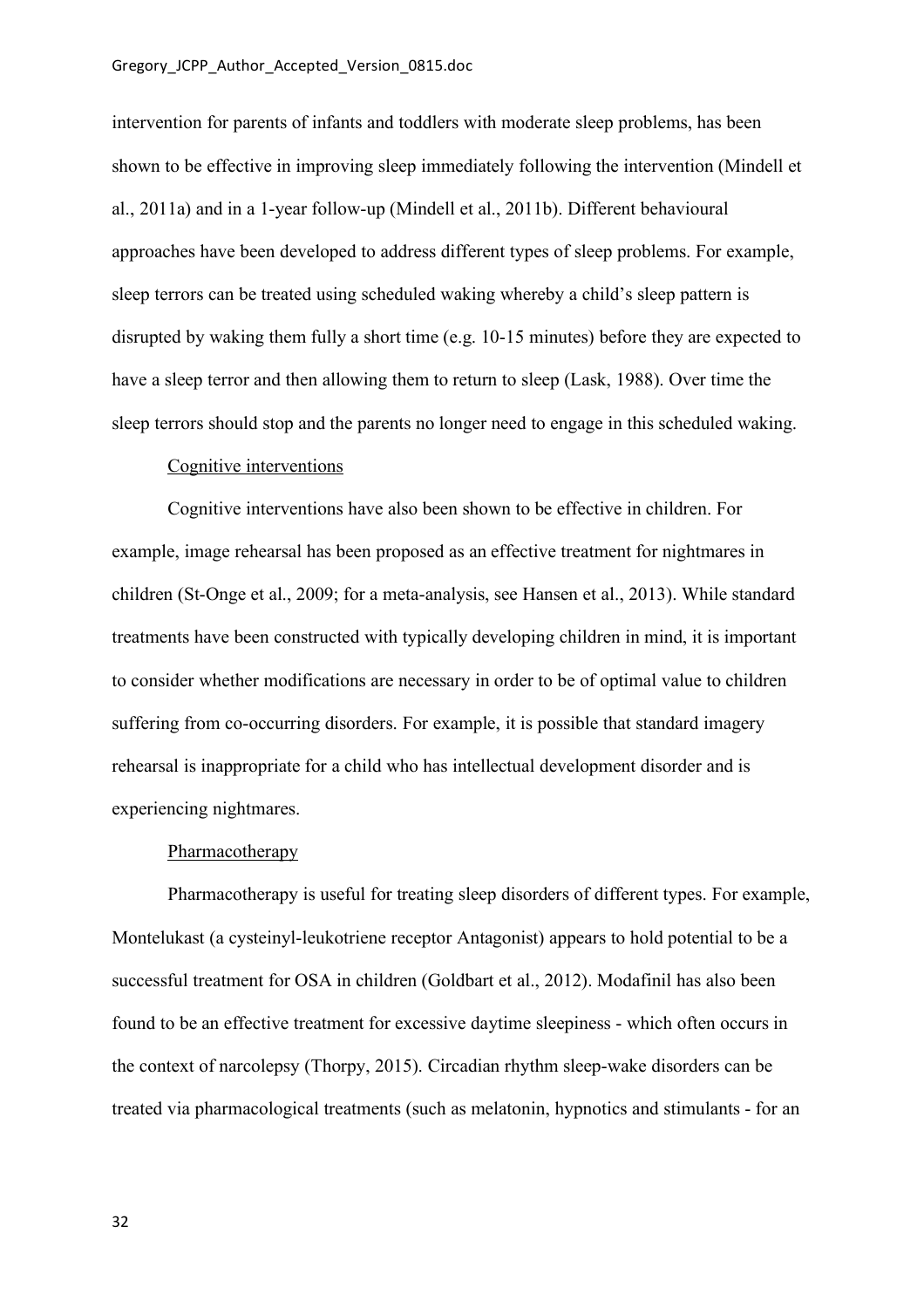intervention for parents of infants and toddlers with moderate sleep problems, has been shown to be effective in improving sleep immediately following the intervention (Mindell et al., 2011a) and in a 1-year follow-up (Mindell et al., 2011b). Different behavioural approaches have been developed to address different types of sleep problems. For example, sleep terrors can be treated using scheduled waking whereby a child's sleep pattern is disrupted by waking them fully a short time (e.g. 10-15 minutes) before they are expected to have a sleep terror and then allowing them to return to sleep (Lask, 1988). Over time the sleep terrors should stop and the parents no longer need to engage in this scheduled waking.

### Cognitive interventions

Cognitive interventions have also been shown to be effective in children. For example, image rehearsal has been proposed as an effective treatment for nightmares in children (St-Onge et al., 2009; for a meta-analysis, see Hansen et al., 2013). While standard treatments have been constructed with typically developing children in mind, it is important to consider whether modifications are necessary in order to be of optimal value to children suffering from co-occurring disorders. For example, it is possible that standard imagery rehearsal is inappropriate for a child who has intellectual development disorder and is experiencing nightmares.

### Pharmacotherapy

Pharmacotherapy is useful for treating sleep disorders of different types. For example, Montelukast (a cysteinyl-leukotriene receptor Antagonist) appears to hold potential to be a successful treatment for OSA in children (Goldbart et al., 2012). Modafinil has also been found to be an effective treatment for excessive daytime sleepiness - which often occurs in the context of narcolepsy (Thorpy, 2015). Circadian rhythm sleep-wake disorders can be treated via pharmacological treatments (such as melatonin, hypnotics and stimulants - for an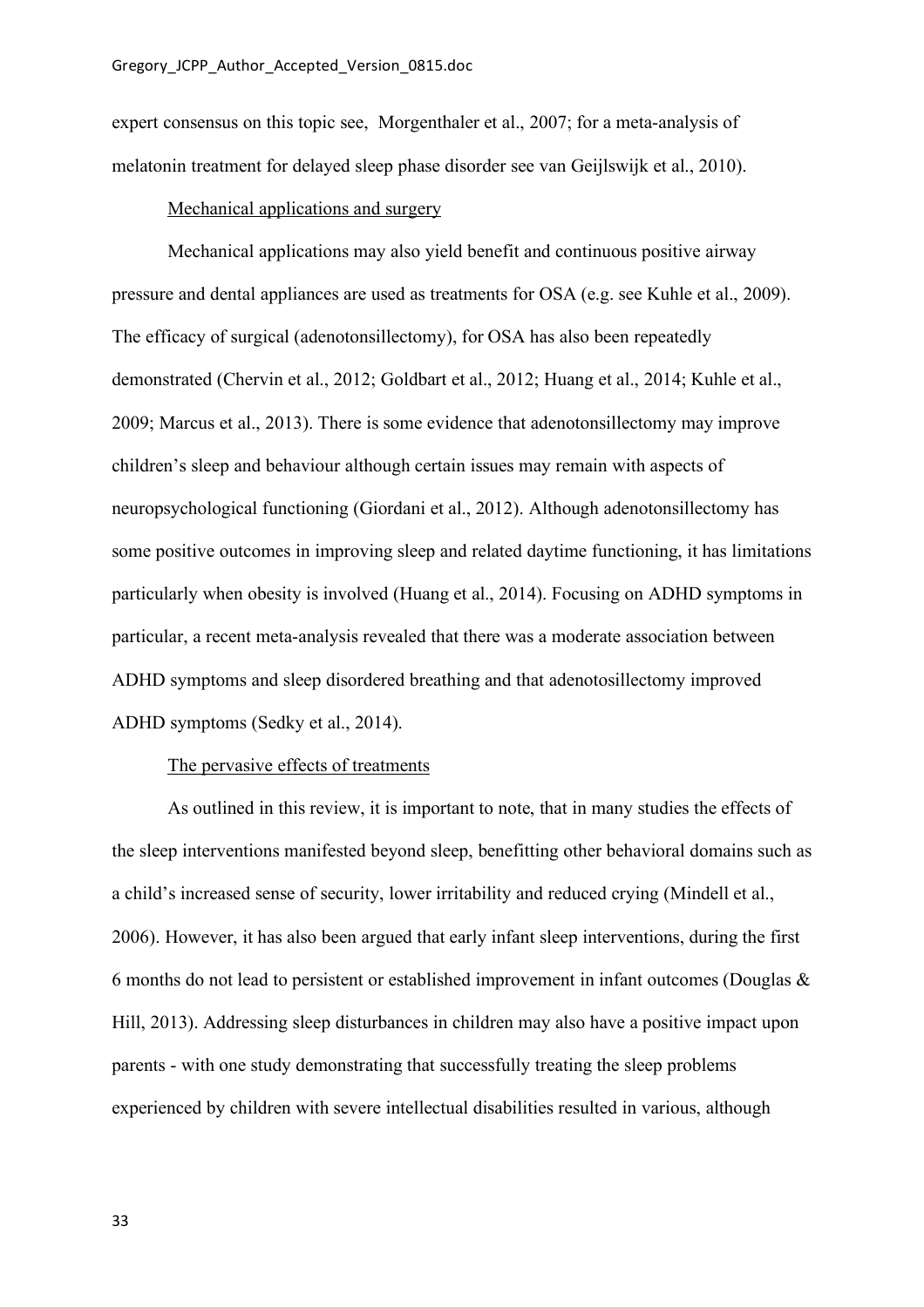expert consensus on this topic see, Morgenthaler et al., 2007; for a meta-analysis of melatonin treatment for delayed sleep phase disorder see van Geijlswijk et al., 2010).

### Mechanical applications and surgery

Mechanical applications may also yield benefit and continuous positive airway pressure and dental appliances are used as treatments for OSA (e.g. see Kuhle et al., 2009). The efficacy of surgical (adenotonsillectomy), for OSA has also been repeatedly demonstrated (Chervin et al., 2012; Goldbart et al., 2012; Huang et al., 2014; Kuhle et al., 2009; Marcus et al., 2013). There is some evidence that adenotonsillectomy may improve children's sleep and behaviour although certain issues may remain with aspects of neuropsychological functioning (Giordani et al., 2012). Although adenotonsillectomy has some positive outcomes in improving sleep and related daytime functioning, it has limitations particularly when obesity is involved (Huang et al., 2014). Focusing on ADHD symptoms in particular, a recent meta-analysis revealed that there was a moderate association between ADHD symptoms and sleep disordered breathing and that adenotosillectomy improved ADHD symptoms (Sedky et al., 2014).

### The pervasive effects of treatments

As outlined in this review, it is important to note, that in many studies the effects of the sleep interventions manifested beyond sleep, benefitting other behavioral domains such as a child's increased sense of security, lower irritability and reduced crying (Mindell et al., 2006). However, it has also been argued that early infant sleep interventions, during the first 6 months do not lead to persistent or established improvement in infant outcomes (Douglas & Hill, 2013). Addressing sleep disturbances in children may also have a positive impact upon parents - with one study demonstrating that successfully treating the sleep problems experienced by children with severe intellectual disabilities resulted in various, although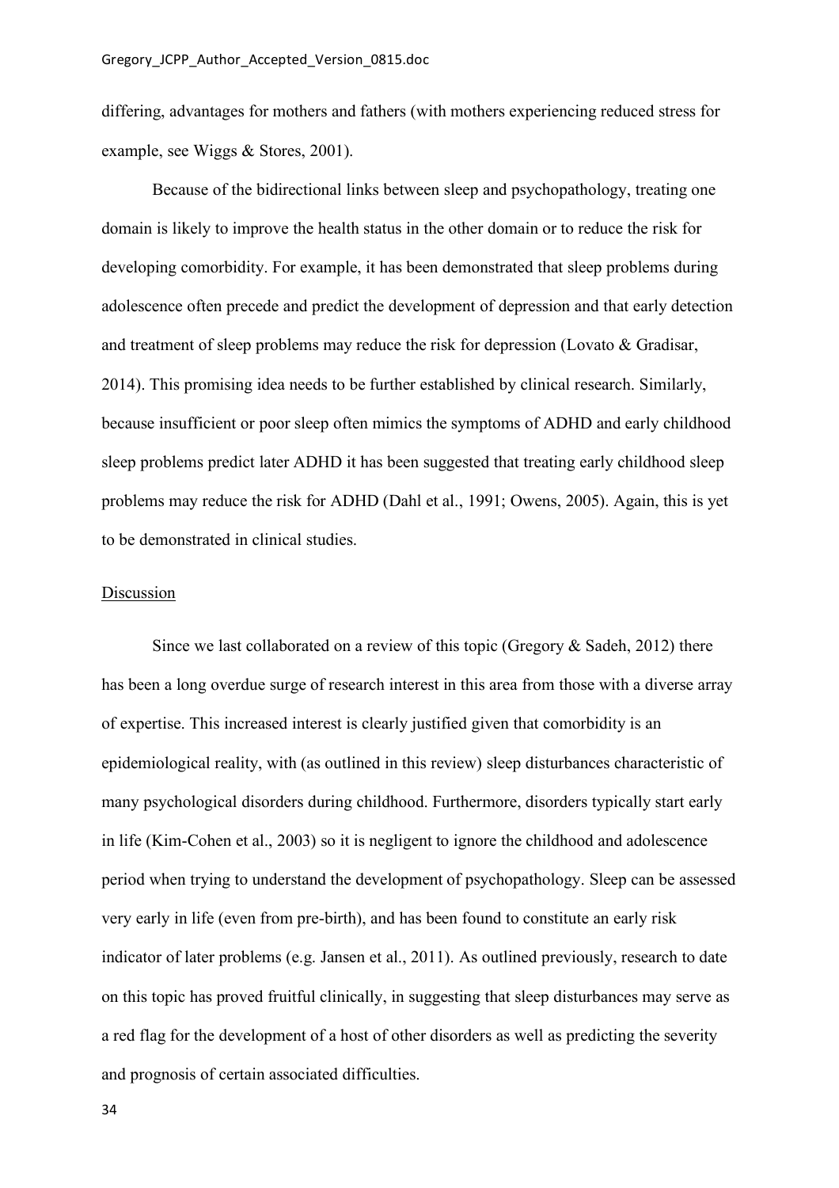differing, advantages for mothers and fathers (with mothers experiencing reduced stress for example, see Wiggs & Stores, 2001).

Because of the bidirectional links between sleep and psychopathology, treating one domain is likely to improve the health status in the other domain or to reduce the risk for developing comorbidity. For example, it has been demonstrated that sleep problems during adolescence often precede and predict the development of depression and that early detection and treatment of sleep problems may reduce the risk for depression (Lovato & Gradisar, 2014). This promising idea needs to be further established by clinical research. Similarly, because insufficient or poor sleep often mimics the symptoms of ADHD and early childhood sleep problems predict later ADHD it has been suggested that treating early childhood sleep problems may reduce the risk for ADHD (Dahl et al., 1991; Owens, 2005). Again, this is yet to be demonstrated in clinical studies.

## Discussion

Since we last collaborated on a review of this topic (Gregory & Sadeh, 2012) there has been a long overdue surge of research interest in this area from those with a diverse array of expertise. This increased interest is clearly justified given that comorbidity is an epidemiological reality, with (as outlined in this review) sleep disturbances characteristic of many psychological disorders during childhood. Furthermore, disorders typically start early in life (Kim-Cohen et al., 2003) so it is negligent to ignore the childhood and adolescence period when trying to understand the development of psychopathology. Sleep can be assessed very early in life (even from pre-birth), and has been found to constitute an early risk indicator of later problems (e.g. Jansen et al., 2011). As outlined previously, research to date on this topic has proved fruitful clinically, in suggesting that sleep disturbances may serve as a red flag for the development of a host of other disorders as well as predicting the severity and prognosis of certain associated difficulties.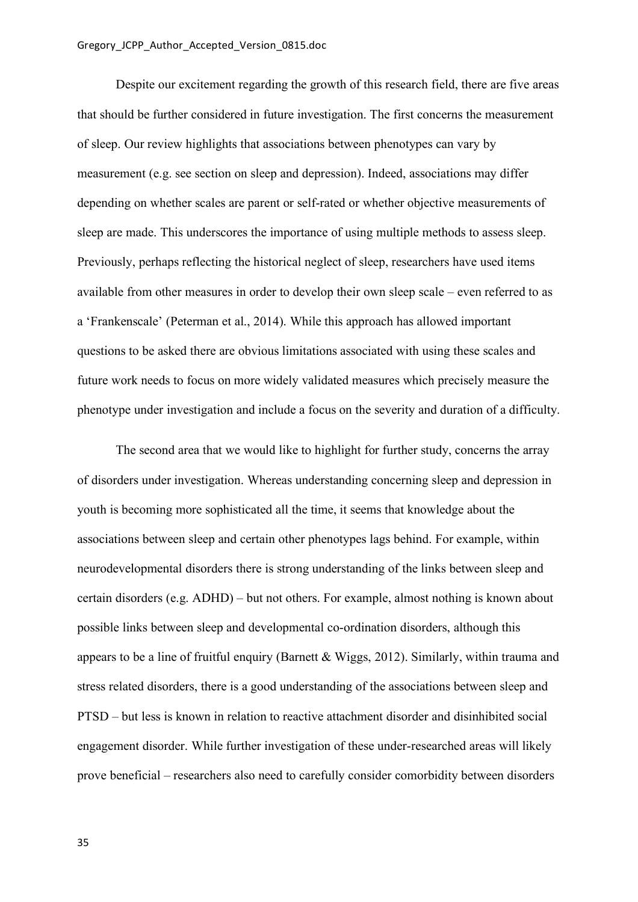Despite our excitement regarding the growth of this research field, there are five areas that should be further considered in future investigation. The first concerns the measurement of sleep. Our review highlights that associations between phenotypes can vary by measurement (e.g. see section on sleep and depression). Indeed, associations may differ depending on whether scales are parent or self-rated or whether objective measurements of sleep are made. This underscores the importance of using multiple methods to assess sleep. Previously, perhaps reflecting the historical neglect of sleep, researchers have used items available from other measures in order to develop their own sleep scale – even referred to as a 'Frankenscale' (Peterman et al., 2014). While this approach has allowed important questions to be asked there are obvious limitations associated with using these scales and future work needs to focus on more widely validated measures which precisely measure the phenotype under investigation and include a focus on the severity and duration of a difficulty.

The second area that we would like to highlight for further study, concerns the array of disorders under investigation. Whereas understanding concerning sleep and depression in youth is becoming more sophisticated all the time, it seems that knowledge about the associations between sleep and certain other phenotypes lags behind. For example, within neurodevelopmental disorders there is strong understanding of the links between sleep and certain disorders (e.g. ADHD) – but not others. For example, almost nothing is known about possible links between sleep and developmental co-ordination disorders, although this appears to be a line of fruitful enquiry (Barnett & Wiggs, 2012). Similarly, within trauma and stress related disorders, there is a good understanding of the associations between sleep and PTSD – but less is known in relation to reactive attachment disorder and disinhibited social engagement disorder. While further investigation of these under-researched areas will likely prove beneficial – researchers also need to carefully consider comorbidity between disorders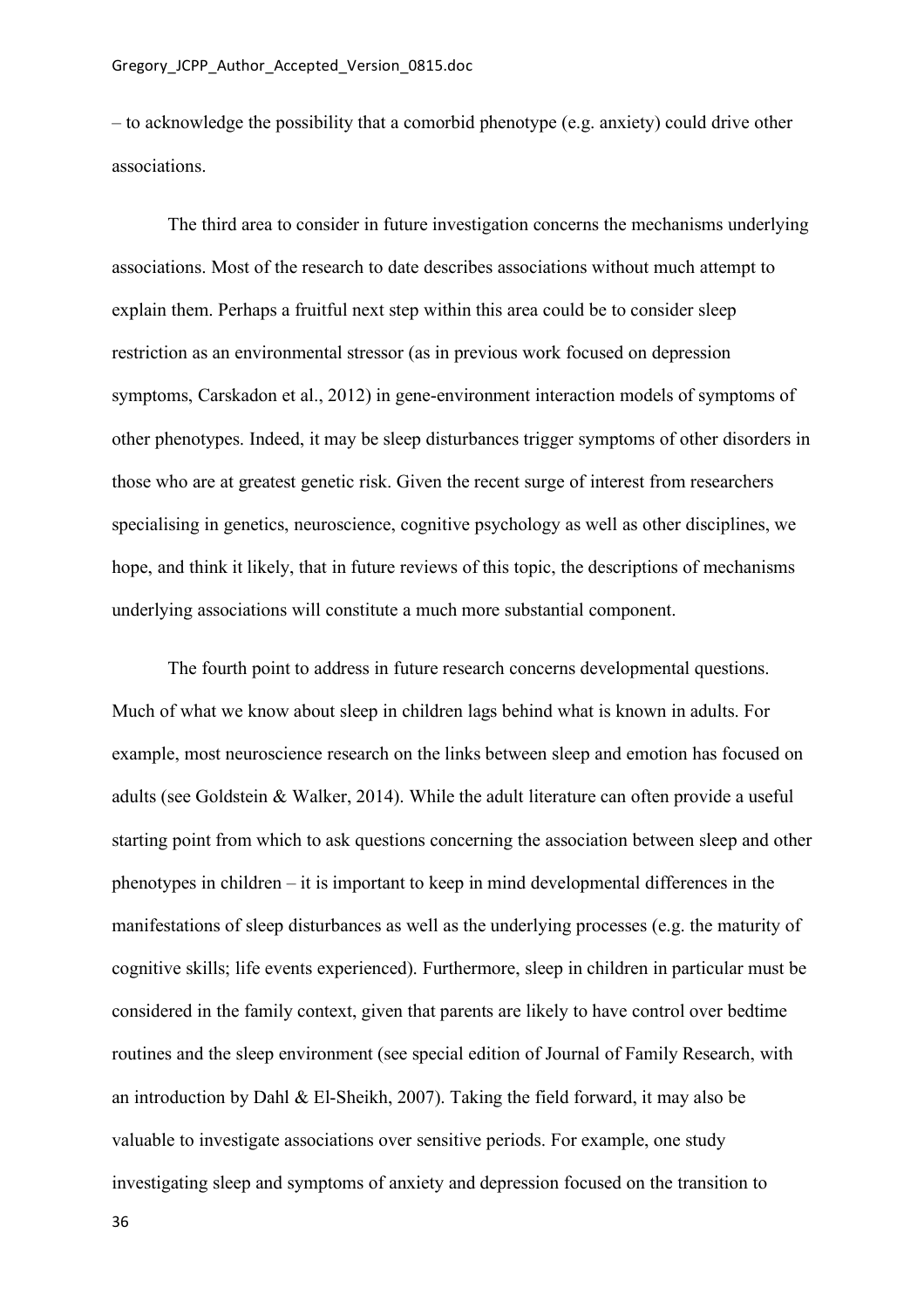– to acknowledge the possibility that a comorbid phenotype (e.g. anxiety) could drive other associations.

The third area to consider in future investigation concerns the mechanisms underlying associations. Most of the research to date describes associations without much attempt to explain them. Perhaps a fruitful next step within this area could be to consider sleep restriction as an environmental stressor (as in previous work focused on depression symptoms, Carskadon et al., 2012) in gene-environment interaction models of symptoms of other phenotypes. Indeed, it may be sleep disturbances trigger symptoms of other disorders in those who are at greatest genetic risk. Given the recent surge of interest from researchers specialising in genetics, neuroscience, cognitive psychology as well as other disciplines, we hope, and think it likely, that in future reviews of this topic, the descriptions of mechanisms underlying associations will constitute a much more substantial component.

The fourth point to address in future research concerns developmental questions. Much of what we know about sleep in children lags behind what is known in adults. For example, most neuroscience research on the links between sleep and emotion has focused on adults (see Goldstein & Walker, 2014). While the adult literature can often provide a useful starting point from which to ask questions concerning the association between sleep and other phenotypes in children – it is important to keep in mind developmental differences in the manifestations of sleep disturbances as well as the underlying processes (e.g. the maturity of cognitive skills; life events experienced). Furthermore, sleep in children in particular must be considered in the family context, given that parents are likely to have control over bedtime routines and the sleep environment (see special edition of Journal of Family Research, with an introduction by Dahl & El-Sheikh, 2007). Taking the field forward, it may also be valuable to investigate associations over sensitive periods. For example, one study investigating sleep and symptoms of anxiety and depression focused on the transition to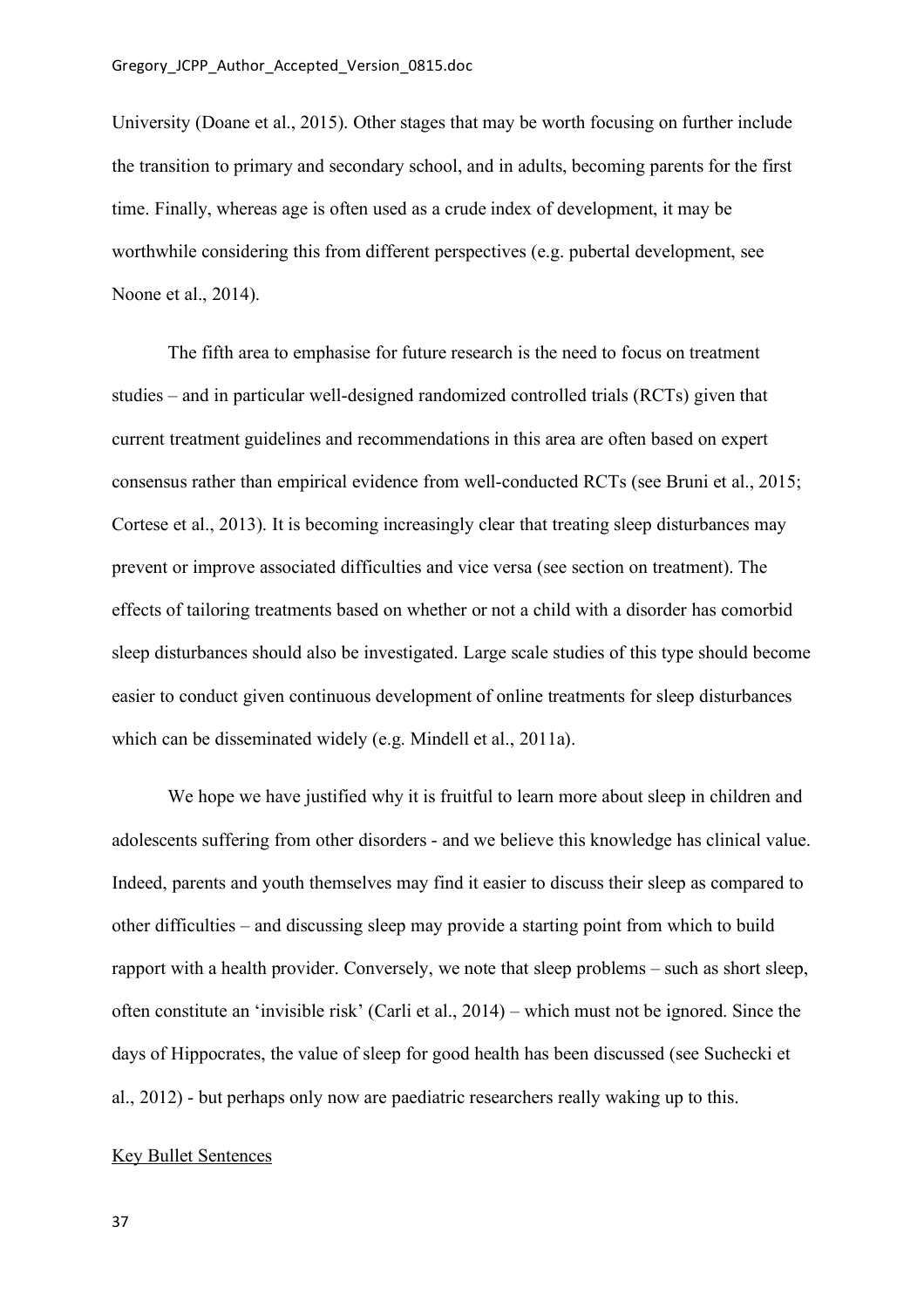University (Doane et al., 2015). Other stages that may be worth focusing on further include the transition to primary and secondary school, and in adults, becoming parents for the first time. Finally, whereas age is often used as a crude index of development, it may be worthwhile considering this from different perspectives (e.g. pubertal development, see Noone et al., 2014).

The fifth area to emphasise for future research is the need to focus on treatment studies – and in particular well-designed randomized controlled trials (RCTs) given that current treatment guidelines and recommendations in this area are often based on expert consensus rather than empirical evidence from well-conducted RCTs (see Bruni et al., 2015; Cortese et al., 2013). It is becoming increasingly clear that treating sleep disturbances may prevent or improve associated difficulties and vice versa (see section on treatment). The effects of tailoring treatments based on whether or not a child with a disorder has comorbid sleep disturbances should also be investigated. Large scale studies of this type should become easier to conduct given continuous development of online treatments for sleep disturbances which can be disseminated widely (e.g. Mindell et al., 2011a).

We hope we have justified why it is fruitful to learn more about sleep in children and adolescents suffering from other disorders - and we believe this knowledge has clinical value. Indeed, parents and youth themselves may find it easier to discuss their sleep as compared to other difficulties – and discussing sleep may provide a starting point from which to build rapport with a health provider. Conversely, we note that sleep problems – such as short sleep, often constitute an 'invisible risk' (Carli et al., 2014) – which must not be ignored. Since the days of Hippocrates, the value of sleep for good health has been discussed (see Suchecki et al., 2012) - but perhaps only now are paediatric researchers really waking up to this.

Key Bullet Sentences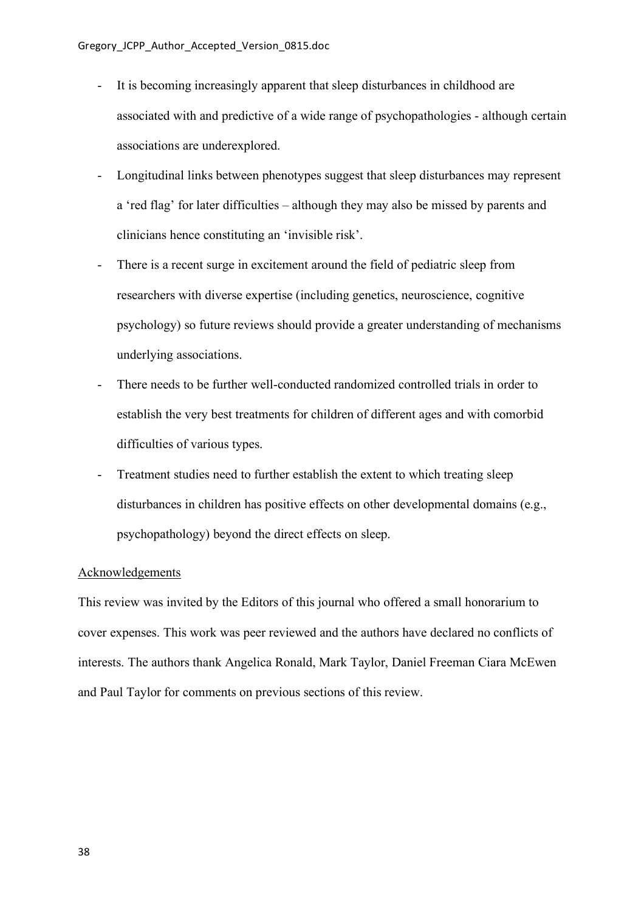- It is becoming increasingly apparent that sleep disturbances in childhood are associated with and predictive of a wide range of psychopathologies - although certain associations are underexplored.
- Longitudinal links between phenotypes suggest that sleep disturbances may represent a 'red flag' for later difficulties – although they may also be missed by parents and clinicians hence constituting an 'invisible risk'.
- There is a recent surge in excitement around the field of pediatric sleep from researchers with diverse expertise (including genetics, neuroscience, cognitive psychology) so future reviews should provide a greater understanding of mechanisms underlying associations.
- There needs to be further well-conducted randomized controlled trials in order to establish the very best treatments for children of different ages and with comorbid difficulties of various types.
- Treatment studies need to further establish the extent to which treating sleep disturbances in children has positive effects on other developmental domains (e.g., psychopathology) beyond the direct effects on sleep.

<u>Acknowledgements</u>

This review was invited by the Editors of this journal who offered a small honorarium to cover expenses. This work was peer reviewed and the authors have declared no conflicts of interests. The authors thank Angelica Ronald, Mark Taylor, Daniel Freeman Ciara McEwen and Paul Taylor for comments on previous sections of this review.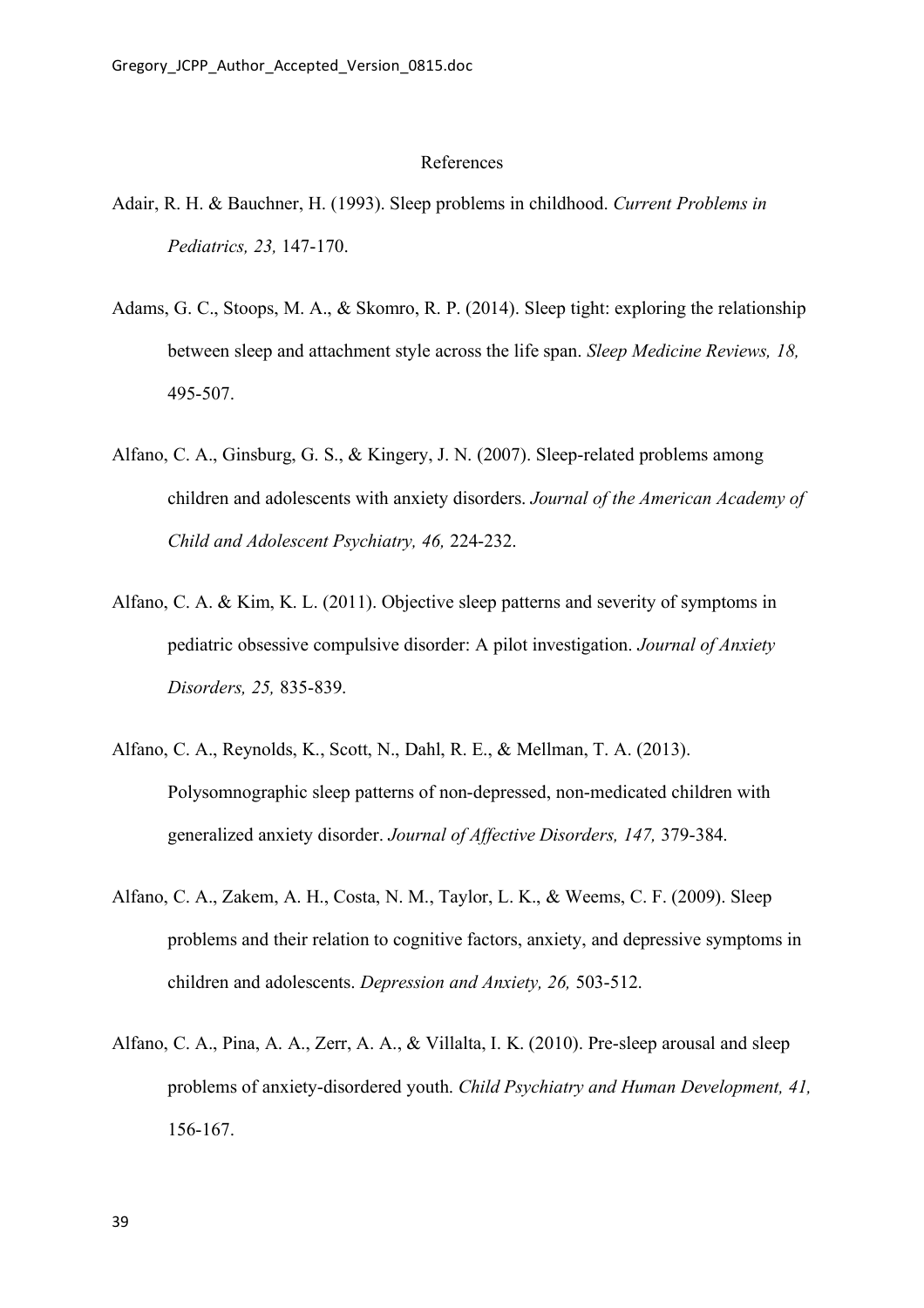# References

Adair, R. H. & Bauchner, H. (1993). Sleep problems in childhood. *Current Problems in Pediatrics, 23,* 147-170.

Adams, G. C., Stoops, M. A., & Skomro, R. P. (2014). Sleep tight: exploring the relationship between sleep and attachment style across the life span. *Sleep Medicine Reviews, 18,* 495-507.

Alfano, C. A., Ginsburg, G. S., & Kingery, J. N. (2007). Sleep-related problems among children and adolescents with anxiety disorders. *Journal of the American Academy of Child and Adolescent Psychiatry, 46,* 224-232.

Alfano, C. A. & Kim, K. L. (2011). Objective sleep patterns and severity of symptoms in pediatric obsessive compulsive disorder: A pilot investigation. *Journal of Anxiety Disorders, 25,* 835-839.

Alfano, C. A., Reynolds, K., Scott, N., Dahl, R. E., & Mellman, T. A. (2013). Polysomnographic sleep patterns of non-depressed, non-medicated children with generalized anxiety disorder. *Journal of Affective Disorders, 147,* 379-384.

Alfano, C. A., Zakem, A. H., Costa, N. M., Taylor, L. K., & Weems, C. F. (2009). Sleep problems and their relation to cognitive factors, anxiety, and depressive symptoms in children and adolescents. *Depression and Anxiety, 26,* 503-512.

Alfano, C. A., Pina, A. A., Zerr, A. A., & Villalta, I. K. (2010). Pre-sleep arousal and sleep problems of anxiety-disordered youth. *Child Psychiatry and Human Development, 41,* 156-167.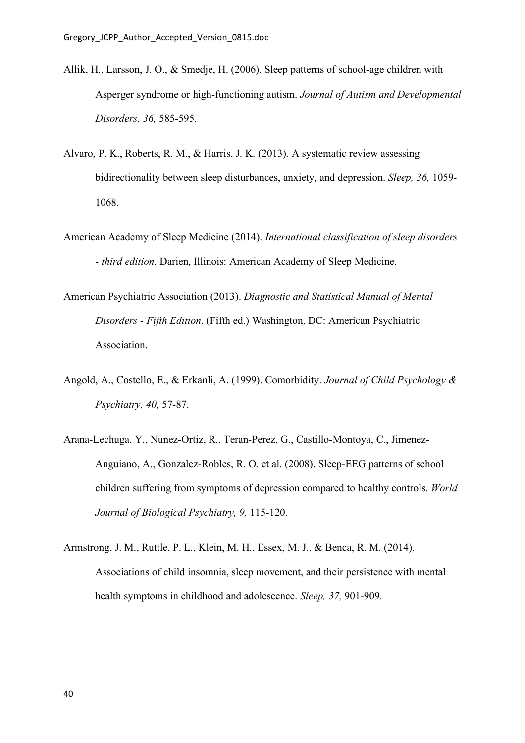Allik, H., Larsson, J. O., & Smedje, H. (2006). Sleep patterns of school-age children with Asperger syndrome or high-functioning autism. *Journal of Autism and Developmental Disorders, 36,* 585-595.

Alvaro, P. K., Roberts, R. M., & Harris, J. K. (2013). A systematic review assessing bidirectionality between sleep disturbances, anxiety, and depression. *Sleep, 36,* 1059-1068.

American Academy of Sleep Medicine (2014). *International classification of sleep disorders - third edition*. Darien, Illinois: American Academy of Sleep Medicine.

American Psychiatric Association (2013). *Diagnostic and Statistical Manual of Mental Disorders - Fifth Edition*. (Fifth ed.) Washington, DC: American Psychiatric Association.

Angold, A., Costello, E., & Erkanli, A. (1999). Comorbidity. *Journal of Child Psychology & Psychiatry, 40,* 57-87.

Arana-Lechuga, Y., Nunez-Ortiz, R., Teran-Perez, G., Castillo-Montoya, C., Jimenez-Anguiano, A., Gonzalez-Robles, R. O. et al. (2008). Sleep-EEG patterns of school children suffering from symptoms of depression compared to healthy controls. *World Journal of Biological Psychiatry, 9,* 115-120.

Armstrong, J. M., Ruttle, P. L., Klein, M. H., Essex, M. J., & Benca, R. M. (2014). Associations of child insomnia, sleep movement, and their persistence with mental health symptoms in childhood and adolescence. *Sleep, 37,* 901-909.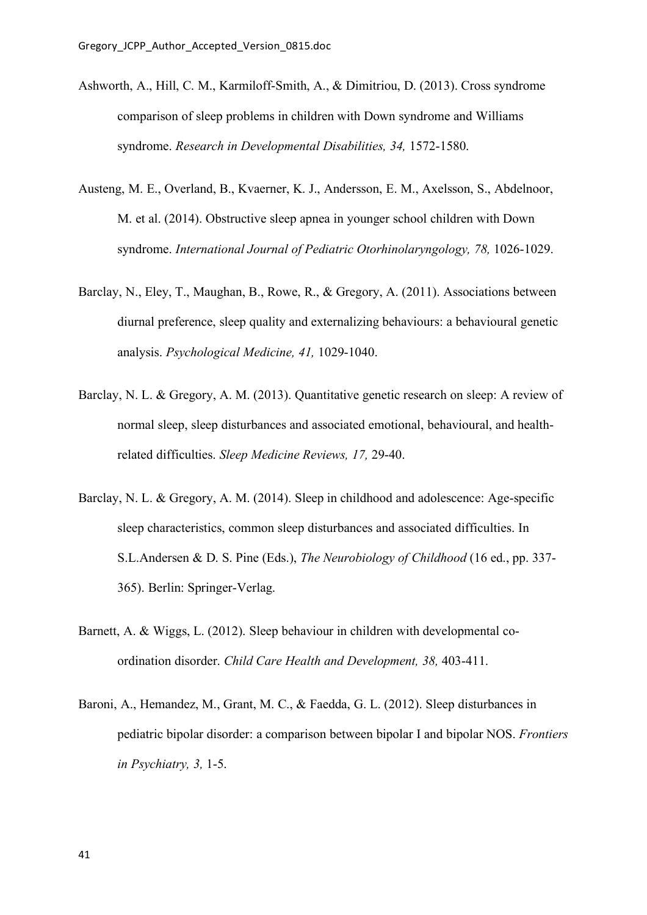Ashworth, A., Hill, C. M., Karmiloff-Smith, A., & Dimitriou, D. (2013). Cross syndrome comparison of sleep problems in children with Down syndrome and Williams syndrome. *Research in Developmental Disabilities, 34,* 1572-1580.

Austeng, M. E., Overland, B., Kvaerner, K. J., Andersson, E. M., Axelsson, S., Abdelnoor, M. et al. (2014). Obstructive sleep apnea in younger school children with Down syndrome. *International Journal of Pediatric Otorhinolaryngology, 78,* 1026-1029.

Barclay, N., Eley, T., Maughan, B., Rowe, R., & Gregory, A. (2011). Associations between diurnal preference, sleep quality and externalizing behaviours: a behavioural genetic analysis. *Psychological Medicine, 41,* 1029-1040.

Barclay, N. L. & Gregory, A. M. (2013). Quantitative genetic research on sleep: A review of normal sleep, sleep disturbances and associated emotional, behavioural, and health-related difficulties. *Sleep Medicine Reviews, 17,* 29-40.

Barclay, N. L. & Gregory, A. M. (2014). Sleep in childhood and adolescence: Age-specific sleep characteristics, common sleep disturbances and associated difficulties. In S.L.Andersen & D. S. Pine (Eds.), *The Neurobiology of Childhood* (16 ed., pp. 337-365). Berlin: Springer-Verlag.

Barnett, A. & Wiggs, L. (2012). Sleep behaviour in children with developmental co-ordination disorder. *Child Care Health and Development, 38,* 403-411.

Baroni, A., Hemandez, M., Grant, M. C., & Faedda, G. L. (2012). Sleep disturbances in pediatric bipolar disorder: a comparison between bipolar I and bipolar NOS. *Frontiers in Psychiatry, 3,* 1-5.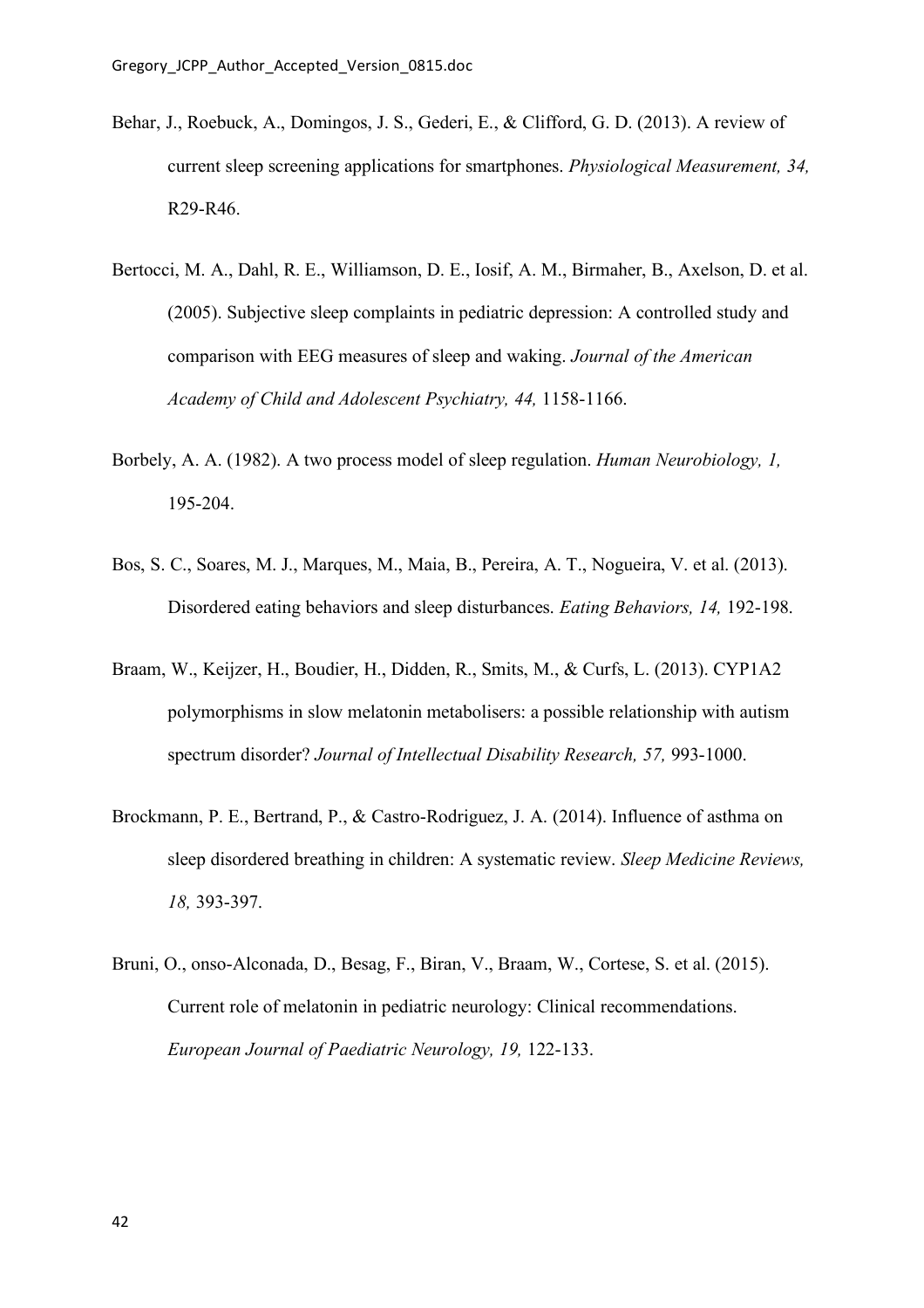Behar, J., Roebuck, A., Domingos, J. S., Gederi, E., & Clifford, G. D. (2013). A review of current sleep screening applications for smartphones. *Physiological Measurement, 34,* R29-R46.

Bertocci, M. A., Dahl, R. E., Williamson, D. E., Iosif, A. M., Birmaher, B., Axelson, D. et al. (2005). Subjective sleep complaints in pediatric depression: A controlled study and comparison with EEG measures of sleep and waking. *Journal of the American Academy of Child and Adolescent Psychiatry, 44,* 1158-1166.

Borbely, A. A. (1982). A two process model of sleep regulation. *Human Neurobiology, 1,* 195-204.

Bos, S. C., Soares, M. J., Marques, M., Maia, B., Pereira, A. T., Nogueira, V. et al. (2013). Disordered eating behaviors and sleep disturbances. *Eating Behaviors, 14,* 192-198.

Braam, W., Keijzer, H., Boudier, H., Didden, R., Smits, M., & Curfs, L. (2013). CYP1A2 polymorphisms in slow melatonin metabolisers: a possible relationship with autism spectrum disorder? *Journal of Intellectual Disability Research, 57,* 993-1000.

Brockmann, P. E., Bertrand, P., & Castro-Rodriguez, J. A. (2014). Influence of asthma on sleep disordered breathing in children: A systematic review. *Sleep Medicine Reviews, 18,* 393-397.

Bruni, O., onso-Alconada, D., Besag, F., Biran, V., Braam, W., Cortese, S. et al. (2015). Current role of melatonin in pediatric neurology: Clinical recommendations. *European Journal of Paediatric Neurology, 19,* 122-133.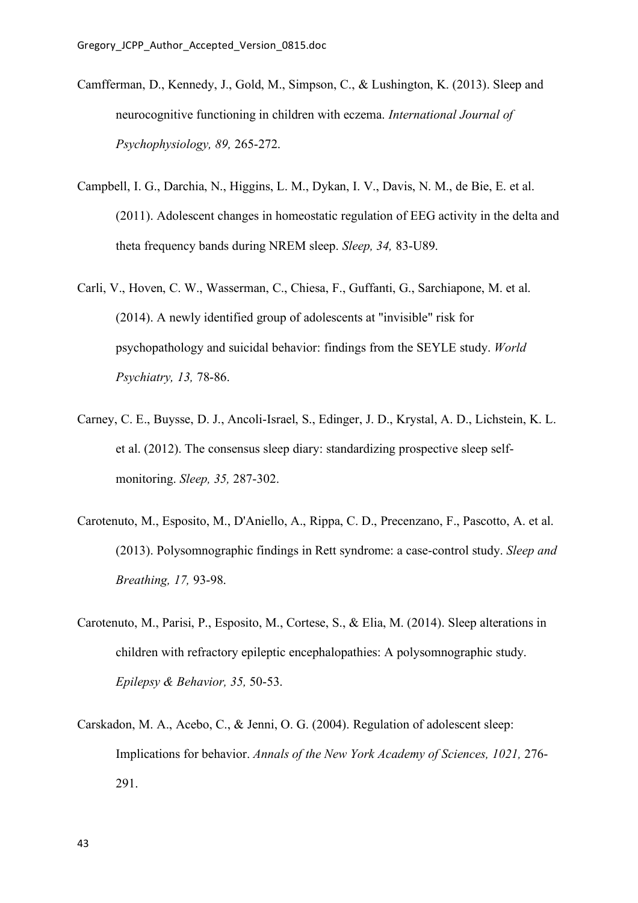Camfferman, D., Kennedy, J., Gold, M., Simpson, C., & Lushington, K. (2013). Sleep and neurocognitive functioning in children with eczema. *International Journal of Psychophysiology, 89,* 265-272.

Campbell, I. G., Darchia, N., Higgins, L. M., Dykan, I. V., Davis, N. M., de Bie, E. et al. (2011). Adolescent changes in homeostatic regulation of EEG activity in the delta and theta frequency bands during NREM sleep. *Sleep, 34,* 83-U89.

Carli, V., Hoven, C. W., Wasserman, C., Chiesa, F., Guffanti, G., Sarchiapone, M. et al. (2014). A newly identified group of adolescents at "invisible" risk for psychopathology and suicidal behavior: findings from the SEYLE study. *World Psychiatry, 13,* 78-86.

Carney, C. E., Buysse, D. J., Ancoli-Israel, S., Edinger, J. D., Krystal, A. D., Lichstein, K. L. et al. (2012). The consensus sleep diary: standardizing prospective sleep self-monitoring. *Sleep, 35,* 287-302.

Carotenuto, M., Esposito, M., D'Aniello, A., Rippa, C. D., Precenzano, F., Pascotto, A. et al. (2013). Polysomnographic findings in Rett syndrome: a case-control study. *Sleep and Breathing, 17,* 93-98.

Carotenuto, M., Parisi, P., Esposito, M., Cortese, S., & Elia, M. (2014). Sleep alterations in children with refractory epileptic encephalopathies: A polysomnographic study. *Epilepsy & Behavior, 35,* 50-53.

Carskadon, M. A., Acebo, C., & Jenni, O. G. (2004). Regulation of adolescent sleep: Implications for behavior. *Annals of the New York Academy of Sciences, 1021,* 276-291.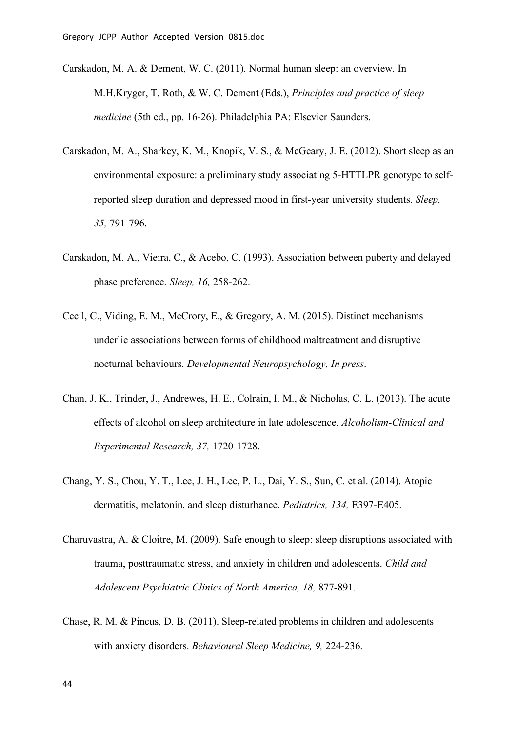Carskadon, M. A. & Dement, W. C. (2011). Normal human sleep: an overview. In M.H.Kryger, T. Roth, & W. C. Dement (Eds.), *Principles and practice of sleep medicine* (5th ed., pp. 16-26). Philadelphia PA: Elsevier Saunders.

Carskadon, M. A., Sharkey, K. M., Knopik, V. S., & McGeary, J. E. (2012). Short sleep as an environmental exposure: a preliminary study associating 5-HTTLPR genotype to self-reported sleep duration and depressed mood in first-year university students. *Sleep, 35,* 791-796.

Carskadon, M. A., Vieira, C., & Acebo, C. (1993). Association between puberty and delayed phase preference. *Sleep, 16,* 258-262.

Cecil, C., Viding, E. M., McCrory, E., & Gregory, A. M. (2015). Distinct mechanisms underlie associations between forms of childhood maltreatment and disruptive nocturnal behaviours. *Developmental Neuropsychology, In press*.

Chan, J. K., Trinder, J., Andrewes, H. E., Colrain, I. M., & Nicholas, C. L. (2013). The acute effects of alcohol on sleep architecture in late adolescence. *Alcoholism-Clinical and Experimental Research, 37,* 1720-1728.

Chang, Y. S., Chou, Y. T., Lee, J. H., Lee, P. L., Dai, Y. S., Sun, C. et al. (2014). Atopic dermatitis, melatonin, and sleep disturbance. *Pediatrics, 134,* E397-E405.

Charuvastra, A. & Cloitre, M. (2009). Safe enough to sleep: sleep disruptions associated with trauma, posttraumatic stress, and anxiety in children and adolescents. *Child and Adolescent Psychiatric Clinics of North America, 18,* 877-891.

Chase, R. M. & Pincus, D. B. (2011). Sleep-related problems in children and adolescents with anxiety disorders. *Behavioural Sleep Medicine, 9,* 224-236.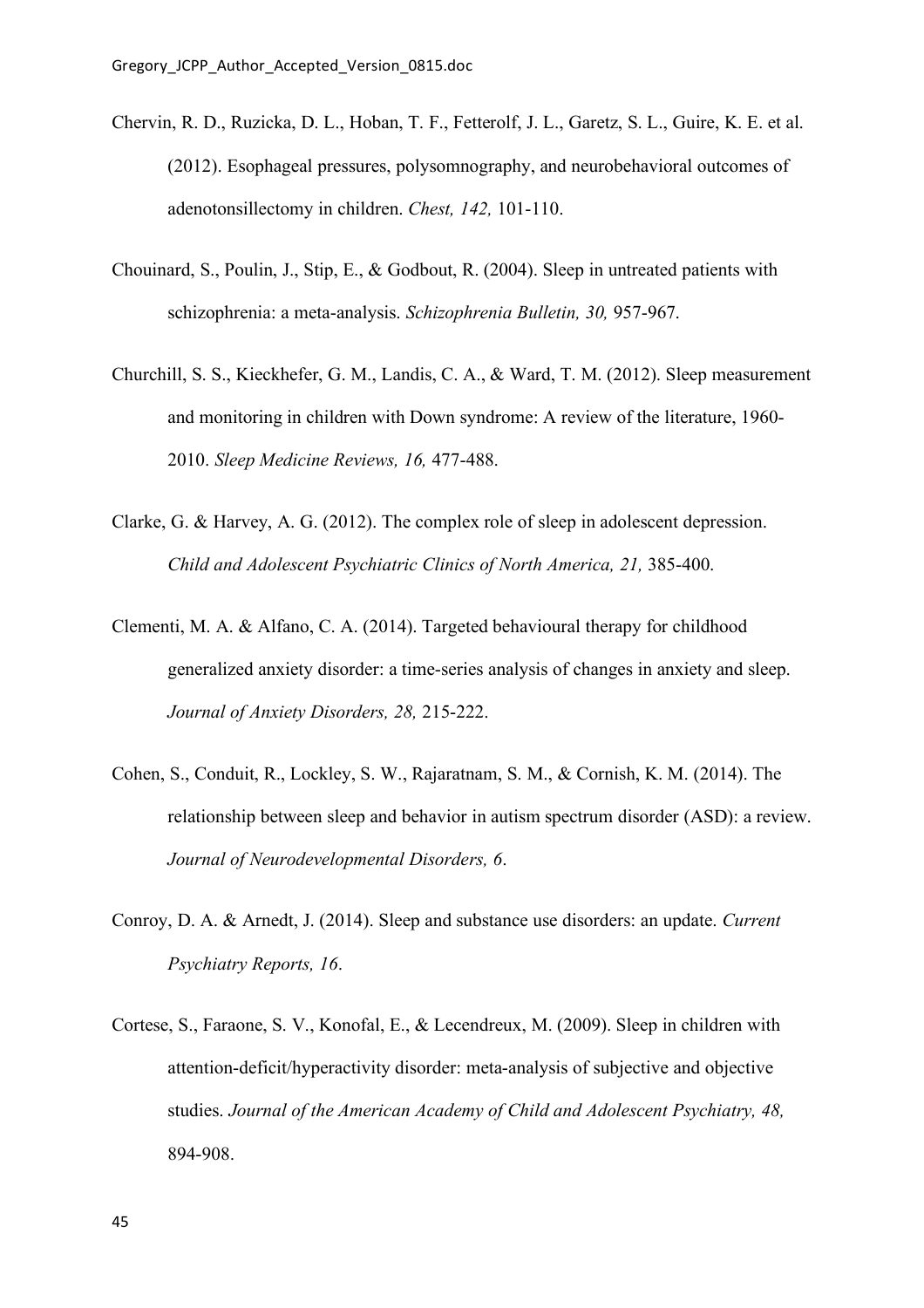Chervin, R. D., Ruzicka, D. L., Hoban, T. F., Fetterolf, J. L., Garetz, S. L., Guire, K. E. et al. (2012). Esophageal pressures, polysomnography, and neurobehavioral outcomes of adenotonsillectomy in children. *Chest, 142,* 101-110.

Chouinard, S., Poulin, J., Stip, E., & Godbout, R. (2004). Sleep in untreated patients with schizophrenia: a meta-analysis. *Schizophrenia Bulletin, 30,* 957-967.

Churchill, S. S., Kieckhefer, G. M., Landis, C. A., & Ward, T. M. (2012). Sleep measurement and monitoring in children with Down syndrome: A review of the literature, 1960-2010. *Sleep Medicine Reviews, 16,* 477-488.

Clarke, G. & Harvey, A. G. (2012). The complex role of sleep in adolescent depression. *Child and Adolescent Psychiatric Clinics of North America, 21,* 385-400.

Clementi, M. A. & Alfano, C. A. (2014). Targeted behavioural therapy for childhood generalized anxiety disorder: a time-series analysis of changes in anxiety and sleep. *Journal of Anxiety Disorders, 28,* 215-222.

Cohen, S., Conduit, R., Lockley, S. W., Rajaratnam, S. M., & Cornish, K. M. (2014). The relationship between sleep and behavior in autism spectrum disorder (ASD): a review. *Journal of Neurodevelopmental Disorders, 6*.

Conroy, D. A. & Arnedt, J. (2014). Sleep and substance use disorders: an update. *Current Psychiatry Reports, 16*.

Cortese, S., Faraone, S. V., Konofal, E., & Lecendreux, M. (2009). Sleep in children with attention-deficit/hyperactivity disorder: meta-analysis of subjective and objective studies. *Journal of the American Academy of Child and Adolescent Psychiatry, 48,* 894-908.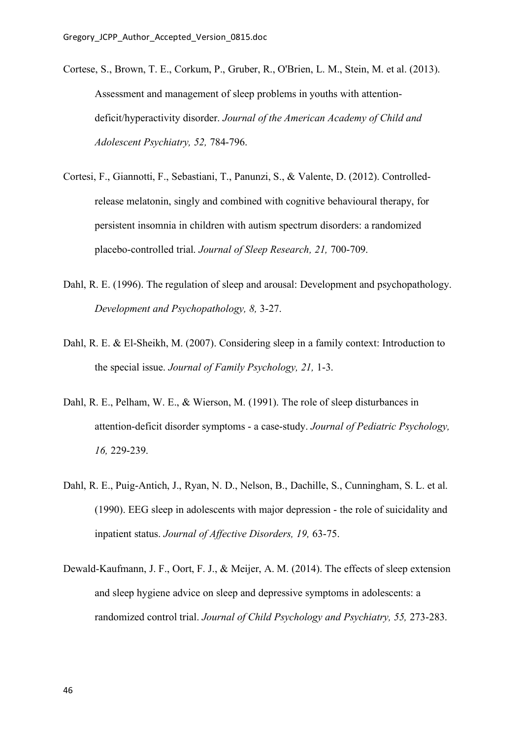Cortese, S., Brown, T. E., Corkum, P., Gruber, R., O'Brien, L. M., Stein, M. et al. (2013). Assessment and management of sleep problems in youths with attention-deficit/hyperactivity disorder. *Journal of the American Academy of Child and Adolescent Psychiatry, 52,* 784-796.

Cortesi, F., Giannotti, F., Sebastiani, T., Panunzi, S., & Valente, D. (2012). Controlled-release melatonin, singly and combined with cognitive behavioural therapy, for persistent insomnia in children with autism spectrum disorders: a randomized placebo-controlled trial. *Journal of Sleep Research, 21,* 700-709.

Dahl, R. E. (1996). The regulation of sleep and arousal: Development and psychopathology. *Development and Psychopathology, 8,* 3-27.

Dahl, R. E. & El-Sheikh, M. (2007). Considering sleep in a family context: Introduction to the special issue. *Journal of Family Psychology, 21,* 1-3.

Dahl, R. E., Pelham, W. E., & Wierson, M. (1991). The role of sleep disturbances in attention-deficit disorder symptoms - a case-study. *Journal of Pediatric Psychology, 16,* 229-239.

Dahl, R. E., Puig-Antich, J., Ryan, N. D., Nelson, B., Dachille, S., Cunningham, S. L. et al. (1990). EEG sleep in adolescents with major depression - the role of suicidality and inpatient status. *Journal of Affective Disorders, 19,* 63-75.

Dewald-Kaufmann, J. F., Oort, F. J., & Meijer, A. M. (2014). The effects of sleep extension and sleep hygiene advice on sleep and depressive symptoms in adolescents: a randomized control trial. *Journal of Child Psychology and Psychiatry, 55,* 273-283.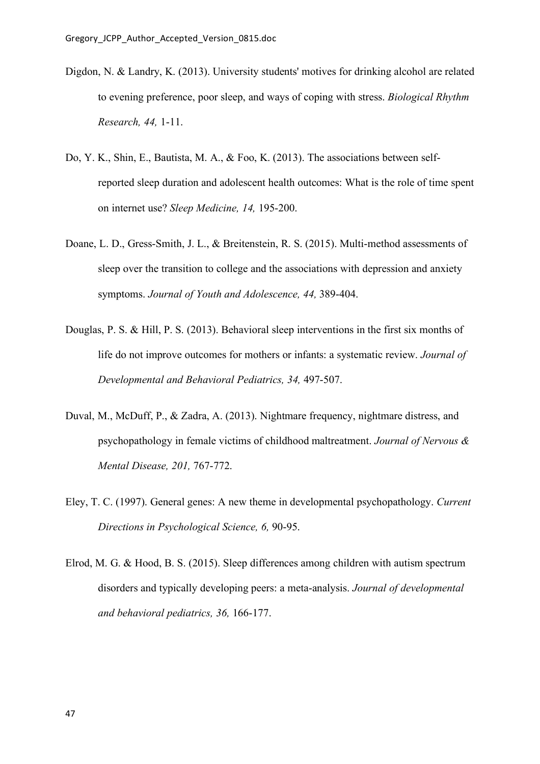Digdon, N. & Landry, K. (2013). University students' motives for drinking alcohol are related to evening preference, poor sleep, and ways of coping with stress. *Biological Rhythm Research, 44,* 1-11.

Do, Y. K., Shin, E., Bautista, M. A., & Foo, K. (2013). The associations between self-reported sleep duration and adolescent health outcomes: What is the role of time spent on internet use? *Sleep Medicine, 14,* 195-200.

Doane, L. D., Gress-Smith, J. L., & Breitenstein, R. S. (2015). Multi-method assessments of sleep over the transition to college and the associations with depression and anxiety symptoms. *Journal of Youth and Adolescence, 44,* 389-404.

Douglas, P. S. & Hill, P. S. (2013). Behavioral sleep interventions in the first six months of life do not improve outcomes for mothers or infants: a systematic review. *Journal of Developmental and Behavioral Pediatrics, 34,* 497-507.

Duval, M., McDuff, P., & Zadra, A. (2013). Nightmare frequency, nightmare distress, and psychopathology in female victims of childhood maltreatment. *Journal of Nervous & Mental Disease, 201,* 767-772.

Eley, T. C. (1997). General genes: A new theme in developmental psychopathology. *Current Directions in Psychological Science, 6,* 90-95.

Elrod, M. G. & Hood, B. S. (2015). Sleep differences among children with autism spectrum disorders and typically developing peers: a meta-analysis. *Journal of developmental and behavioral pediatrics, 36,* 166-177.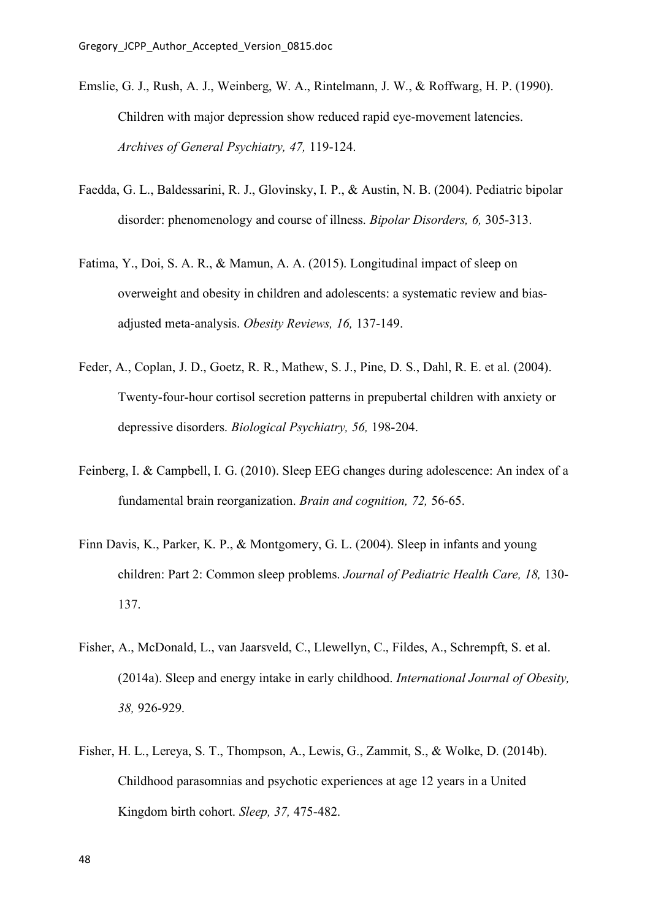Emslie, G. J., Rush, A. J., Weinberg, W. A., Rintelmann, J. W., & Roffwarg, H. P. (1990). Children with major depression show reduced rapid eye-movement latencies. *Archives of General Psychiatry, 47,* 119-124.

Faedda, G. L., Baldessarini, R. J., Glovinsky, I. P., & Austin, N. B. (2004). Pediatric bipolar disorder: phenomenology and course of illness. *Bipolar Disorders, 6,* 305-313.

Fatima, Y., Doi, S. A. R., & Mamun, A. A. (2015). Longitudinal impact of sleep on overweight and obesity in children and adolescents: a systematic review and bias-adjusted meta-analysis. *Obesity Reviews, 16,* 137-149.

Feder, A., Coplan, J. D., Goetz, R. R., Mathew, S. J., Pine, D. S., Dahl, R. E. et al. (2004). Twenty-four-hour cortisol secretion patterns in prepubertal children with anxiety or depressive disorders. *Biological Psychiatry, 56,* 198-204.

Feinberg, I. & Campbell, I. G. (2010). Sleep EEG changes during adolescence: An index of a fundamental brain reorganization. *Brain and cognition, 72,* 56-65.

Finn Davis, K., Parker, K. P., & Montgomery, G. L. (2004). Sleep in infants and young children: Part 2: Common sleep problems. *Journal of Pediatric Health Care, 18,* 130-137.

Fisher, A., McDonald, L., van Jaarsveld, C., Llewellyn, C., Fildes, A., Schrempft, S. et al. (2014a). Sleep and energy intake in early childhood. *International Journal of Obesity, 38,* 926-929.

Fisher, H. L., Lereya, S. T., Thompson, A., Lewis, G., Zammit, S., & Wolke, D. (2014b). Childhood parasomnias and psychotic experiences at age 12 years in a United Kingdom birth cohort. *Sleep, 37,* 475-482.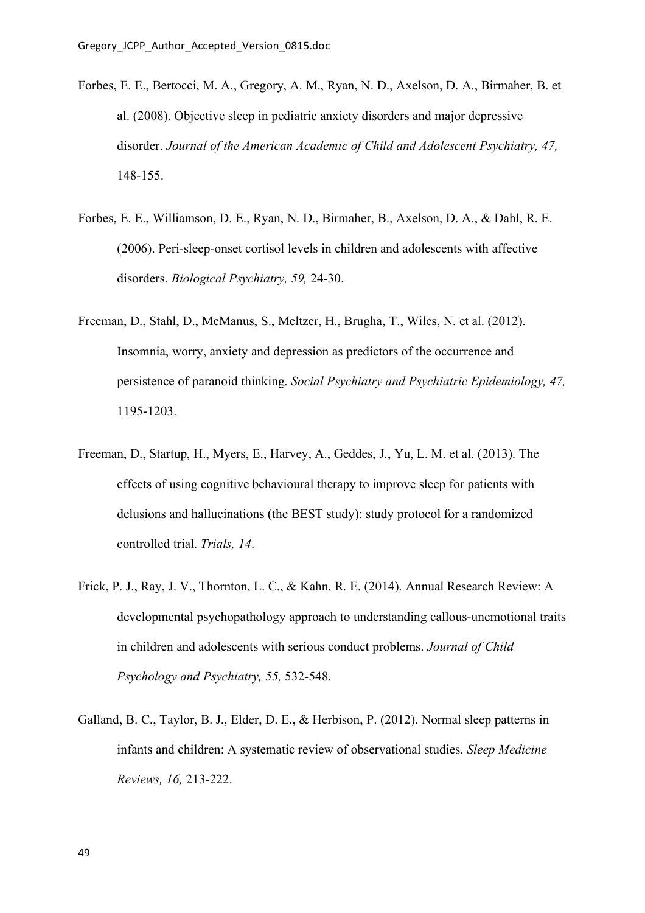Forbes, E. E., Bertocci, M. A., Gregory, A. M., Ryan, N. D., Axelson, D. A., Birmaher, B. et al. (2008). Objective sleep in pediatric anxiety disorders and major depressive disorder. *Journal of the American Academic of Child and Adolescent Psychiatry, 47,* 148-155.

Forbes, E. E., Williamson, D. E., Ryan, N. D., Birmaher, B., Axelson, D. A., & Dahl, R. E. (2006). Peri-sleep-onset cortisol levels in children and adolescents with affective disorders. *Biological Psychiatry, 59,* 24-30.

Freeman, D., Stahl, D., McManus, S., Meltzer, H., Brugha, T., Wiles, N. et al. (2012). Insomnia, worry, anxiety and depression as predictors of the occurrence and persistence of paranoid thinking. *Social Psychiatry and Psychiatric Epidemiology, 47,* 1195-1203.

Freeman, D., Startup, H., Myers, E., Harvey, A., Geddes, J., Yu, L. M. et al. (2013). The effects of using cognitive behavioural therapy to improve sleep for patients with delusions and hallucinations (the BEST study): study protocol for a randomized controlled trial. *Trials, 14*.

Frick, P. J., Ray, J. V., Thornton, L. C., & Kahn, R. E. (2014). Annual Research Review: A developmental psychopathology approach to understanding callous-unemotional traits in children and adolescents with serious conduct problems. *Journal of Child Psychology and Psychiatry, 55,* 532-548.

Galland, B. C., Taylor, B. J., Elder, D. E., & Herbison, P. (2012). Normal sleep patterns in infants and children: A systematic review of observational studies. *Sleep Medicine Reviews, 16,* 213-222.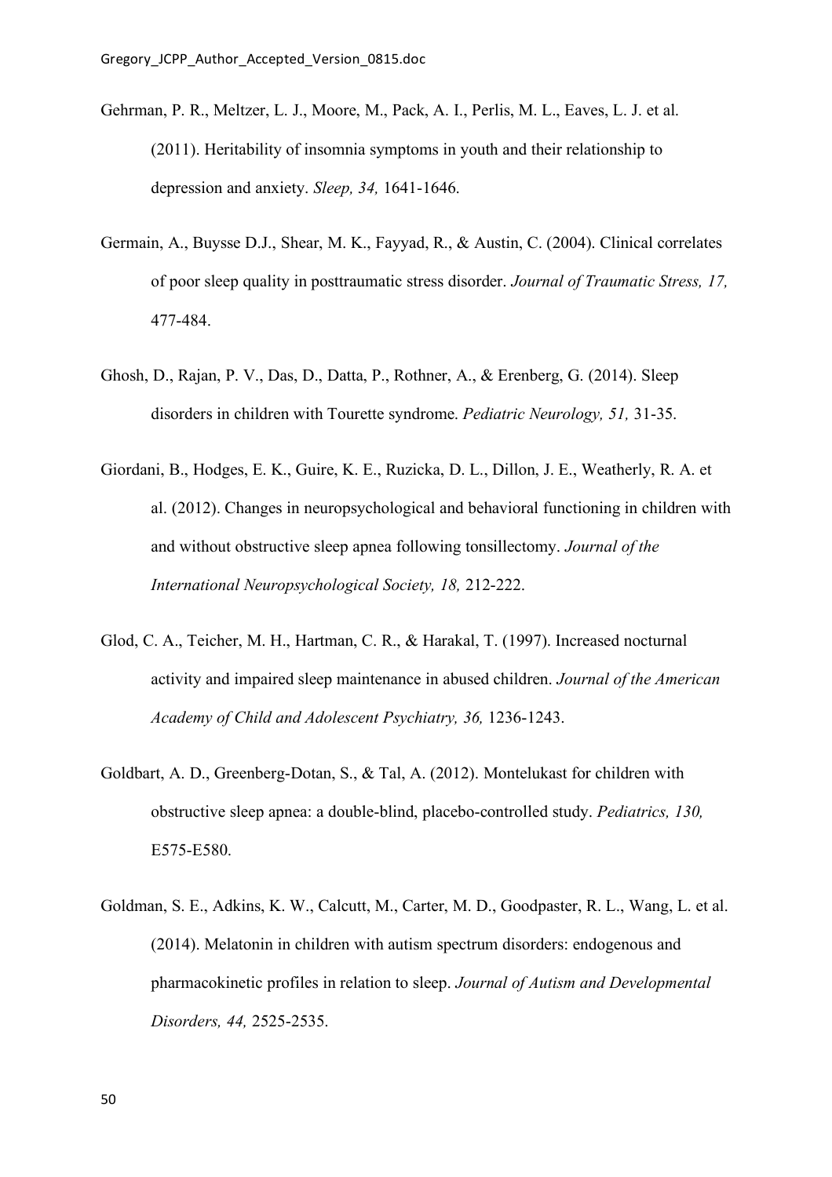Gehrman, P. R., Meltzer, L. J., Moore, M., Pack, A. I., Perlis, M. L., Eaves, L. J. et al. (2011). Heritability of insomnia symptoms in youth and their relationship to depression and anxiety. *Sleep, 34,* 1641-1646.

Germain, A., Buysse D.J., Shear, M. K., Fayyad, R., & Austin, C. (2004). Clinical correlates of poor sleep quality in posttraumatic stress disorder. *Journal of Traumatic Stress, 17,* 477-484.

Ghosh, D., Rajan, P. V., Das, D., Datta, P., Rothner, A., & Erenberg, G. (2014). Sleep disorders in children with Tourette syndrome. *Pediatric Neurology, 51,* 31-35.

Giordani, B., Hodges, E. K., Guire, K. E., Ruzicka, D. L., Dillon, J. E., Weatherly, R. A. et al. (2012). Changes in neuropsychological and behavioral functioning in children with and without obstructive sleep apnea following tonsillectomy. *Journal of the International Neuropsychological Society, 18,* 212-222.

Glod, C. A., Teicher, M. H., Hartman, C. R., & Harakal, T. (1997). Increased nocturnal activity and impaired sleep maintenance in abused children. *Journal of the American Academy of Child and Adolescent Psychiatry, 36,* 1236-1243.

Goldbart, A. D., Greenberg-Dotan, S., & Tal, A. (2012). Montelukast for children with obstructive sleep apnea: a double-blind, placebo-controlled study. *Pediatrics, 130,* E575-E580.

Goldman, S. E., Adkins, K. W., Calcutt, M., Carter, M. D., Goodpaster, R. L., Wang, L. et al. (2014). Melatonin in children with autism spectrum disorders: endogenous and pharmacokinetic profiles in relation to sleep. *Journal of Autism and Developmental Disorders, 44,* 2525-2535.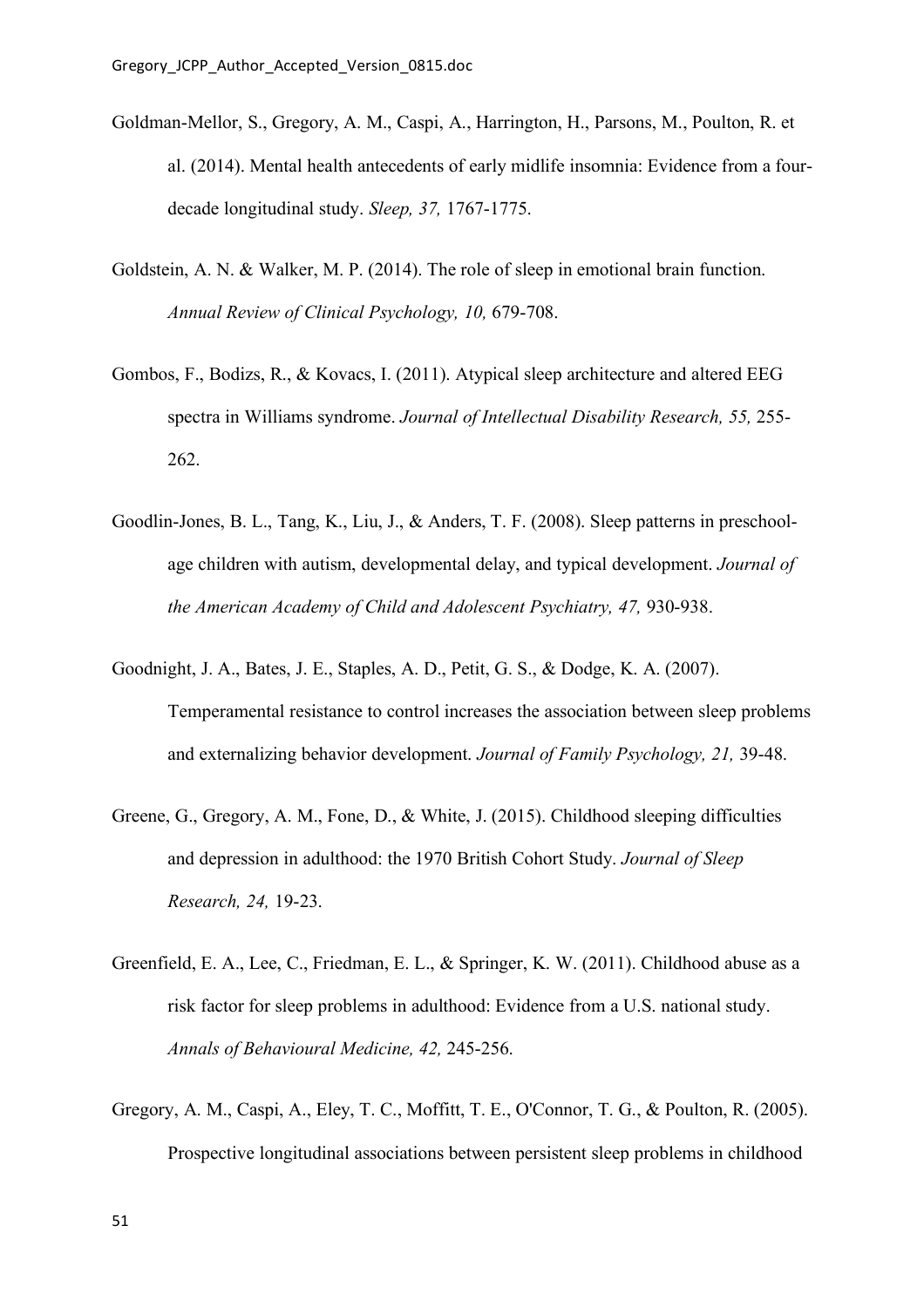Goldman-Mellor, S., Gregory, A. M., Caspi, A., Harrington, H., Parsons, M., Poulton, R. et al. (2014). Mental health antecedents of early midlife insomnia: Evidence from a four-decade longitudinal study. *Sleep, 37,* 1767-1775.

Goldstein, A. N. & Walker, M. P. (2014). The role of sleep in emotional brain function. *Annual Review of Clinical Psychology, 10,* 679-708.

Gombos, F., Bodizs, R., & Kovacs, I. (2011). Atypical sleep architecture and altered EEG spectra in Williams syndrome. *Journal of Intellectual Disability Research, 55,* 255-262.

Goodlin-Jones, B. L., Tang, K., Liu, J., & Anders, T. F. (2008). Sleep patterns in preschool-age children with autism, developmental delay, and typical development. *Journal of the American Academy of Child and Adolescent Psychiatry, 47,* 930-938.

Goodnight, J. A., Bates, J. E., Staples, A. D., Petit, G. S., & Dodge, K. A. (2007). Temperamental resistance to control increases the association between sleep problems and externalizing behavior development. *Journal of Family Psychology, 21,* 39-48.

Greene, G., Gregory, A. M., Fone, D., & White, J. (2015). Childhood sleeping difficulties and depression in adulthood: the 1970 British Cohort Study. *Journal of Sleep Research, 24,* 19-23.

Greenfield, E. A., Lee, C., Friedman, E. L., & Springer, K. W. (2011). Childhood abuse as a risk factor for sleep problems in adulthood: Evidence from a U.S. national study. *Annals of Behavioural Medicine, 42,* 245-256.

Gregory, A. M., Caspi, A., Eley, T. C., Moffitt, T. E., O'Connor, T. G., & Poulton, R. (2005). Prospective longitudinal associations between persistent sleep problems in childhood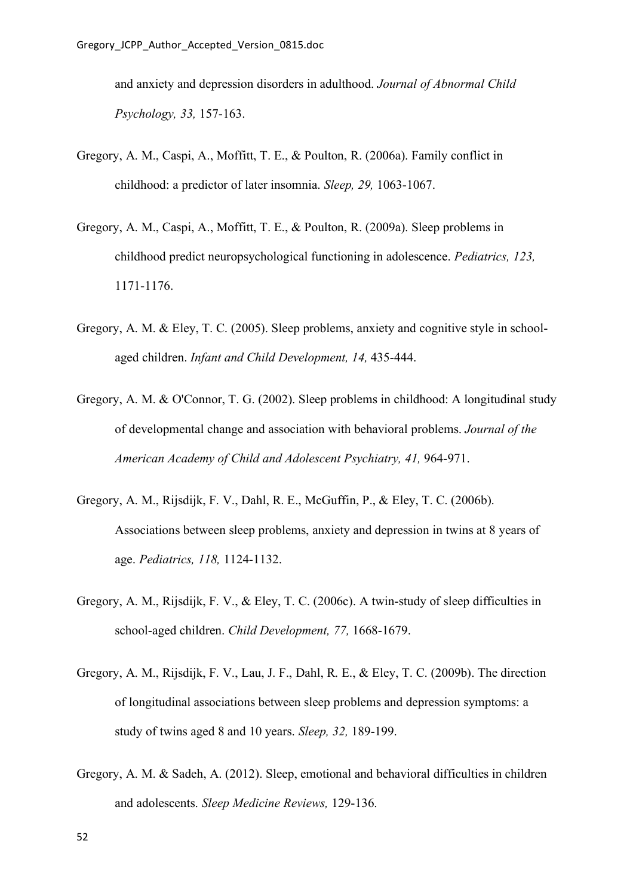and anxiety and depression disorders in adulthood. *Journal of Abnormal Child Psychology, 33,* 157-163.

Gregory, A. M., Caspi, A., Moffitt, T. E., & Poulton, R. (2006a). Family conflict in childhood: a predictor of later insomnia. *Sleep, 29,* 1063-1067.

Gregory, A. M., Caspi, A., Moffitt, T. E., & Poulton, R. (2009a). Sleep problems in childhood predict neuropsychological functioning in adolescence. *Pediatrics, 123,* 1171-1176.

Gregory, A. M. & Eley, T. C. (2005). Sleep problems, anxiety and cognitive style in school-aged children. *Infant and Child Development, 14,* 435-444.

Gregory, A. M. & O'Connor, T. G. (2002). Sleep problems in childhood: A longitudinal study of developmental change and association with behavioral problems. *Journal of the American Academy of Child and Adolescent Psychiatry, 41,* 964-971.

Gregory, A. M., Rijsdijk, F. V., Dahl, R. E., McGuffin, P., & Eley, T. C. (2006b). Associations between sleep problems, anxiety and depression in twins at 8 years of age. *Pediatrics, 118,* 1124-1132.

Gregory, A. M., Rijsdijk, F. V., & Eley, T. C. (2006c). A twin-study of sleep difficulties in school-aged children. *Child Development, 77,* 1668-1679.

Gregory, A. M., Rijsdijk, F. V., Lau, J. F., Dahl, R. E., & Eley, T. C. (2009b). The direction of longitudinal associations between sleep problems and depression symptoms: a study of twins aged 8 and 10 years. *Sleep, 32,* 189-199.

Gregory, A. M. & Sadeh, A. (2012). Sleep, emotional and behavioral difficulties in children and adolescents. *Sleep Medicine Reviews,* 129-136.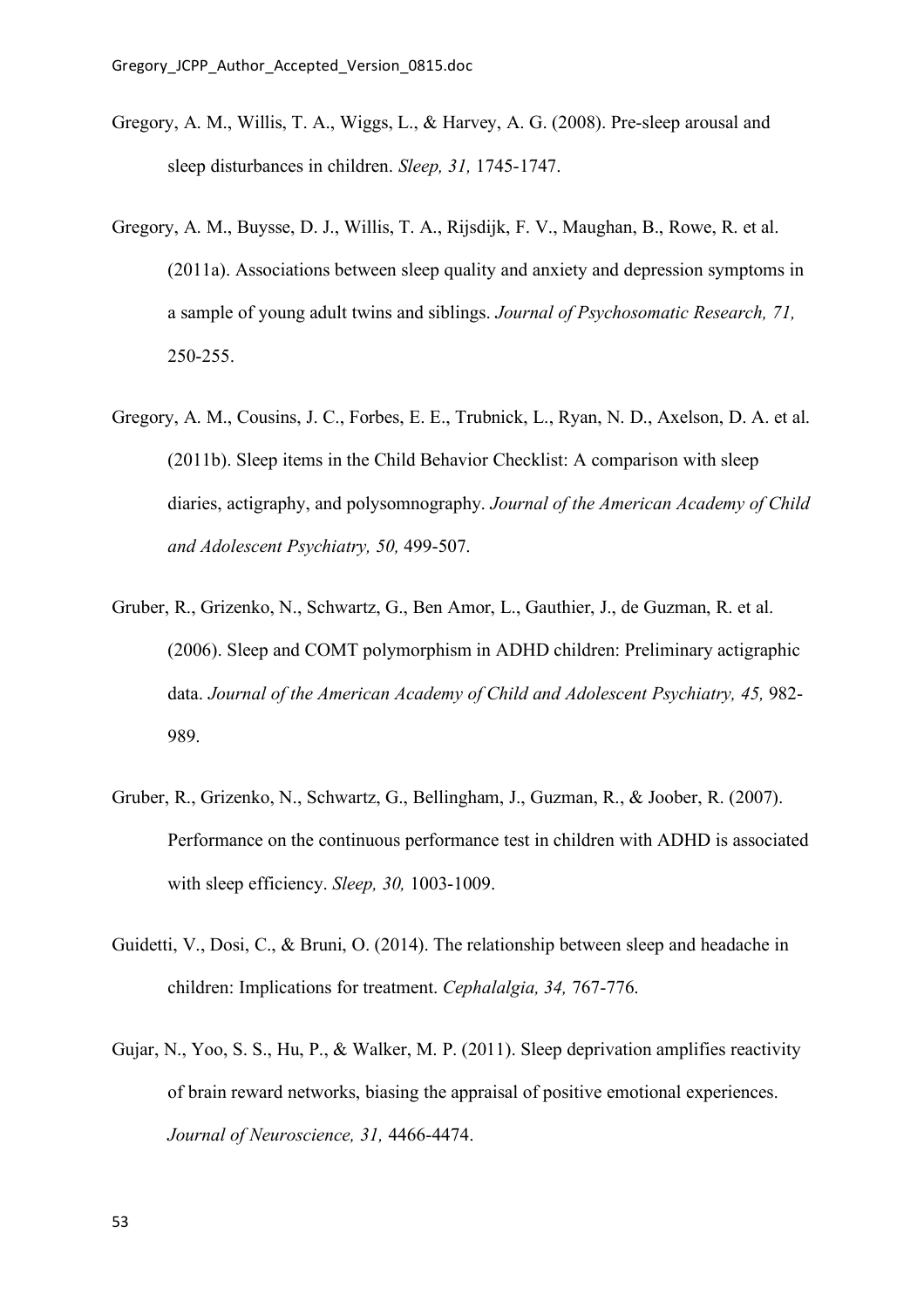Gregory, A. M., Willis, T. A., Wiggs, L., & Harvey, A. G. (2008). Pre-sleep arousal and sleep disturbances in children. *Sleep, 31,* 1745-1747.

Gregory, A. M., Buysse, D. J., Willis, T. A., Rijsdijk, F. V., Maughan, B., Rowe, R. et al. (2011a). Associations between sleep quality and anxiety and depression symptoms in a sample of young adult twins and siblings. *Journal of Psychosomatic Research, 71,* 250-255.

Gregory, A. M., Cousins, J. C., Forbes, E. E., Trubnick, L., Ryan, N. D., Axelson, D. A. et al. (2011b). Sleep items in the Child Behavior Checklist: A comparison with sleep diaries, actigraphy, and polysomnography. *Journal of the American Academy of Child and Adolescent Psychiatry, 50,* 499-507.

Gruber, R., Grizenko, N., Schwartz, G., Ben Amor, L., Gauthier, J., de Guzman, R. et al. (2006). Sleep and COMT polymorphism in ADHD children: Preliminary actigraphic data. *Journal of the American Academy of Child and Adolescent Psychiatry, 45,* 982-989.

Gruber, R., Grizenko, N., Schwartz, G., Bellingham, J., Guzman, R., & Joober, R. (2007). Performance on the continuous performance test in children with ADHD is associated with sleep efficiency. *Sleep, 30,* 1003-1009.

Guidetti, V., Dosi, C., & Bruni, O. (2014). The relationship between sleep and headache in children: Implications for treatment. *Cephalalgia, 34,* 767-776.

Gujar, N., Yoo, S. S., Hu, P., & Walker, M. P. (2011). Sleep deprivation amplifies reactivity of brain reward networks, biasing the appraisal of positive emotional experiences. *Journal of Neuroscience, 31,* 4466-4474.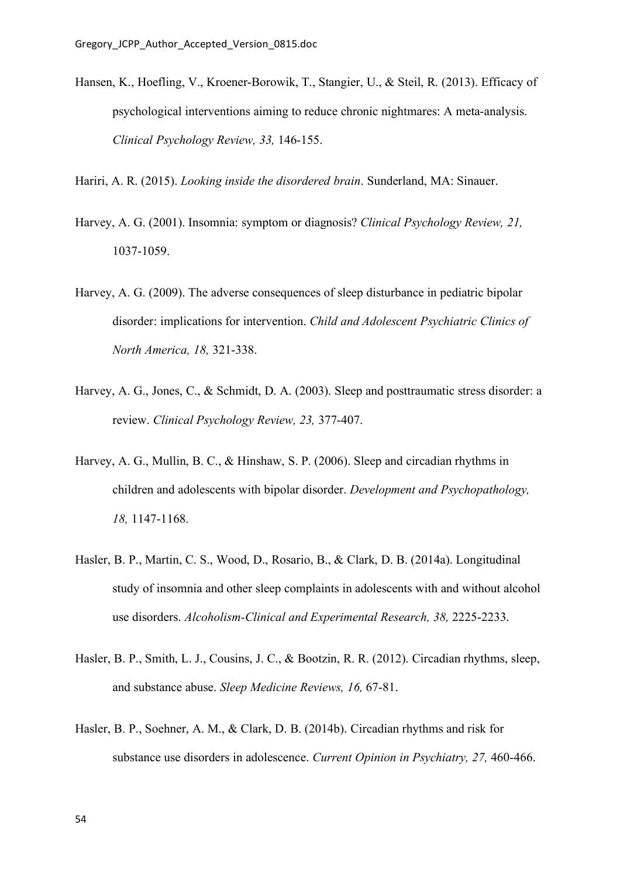Hansen, K., Hoefling, V., Kroener-Borowik, T., Stangier, U., & Steil, R. (2013). Efficacy of psychological interventions aiming to reduce chronic nightmares: A meta-analysis. *Clinical Psychology Review, 33,* 146-155.

Hariri, A. R. (2015). *Looking inside the disordered brain*. Sunderland, MA: Sinauer.

Harvey, A. G. (2001). Insomnia: symptom or diagnosis? *Clinical Psychology Review, 21,* 1037-1059.

Harvey, A. G. (2009). The adverse consequences of sleep disturbance in pediatric bipolar disorder: implications for intervention. *Child and Adolescent Psychiatric Clinics of North America, 18,* 321-338.

Harvey, A. G., Jones, C., & Schmidt, D. A. (2003). Sleep and posttraumatic stress disorder: a review. *Clinical Psychology Review, 23,* 377-407.

Harvey, A. G., Mullin, B. C., & Hinshaw, S. P. (2006). Sleep and circadian rhythms in children and adolescents with bipolar disorder. *Development and Psychopathology, 18,* 1147-1168.

Hasler, B. P., Martin, C. S., Wood, D., Rosario, B., & Clark, D. B. (2014a). Longitudinal study of insomnia and other sleep complaints in adolescents with and without alcohol use disorders. *Alcoholism-Clinical and Experimental Research, 38,* 2225-2233.

Hasler, B. P., Smith, L. J., Cousins, J. C., & Bootzin, R. R. (2012). Circadian rhythms, sleep, and substance abuse. *Sleep Medicine Reviews, 16,* 67-81.

Hasler, B. P., Soehner, A. M., & Clark, D. B. (2014b). Circadian rhythms and risk for substance use disorders in adolescence. *Current Opinion in Psychiatry, 27,* 460-466.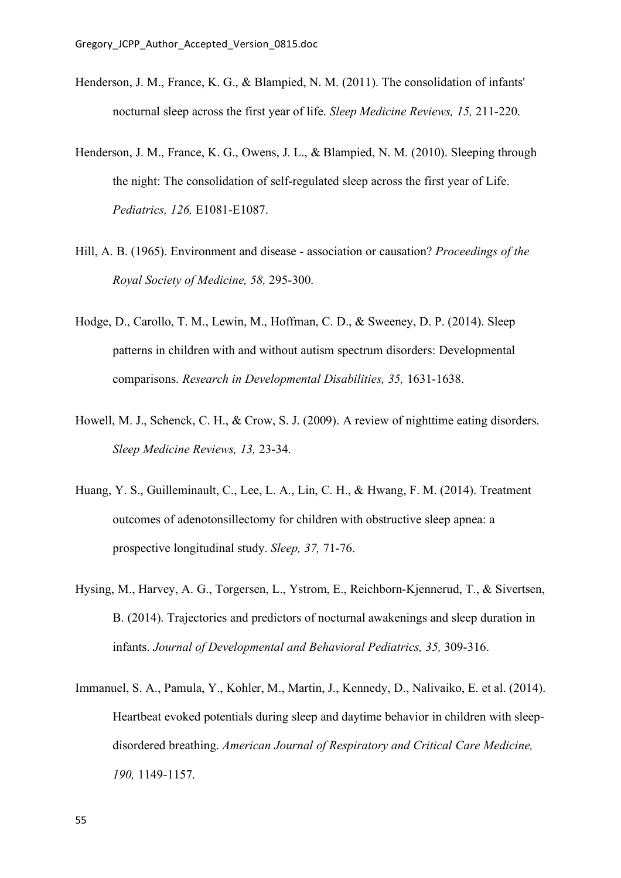Henderson, J. M., France, K. G., & Blampied, N. M. (2011). The consolidation of infants' nocturnal sleep across the first year of life. *Sleep Medicine Reviews, 15,* 211-220.

Henderson, J. M., France, K. G., Owens, J. L., & Blampied, N. M. (2010). Sleeping through the night: The consolidation of self-regulated sleep across the first year of Life. *Pediatrics, 126,* E1081-E1087.

Hill, A. B. (1965). Environment and disease - association or causation? *Proceedings of the Royal Society of Medicine, 58,* 295-300.

Hodge, D., Carollo, T. M., Lewin, M., Hoffman, C. D., & Sweeney, D. P. (2014). Sleep patterns in children with and without autism spectrum disorders: Developmental comparisons. *Research in Developmental Disabilities, 35,* 1631-1638.

Howell, M. J., Schenck, C. H., & Crow, S. J. (2009). A review of nighttime eating disorders. *Sleep Medicine Reviews, 13,* 23-34.

Huang, Y. S., Guilleminault, C., Lee, L. A., Lin, C. H., & Hwang, F. M. (2014). Treatment outcomes of adenotonsillectomy for children with obstructive sleep apnea: a prospective longitudinal study. *Sleep, 37,* 71-76.

Hysing, M., Harvey, A. G., Torgersen, L., Ystrom, E., Reichborn-Kjennerud, T., & Sivertsen, B. (2014). Trajectories and predictors of nocturnal awakenings and sleep duration in infants. *Journal of Developmental and Behavioral Pediatrics, 35,* 309-316.

Immanuel, S. A., Pamula, Y., Kohler, M., Martin, J., Kennedy, D., Nalivaiko, E. et al. (2014). Heartbeat evoked potentials during sleep and daytime behavior in children with sleep-disordered breathing. *American Journal of Respiratory and Critical Care Medicine, 190,* 1149-1157.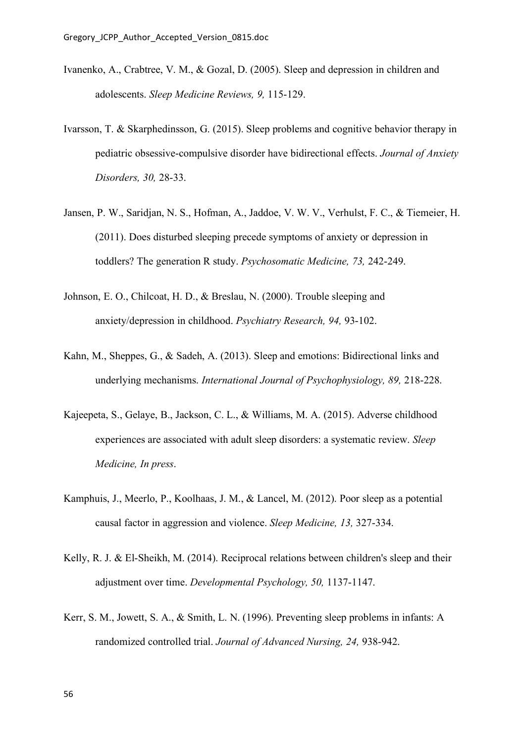Ivanenko, A., Crabtree, V. M., & Gozal, D. (2005). Sleep and depression in children and adolescents. *Sleep Medicine Reviews, 9,* 115-129.

Ivarsson, T. & Skarphedinsson, G. (2015). Sleep problems and cognitive behavior therapy in pediatric obsessive-compulsive disorder have bidirectional effects. *Journal of Anxiety Disorders, 30,* 28-33.

Jansen, P. W., Saridjan, N. S., Hofman, A., Jaddoe, V. W. V., Verhulst, F. C., & Tiemeier, H. (2011). Does disturbed sleeping precede symptoms of anxiety or depression in toddlers? The generation R study. *Psychosomatic Medicine, 73,* 242-249.

Johnson, E. O., Chilcoat, H. D., & Breslau, N. (2000). Trouble sleeping and anxiety/depression in childhood. *Psychiatry Research, 94,* 93-102.

Kahn, M., Sheppes, G., & Sadeh, A. (2013). Sleep and emotions: Bidirectional links and underlying mechanisms. *International Journal of Psychophysiology, 89,* 218-228.

Kajeepeta, S., Gelaye, B., Jackson, C. L., & Williams, M. A. (2015). Adverse childhood experiences are associated with adult sleep disorders: a systematic review. *Sleep Medicine, In press*.

Kamphuis, J., Meerlo, P., Koolhaas, J. M., & Lancel, M. (2012). Poor sleep as a potential causal factor in aggression and violence. *Sleep Medicine, 13,* 327-334.

Kelly, R. J. & El-Sheikh, M. (2014). Reciprocal relations between children's sleep and their adjustment over time. *Developmental Psychology, 50,* 1137-1147.

Kerr, S. M., Jowett, S. A., & Smith, L. N. (1996). Preventing sleep problems in infants: A randomized controlled trial. *Journal of Advanced Nursing, 24,* 938-942.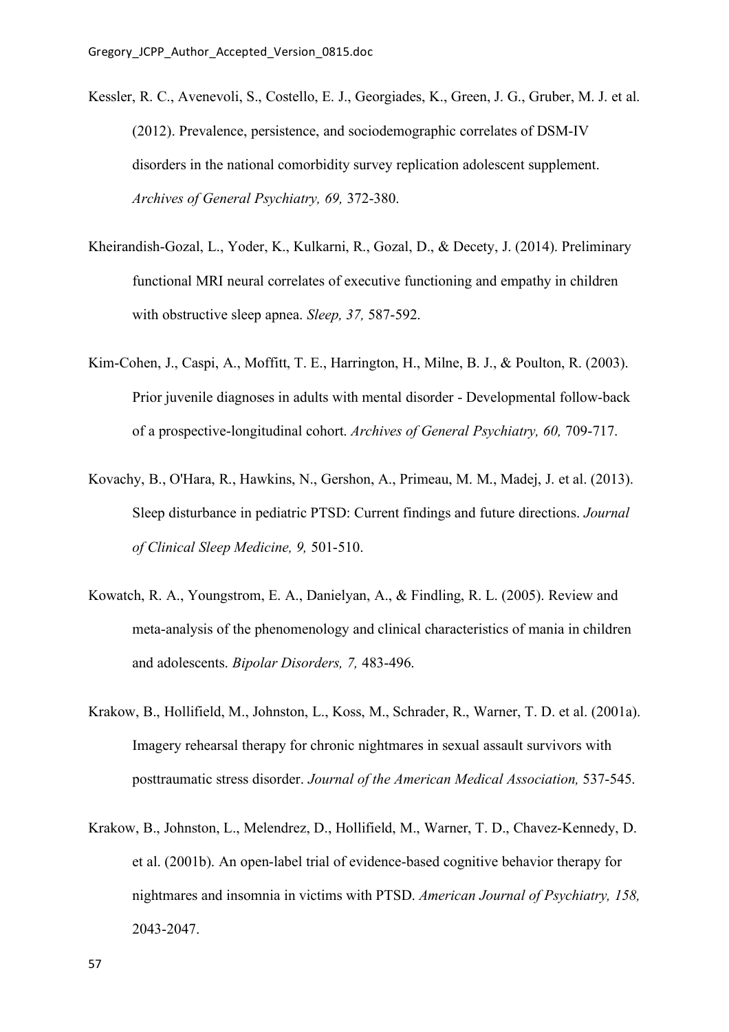Kessler, R. C., Avenevoli, S., Costello, E. J., Georgiades, K., Green, J. G., Gruber, M. J. et al. (2012). Prevalence, persistence, and sociodemographic correlates of DSM-IV disorders in the national comorbidity survey replication adolescent supplement. *Archives of General Psychiatry, 69,* 372-380.

Kheirandish-Gozal, L., Yoder, K., Kulkarni, R., Gozal, D., & Decety, J. (2014). Preliminary functional MRI neural correlates of executive functioning and empathy in children with obstructive sleep apnea. *Sleep, 37,* 587-592.

Kim-Cohen, J., Caspi, A., Moffitt, T. E., Harrington, H., Milne, B. J., & Poulton, R. (2003). Prior juvenile diagnoses in adults with mental disorder - Developmental follow-back of a prospective-longitudinal cohort. *Archives of General Psychiatry, 60,* 709-717.

Kovachy, B., O'Hara, R., Hawkins, N., Gershon, A., Primeau, M. M., Madej, J. et al. (2013). Sleep disturbance in pediatric PTSD: Current findings and future directions. *Journal of Clinical Sleep Medicine, 9,* 501-510.

Kowatch, R. A., Youngstrom, E. A., Danielyan, A., & Findling, R. L. (2005). Review and meta-analysis of the phenomenology and clinical characteristics of mania in children and adolescents. *Bipolar Disorders, 7,* 483-496.

Krakow, B., Hollifield, M., Johnston, L., Koss, M., Schrader, R., Warner, T. D. et al. (2001a). Imagery rehearsal therapy for chronic nightmares in sexual assault survivors with posttraumatic stress disorder. *Journal of the American Medical Association,* 537-545.

Krakow, B., Johnston, L., Melendrez, D., Hollifield, M., Warner, T. D., Chavez-Kennedy, D. et al. (2001b). An open-label trial of evidence-based cognitive behavior therapy for nightmares and insomnia in victims with PTSD. *American Journal of Psychiatry, 158,* 2043-2047.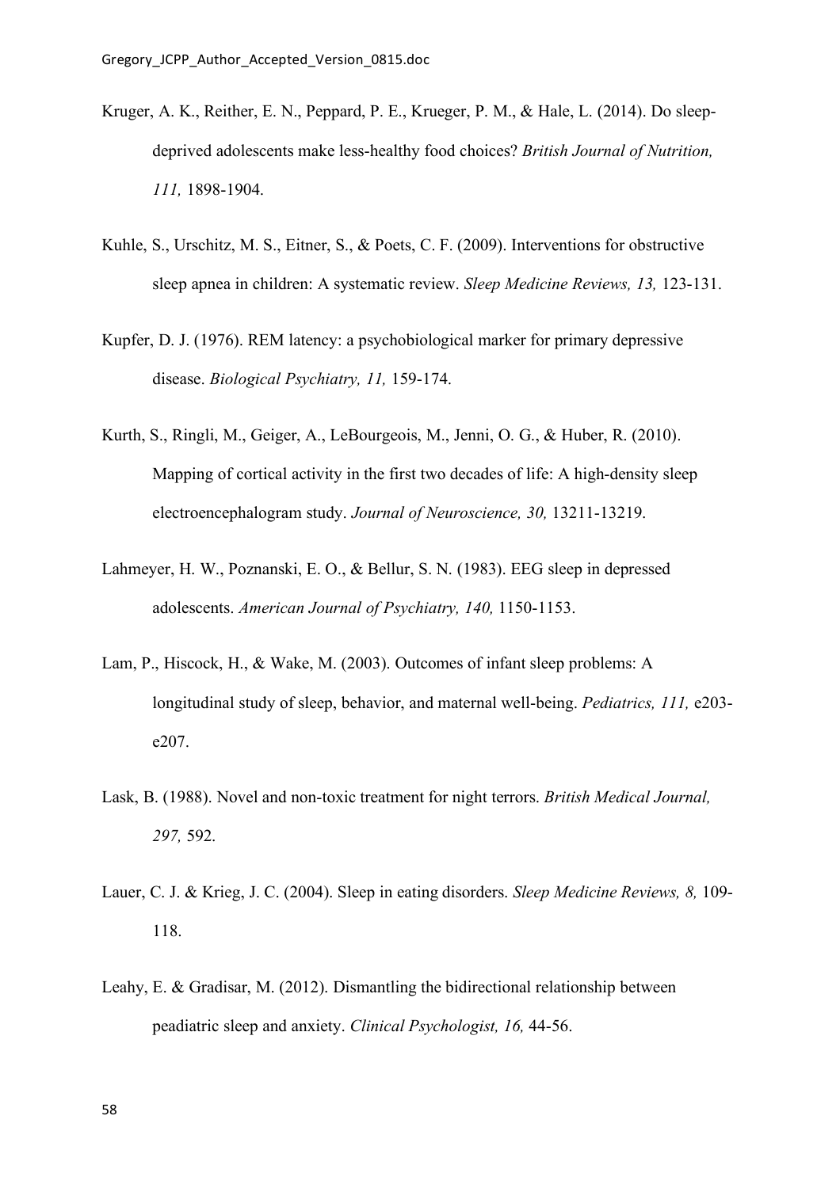Kruger, A. K., Reither, E. N., Peppard, P. E., Krueger, P. M., & Hale, L. (2014). Do sleep-deprived adolescents make less-healthy food choices? *British Journal of Nutrition, 111,* 1898-1904.

Kuhle, S., Urschitz, M. S., Eitner, S., & Poets, C. F. (2009). Interventions for obstructive sleep apnea in children: A systematic review. *Sleep Medicine Reviews, 13,* 123-131.

Kupfer, D. J. (1976). REM latency: a psychobiological marker for primary depressive disease. *Biological Psychiatry, 11,* 159-174.

Kurth, S., Ringli, M., Geiger, A., LeBourgeois, M., Jenni, O. G., & Huber, R. (2010). Mapping of cortical activity in the first two decades of life: A high-density sleep electroencephalogram study. *Journal of Neuroscience, 30,* 13211-13219.

Lahmeyer, H. W., Poznanski, E. O., & Bellur, S. N. (1983). EEG sleep in depressed adolescents. *American Journal of Psychiatry, 140,* 1150-1153.

Lam, P., Hiscock, H., & Wake, M. (2003). Outcomes of infant sleep problems: A longitudinal study of sleep, behavior, and maternal well-being. *Pediatrics, 111,* e203-e207.

Lask, B. (1988). Novel and non-toxic treatment for night terrors. *British Medical Journal, 297,* 592.

Lauer, C. J. & Krieg, J. C. (2004). Sleep in eating disorders. *Sleep Medicine Reviews, 8,* 109-118.

Leahy, E. & Gradisar, M. (2012). Dismantling the bidirectional relationship between peadiatric sleep and anxiety. *Clinical Psychologist, 16,* 44-56.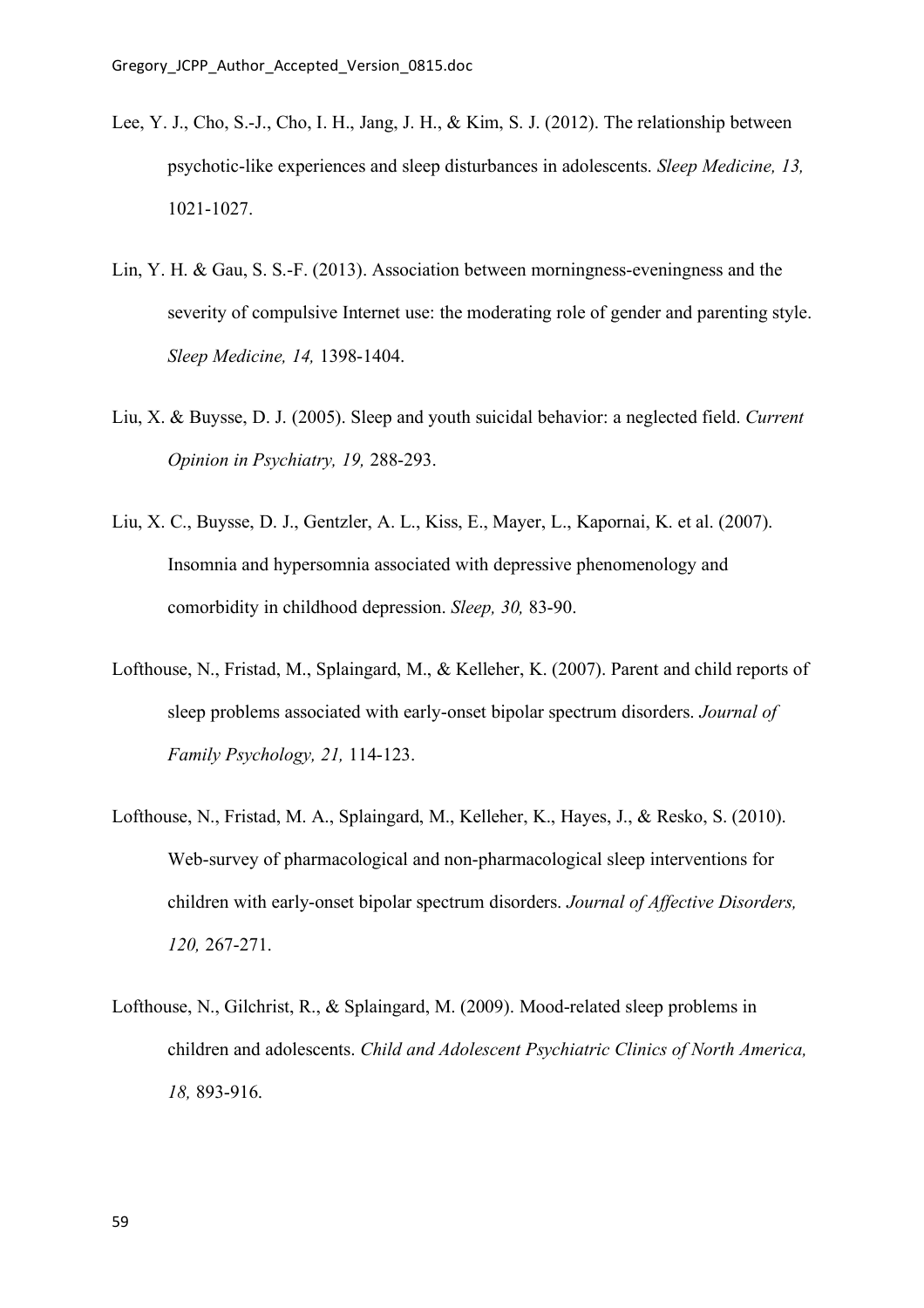Lee, Y. J., Cho, S.-J., Cho, I. H., Jang, J. H., & Kim, S. J. (2012). The relationship between psychotic-like experiences and sleep disturbances in adolescents. *Sleep Medicine, 13,* 1021-1027.

Lin, Y. H. & Gau, S. S.-F. (2013). Association between morningness-eveningness and the severity of compulsive Internet use: the moderating role of gender and parenting style. *Sleep Medicine, 14,* 1398-1404.

Liu, X. & Buysse, D. J. (2005). Sleep and youth suicidal behavior: a neglected field. *Current Opinion in Psychiatry, 19,* 288-293.

Liu, X. C., Buysse, D. J., Gentzler, A. L., Kiss, E., Mayer, L., Kapornai, K. et al. (2007). Insomnia and hypersomnia associated with depressive phenomenology and comorbidity in childhood depression. *Sleep, 30,* 83-90.

Lofthouse, N., Fristad, M., Splaingard, M., & Kelleher, K. (2007). Parent and child reports of sleep problems associated with early-onset bipolar spectrum disorders. *Journal of Family Psychology, 21,* 114-123.

Lofthouse, N., Fristad, M. A., Splaingard, M., Kelleher, K., Hayes, J., & Resko, S. (2010). Web-survey of pharmacological and non-pharmacological sleep interventions for children with early-onset bipolar spectrum disorders. *Journal of Affective Disorders, 120,* 267-271.

Lofthouse, N., Gilchrist, R., & Splaingard, M. (2009). Mood-related sleep problems in children and adolescents. *Child and Adolescent Psychiatric Clinics of North America, 18,* 893-916.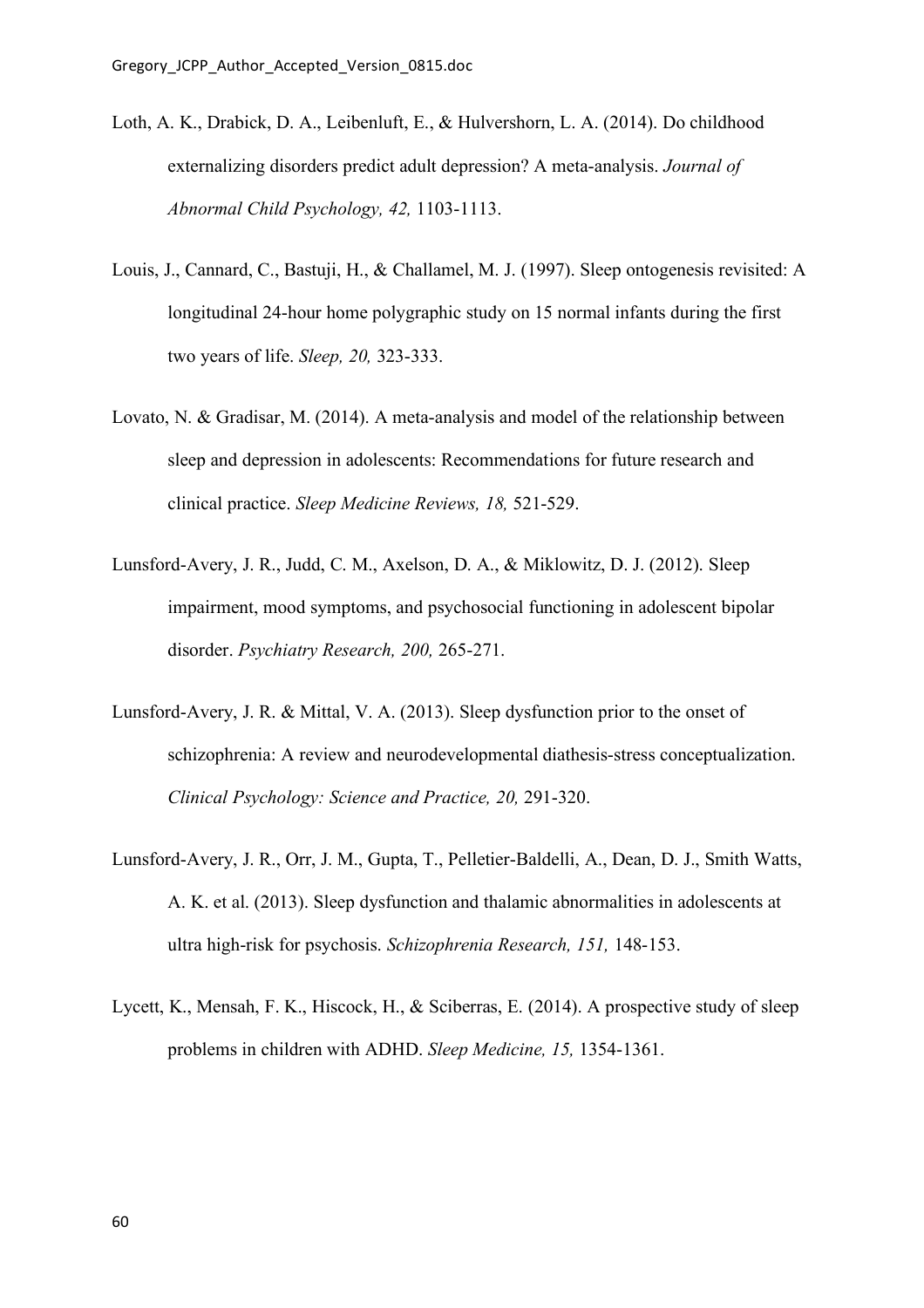Loth, A. K., Drabick, D. A., Leibenluft, E., & Hulvershorn, L. A. (2014). Do childhood externalizing disorders predict adult depression? A meta-analysis. *Journal of Abnormal Child Psychology, 42,* 1103-1113.

Louis, J., Cannard, C., Bastuji, H., & Challamel, M. J. (1997). Sleep ontogenesis revisited: A longitudinal 24-hour home polygraphic study on 15 normal infants during the first two years of life. *Sleep, 20,* 323-333.

Lovato, N. & Gradisar, M. (2014). A meta-analysis and model of the relationship between sleep and depression in adolescents: Recommendations for future research and clinical practice. *Sleep Medicine Reviews, 18,* 521-529.

Lunsford-Avery, J. R., Judd, C. M., Axelson, D. A., & Miklowitz, D. J. (2012). Sleep impairment, mood symptoms, and psychosocial functioning in adolescent bipolar disorder. *Psychiatry Research, 200,* 265-271.

Lunsford-Avery, J. R. & Mittal, V. A. (2013). Sleep dysfunction prior to the onset of schizophrenia: A review and neurodevelopmental diathesis-stress conceptualization. *Clinical Psychology: Science and Practice, 20,* 291-320.

Lunsford-Avery, J. R., Orr, J. M., Gupta, T., Pelletier-Baldelli, A., Dean, D. J., Smith Watts, A. K. et al. (2013). Sleep dysfunction and thalamic abnormalities in adolescents at ultra high-risk for psychosis. *Schizophrenia Research, 151,* 148-153.

Lycett, K., Mensah, F. K., Hiscock, H., & Sciberras, E. (2014). A prospective study of sleep problems in children with ADHD. *Sleep Medicine, 15,* 1354-1361.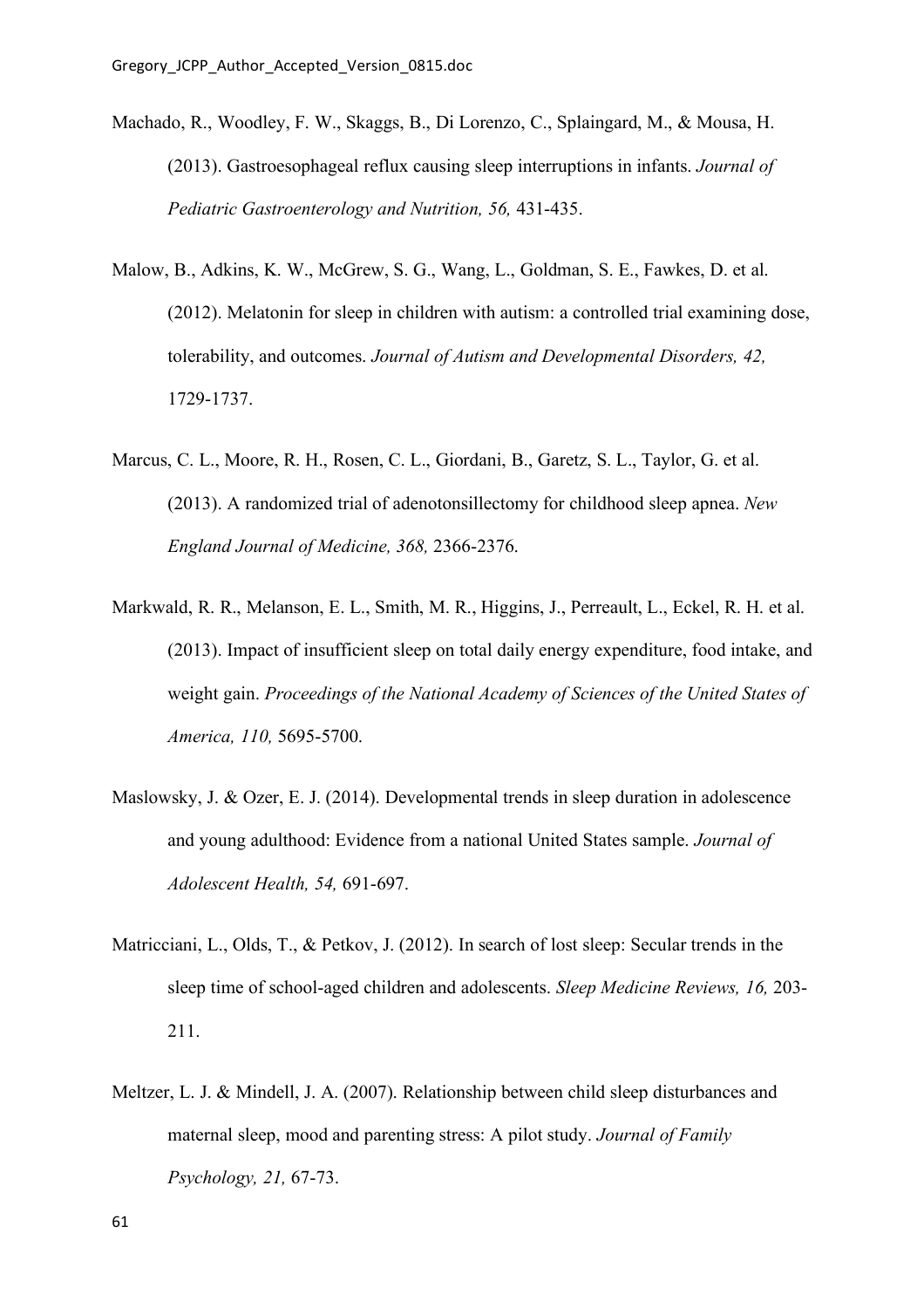Machado, R., Woodley, F. W., Skaggs, B., Di Lorenzo, C., Splaingard, M., & Mousa, H. (2013). Gastroesophageal reflux causing sleep interruptions in infants. *Journal of Pediatric Gastroenterology and Nutrition, 56,* 431-435.

Malow, B., Adkins, K. W., McGrew, S. G., Wang, L., Goldman, S. E., Fawkes, D. et al. (2012). Melatonin for sleep in children with autism: a controlled trial examining dose, tolerability, and outcomes. *Journal of Autism and Developmental Disorders, 42,* 1729-1737.

Marcus, C. L., Moore, R. H., Rosen, C. L., Giordani, B., Garetz, S. L., Taylor, G. et al. (2013). A randomized trial of adenotonsillectomy for childhood sleep apnea. *New England Journal of Medicine, 368,* 2366-2376.

Markwald, R. R., Melanson, E. L., Smith, M. R., Higgins, J., Perreault, L., Eckel, R. H. et al. (2013). Impact of insufficient sleep on total daily energy expenditure, food intake, and weight gain. *Proceedings of the National Academy of Sciences of the United States of America, 110,* 5695-5700.

Maslowsky, J. & Ozer, E. J. (2014). Developmental trends in sleep duration in adolescence and young adulthood: Evidence from a national United States sample. *Journal of Adolescent Health, 54,* 691-697.

Matricciani, L., Olds, T., & Petkov, J. (2012). In search of lost sleep: Secular trends in the sleep time of school-aged children and adolescents. *Sleep Medicine Reviews, 16,* 203-211.

Meltzer, L. J. & Mindell, J. A. (2007). Relationship between child sleep disturbances and maternal sleep, mood and parenting stress: A pilot study. *Journal of Family Psychology, 21,* 67-73.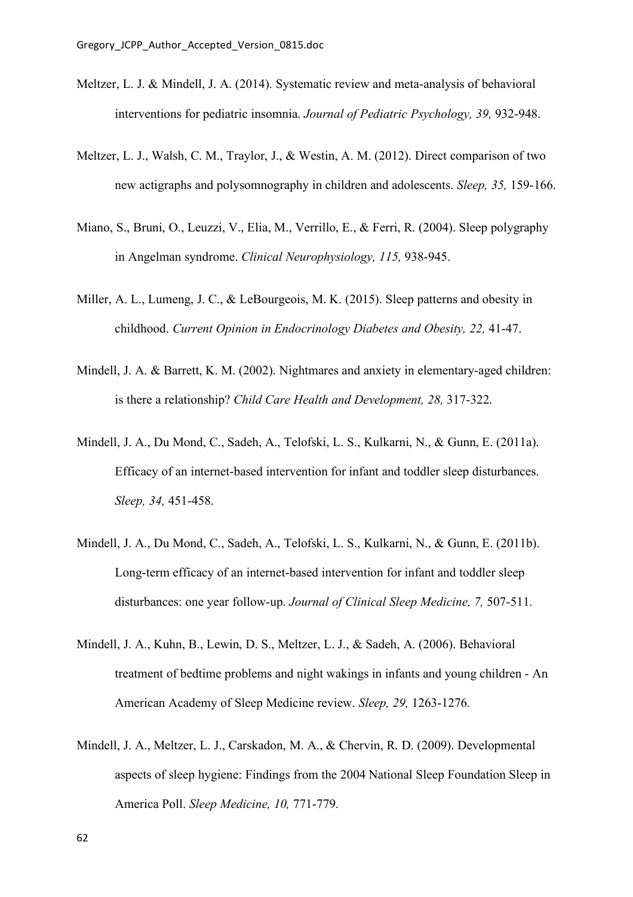Meltzer, L. J. & Mindell, J. A. (2014). Systematic review and meta-analysis of behavioral interventions for pediatric insomnia. *Journal of Pediatric Psychology, 39,* 932-948.

Meltzer, L. J., Walsh, C. M., Traylor, J., & Westin, A. M. (2012). Direct comparison of two new actigraphs and polysomnography in children and adolescents. *Sleep, 35,* 159-166.

Miano, S., Bruni, O., Leuzzi, V., Elia, M., Verrillo, E., & Ferri, R. (2004). Sleep polygraphy in Angelman syndrome. *Clinical Neurophysiology, 115,* 938-945.

Miller, A. L., Lumeng, J. C., & LeBourgeois, M. K. (2015). Sleep patterns and obesity in childhood. *Current Opinion in Endocrinology Diabetes and Obesity, 22,* 41-47.

Mindell, J. A. & Barrett, K. M. (2002). Nightmares and anxiety in elementary-aged children: is there a relationship? *Child Care Health and Development, 28,* 317-322.

Mindell, J. A., Du Mond, C., Sadeh, A., Telofski, L. S., Kulkarni, N., & Gunn, E. (2011a). Efficacy of an internet-based intervention for infant and toddler sleep disturbances. *Sleep, 34,* 451-458.

Mindell, J. A., Du Mond, C., Sadeh, A., Telofski, L. S., Kulkarni, N., & Gunn, E. (2011b). Long-term efficacy of an internet-based intervention for infant and toddler sleep disturbances: one year follow-up. *Journal of Clinical Sleep Medicine, 7,* 507-511.

Mindell, J. A., Kuhn, B., Lewin, D. S., Meltzer, L. J., & Sadeh, A. (2006). Behavioral treatment of bedtime problems and night wakings in infants and young children - An American Academy of Sleep Medicine review. *Sleep, 29,* 1263-1276.

Mindell, J. A., Meltzer, L. J., Carskadon, M. A., & Chervin, R. D. (2009). Developmental aspects of sleep hygiene: Findings from the 2004 National Sleep Foundation Sleep in America Poll. *Sleep Medicine, 10,* 771-779.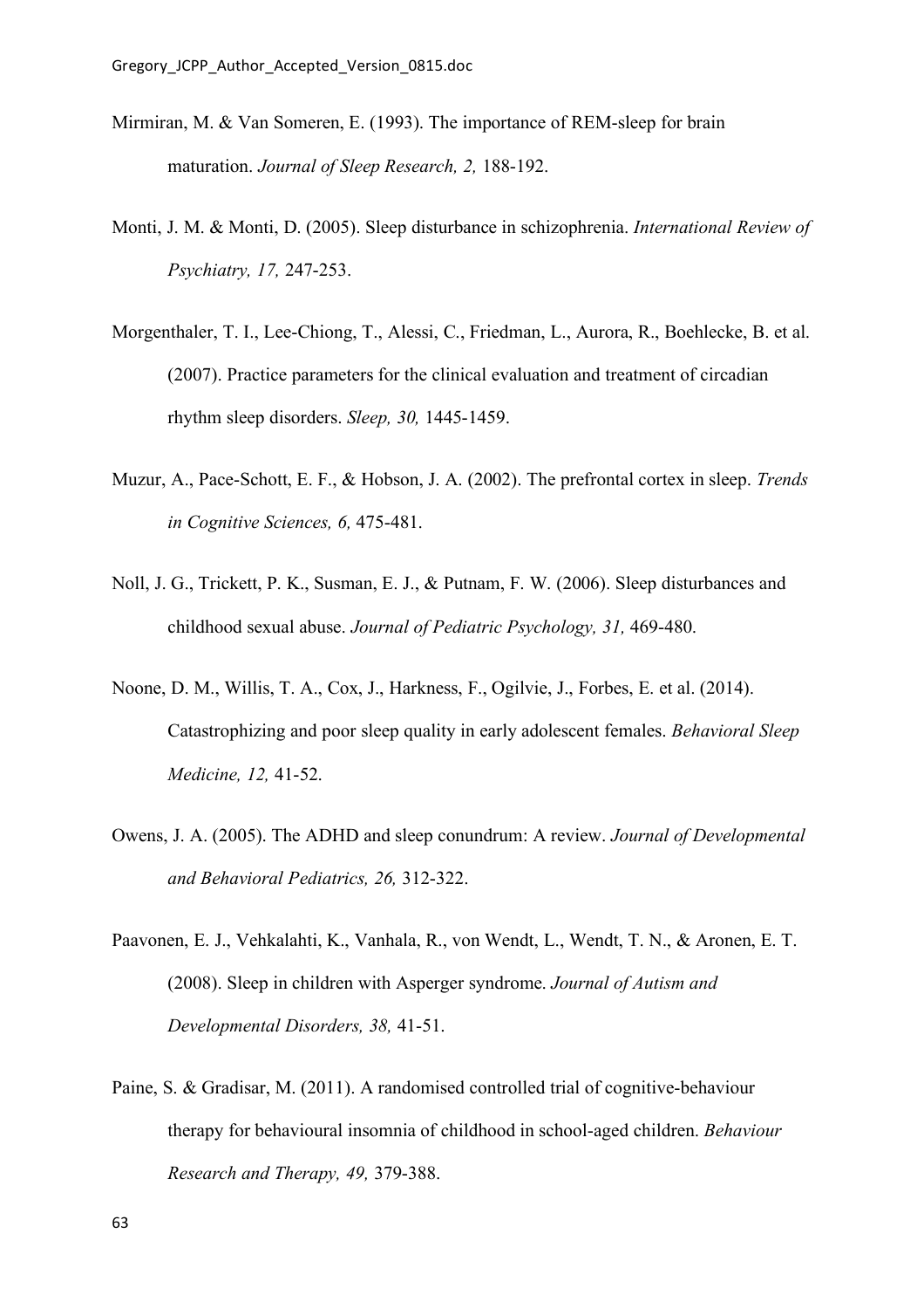Mirmiran, M. & Van Someren, E. (1993). The importance of REM-sleep for brain maturation. *Journal of Sleep Research, 2,* 188-192.

Monti, J. M. & Monti, D. (2005). Sleep disturbance in schizophrenia. *International Review of Psychiatry, 17,* 247-253.

Morgenthaler, T. I., Lee-Chiong, T., Alessi, C., Friedman, L., Aurora, R., Boehlecke, B. et al. (2007). Practice parameters for the clinical evaluation and treatment of circadian rhythm sleep disorders. *Sleep, 30,* 1445-1459.

Muzur, A., Pace-Schott, E. F., & Hobson, J. A. (2002). The prefrontal cortex in sleep. *Trends in Cognitive Sciences, 6,* 475-481.

Noll, J. G., Trickett, P. K., Susman, E. J., & Putnam, F. W. (2006). Sleep disturbances and childhood sexual abuse. *Journal of Pediatric Psychology, 31,* 469-480.

Noone, D. M., Willis, T. A., Cox, J., Harkness, F., Ogilvie, J., Forbes, E. et al. (2014). Catastrophizing and poor sleep quality in early adolescent females. *Behavioral Sleep Medicine, 12,* 41-52.

Owens, J. A. (2005). The ADHD and sleep conundrum: A review. *Journal of Developmental and Behavioral Pediatrics, 26,* 312-322.

Paavonen, E. J., Vehkalahti, K., Vanhala, R., von Wendt, L., Wendt, T. N., & Aronen, E. T. (2008). Sleep in children with Asperger syndrome. *Journal of Autism and Developmental Disorders, 38,* 41-51.

Paine, S. & Gradisar, M. (2011). A randomised controlled trial of cognitive-behaviour therapy for behavioural insomnia of childhood in school-aged children. *Behaviour Research and Therapy, 49,* 379-388.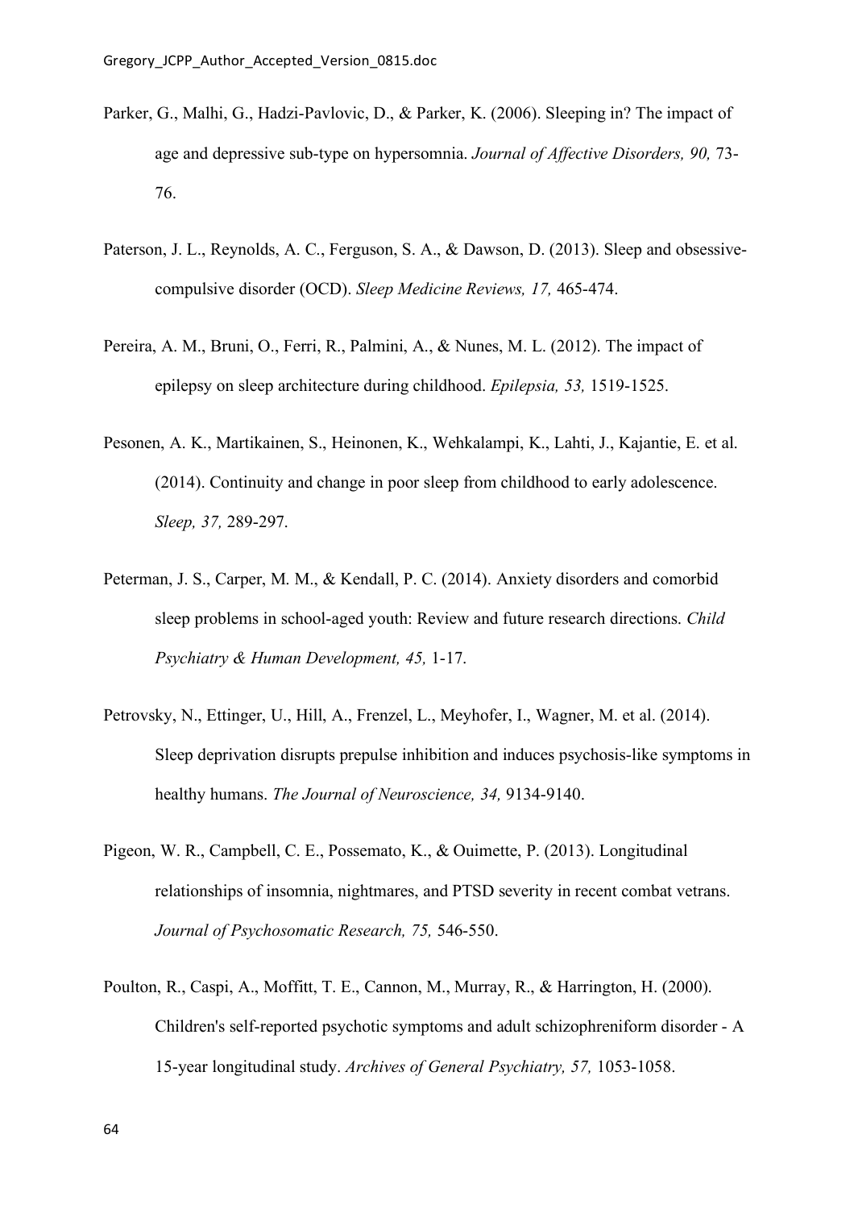Parker, G., Malhi, G., Hadzi-Pavlovic, D., & Parker, K. (2006). Sleeping in? The impact of age and depressive sub-type on hypersomnia. *Journal of Affective Disorders, 90,* 73-76.

Paterson, J. L., Reynolds, A. C., Ferguson, S. A., & Dawson, D. (2013). Sleep and obsessive-compulsive disorder (OCD). *Sleep Medicine Reviews, 17,* 465-474.

Pereira, A. M., Bruni, O., Ferri, R., Palmini, A., & Nunes, M. L. (2012). The impact of epilepsy on sleep architecture during childhood. *Epilepsia, 53,* 1519-1525.

Pesonen, A. K., Martikainen, S., Heinonen, K., Wehkalampi, K., Lahti, J., Kajantie, E. et al. (2014). Continuity and change in poor sleep from childhood to early adolescence. *Sleep, 37,* 289-297.

Peterman, J. S., Carper, M. M., & Kendall, P. C. (2014). Anxiety disorders and comorbid sleep problems in school-aged youth: Review and future research directions. *Child Psychiatry & Human Development, 45,* 1-17.

Petrovsky, N., Ettinger, U., Hill, A., Frenzel, L., Meyhofer, I., Wagner, M. et al. (2014). Sleep deprivation disrupts prepulse inhibition and induces psychosis-like symptoms in healthy humans. *The Journal of Neuroscience, 34,* 9134-9140.

Pigeon, W. R., Campbell, C. E., Possemato, K., & Ouimette, P. (2013). Longitudinal relationships of insomnia, nightmares, and PTSD severity in recent combat vetrans. *Journal of Psychosomatic Research, 75,* 546-550.

Poulton, R., Caspi, A., Moffitt, T. E., Cannon, M., Murray, R., & Harrington, H. (2000). Children's self-reported psychotic symptoms and adult schizophreniform disorder - A 15-year longitudinal study. *Archives of General Psychiatry, 57,* 1053-1058.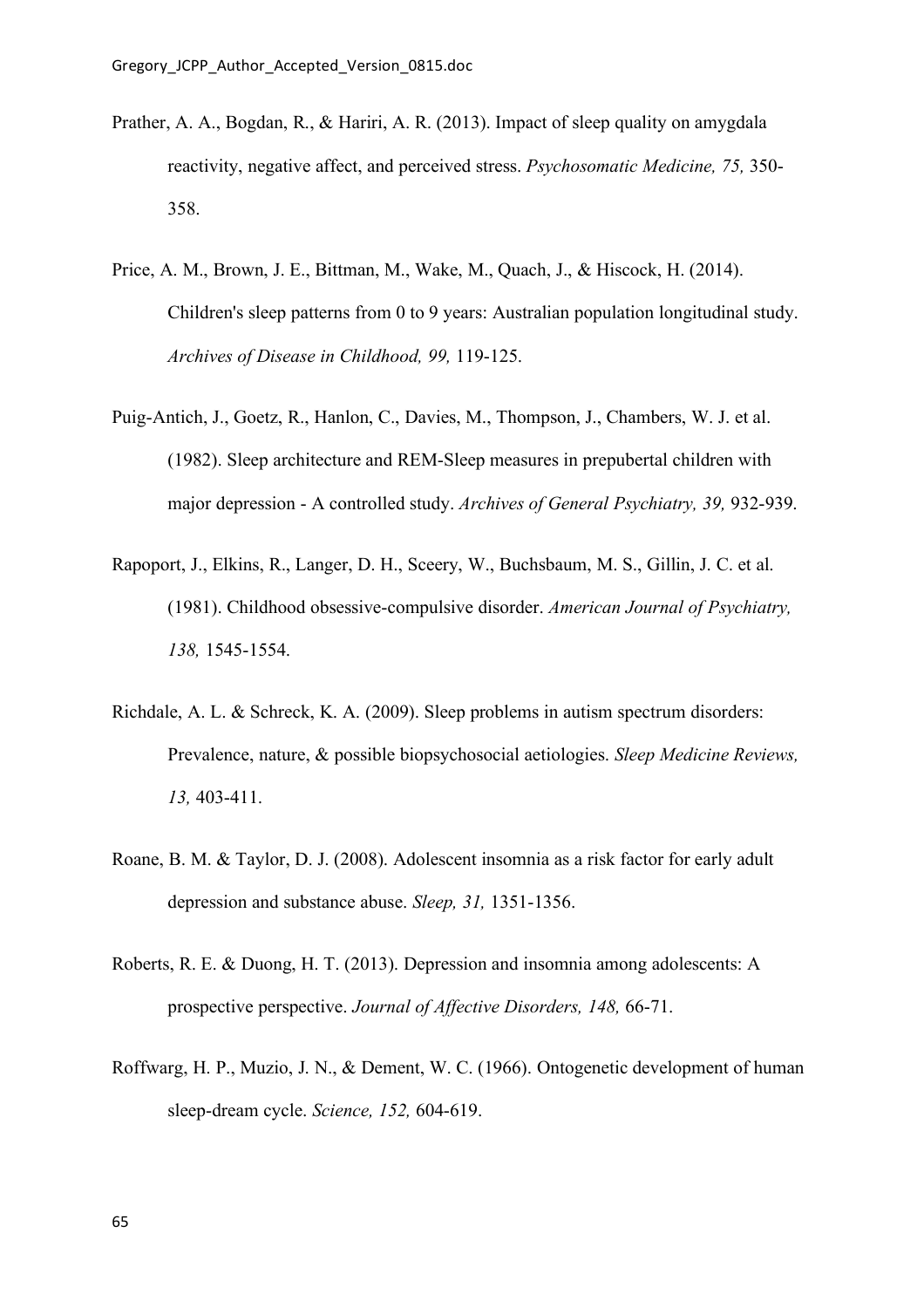Prather, A. A., Bogdan, R., & Hariri, A. R. (2013). Impact of sleep quality on amygdala reactivity, negative affect, and perceived stress. *Psychosomatic Medicine, 75,* 350-358.

Price, A. M., Brown, J. E., Bittman, M., Wake, M., Quach, J., & Hiscock, H. (2014). Children's sleep patterns from 0 to 9 years: Australian population longitudinal study. *Archives of Disease in Childhood, 99,* 119-125.

Puig-Antich, J., Goetz, R., Hanlon, C., Davies, M., Thompson, J., Chambers, W. J. et al. (1982). Sleep architecture and REM-Sleep measures in prepubertal children with major depression - A controlled study. *Archives of General Psychiatry, 39,* 932-939.

Rapoport, J., Elkins, R., Langer, D. H., Sceery, W., Buchsbaum, M. S., Gillin, J. C. et al. (1981). Childhood obsessive-compulsive disorder. *American Journal of Psychiatry, 138,* 1545-1554.

Richdale, A. L. & Schreck, K. A. (2009). Sleep problems in autism spectrum disorders: Prevalence, nature, & possible biopsychosocial aetiologies. *Sleep Medicine Reviews, 13,* 403-411.

Roane, B. M. & Taylor, D. J. (2008). Adolescent insomnia as a risk factor for early adult depression and substance abuse. *Sleep, 31,* 1351-1356.

Roberts, R. E. & Duong, H. T. (2013). Depression and insomnia among adolescents: A prospective perspective. *Journal of Affective Disorders, 148,* 66-71.

Roffwarg, H. P., Muzio, J. N., & Dement, W. C. (1966). Ontogenetic development of human sleep-dream cycle. *Science, 152,* 604-619.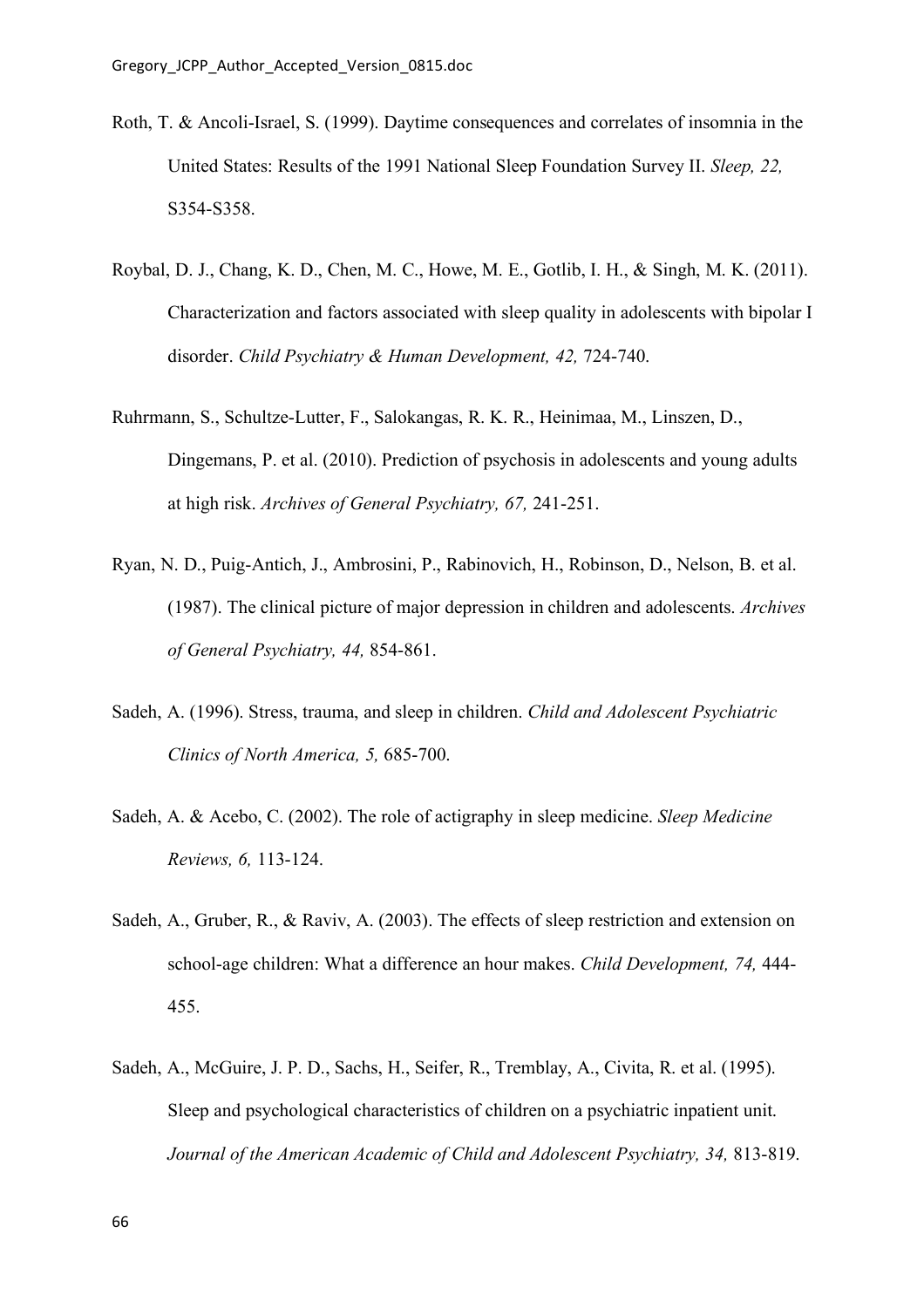Roth, T. & Ancoli-Israel, S. (1999). Daytime consequences and correlates of insomnia in the United States: Results of the 1991 National Sleep Foundation Survey II. *Sleep, 22,* S354-S358.

Roybal, D. J., Chang, K. D., Chen, M. C., Howe, M. E., Gotlib, I. H., & Singh, M. K. (2011). Characterization and factors associated with sleep quality in adolescents with bipolar I disorder. *Child Psychiatry & Human Development, 42,* 724-740.

Ruhrmann, S., Schultze-Lutter, F., Salokangas, R. K. R., Heinimaa, M., Linszen, D., Dingemans, P. et al. (2010). Prediction of psychosis in adolescents and young adults at high risk. *Archives of General Psychiatry, 67,* 241-251.

Ryan, N. D., Puig-Antich, J., Ambrosini, P., Rabinovich, H., Robinson, D., Nelson, B. et al. (1987). The clinical picture of major depression in children and adolescents. *Archives of General Psychiatry, 44,* 854-861.

Sadeh, A. (1996). Stress, trauma, and sleep in children. *Child and Adolescent Psychiatric Clinics of North America, 5,* 685-700.

Sadeh, A. & Acebo, C. (2002). The role of actigraphy in sleep medicine. *Sleep Medicine Reviews, 6,* 113-124.

Sadeh, A., Gruber, R., & Raviv, A. (2003). The effects of sleep restriction and extension on school-age children: What a difference an hour makes. *Child Development, 74,* 444-455.

Sadeh, A., McGuire, J. P. D., Sachs, H., Seifer, R., Tremblay, A., Civita, R. et al. (1995). Sleep and psychological characteristics of children on a psychiatric inpatient unit. *Journal of the American Academic of Child and Adolescent Psychiatry, 34,* 813-819.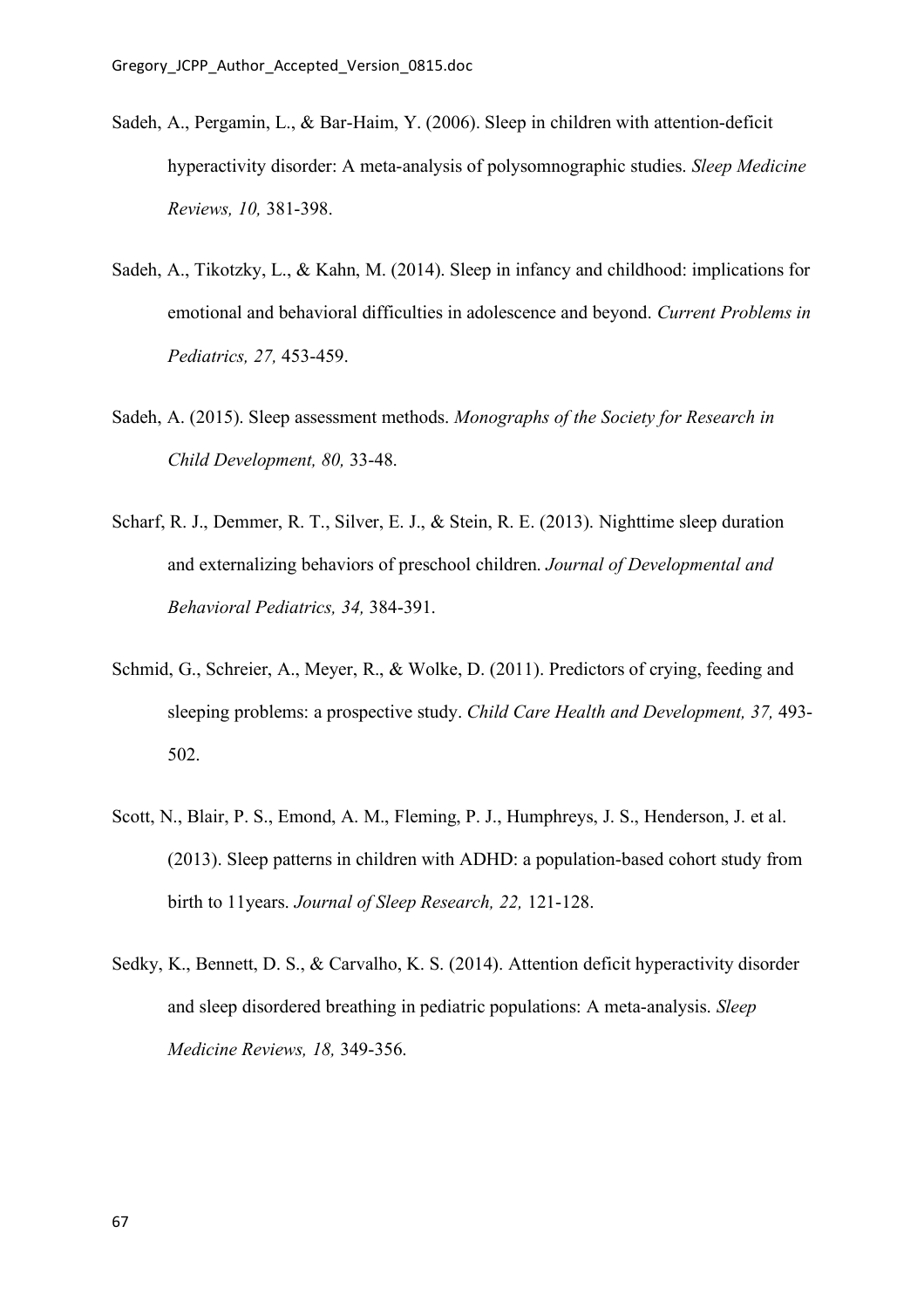Sadeh, A., Pergamin, L., & Bar-Haim, Y. (2006). Sleep in children with attention-deficit hyperactivity disorder: A meta-analysis of polysomnographic studies. *Sleep Medicine Reviews, 10,* 381-398.

Sadeh, A., Tikotzky, L., & Kahn, M. (2014). Sleep in infancy and childhood: implications for emotional and behavioral difficulties in adolescence and beyond. *Current Problems in Pediatrics, 27,* 453-459.

Sadeh, A. (2015). Sleep assessment methods. *Monographs of the Society for Research in Child Development, 80,* 33-48.

Scharf, R. J., Demmer, R. T., Silver, E. J., & Stein, R. E. (2013). Nighttime sleep duration and externalizing behaviors of preschool children. *Journal of Developmental and Behavioral Pediatrics, 34,* 384-391.

Schmid, G., Schreier, A., Meyer, R., & Wolke, D. (2011). Predictors of crying, feeding and sleeping problems: a prospective study. *Child Care Health and Development, 37,* 493-502.

Scott, N., Blair, P. S., Emond, A. M., Fleming, P. J., Humphreys, J. S., Henderson, J. et al. (2013). Sleep patterns in children with ADHD: a population-based cohort study from birth to 11years. *Journal of Sleep Research, 22,* 121-128.

Sedky, K., Bennett, D. S., & Carvalho, K. S. (2014). Attention deficit hyperactivity disorder and sleep disordered breathing in pediatric populations: A meta-analysis. *Sleep Medicine Reviews, 18,* 349-356.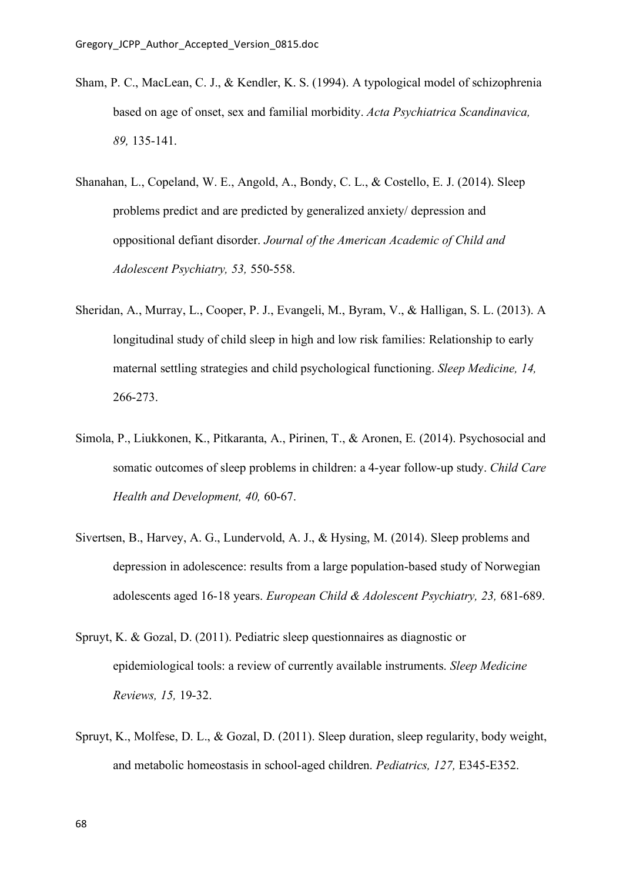Sham, P. C., MacLean, C. J., & Kendler, K. S. (1994). A typological model of schizophrenia based on age of onset, sex and familial morbidity. *Acta Psychiatrica Scandinavica, 89,* 135-141.

Shanahan, L., Copeland, W. E., Angold, A., Bondy, C. L., & Costello, E. J. (2014). Sleep problems predict and are predicted by generalized anxiety/ depression and oppositional defiant disorder. *Journal of the American Academic of Child and Adolescent Psychiatry, 53,* 550-558.

Sheridan, A., Murray, L., Cooper, P. J., Evangeli, M., Byram, V., & Halligan, S. L. (2013). A longitudinal study of child sleep in high and low risk families: Relationship to early maternal settling strategies and child psychological functioning. *Sleep Medicine, 14,* 266-273.

Simola, P., Liukkonen, K., Pitkaranta, A., Pirinen, T., & Aronen, E. (2014). Psychosocial and somatic outcomes of sleep problems in children: a 4-year follow-up study. *Child Care Health and Development, 40,* 60-67.

Sivertsen, B., Harvey, A. G., Lundervold, A. J., & Hysing, M. (2014). Sleep problems and depression in adolescence: results from a large population-based study of Norwegian adolescents aged 16-18 years. *European Child & Adolescent Psychiatry, 23,* 681-689.

Spruyt, K. & Gozal, D. (2011). Pediatric sleep questionnaires as diagnostic or epidemiological tools: a review of currently available instruments. *Sleep Medicine Reviews, 15,* 19-32.

Spruyt, K., Molfese, D. L., & Gozal, D. (2011). Sleep duration, sleep regularity, body weight, and metabolic homeostasis in school-aged children. *Pediatrics, 127,* E345-E352.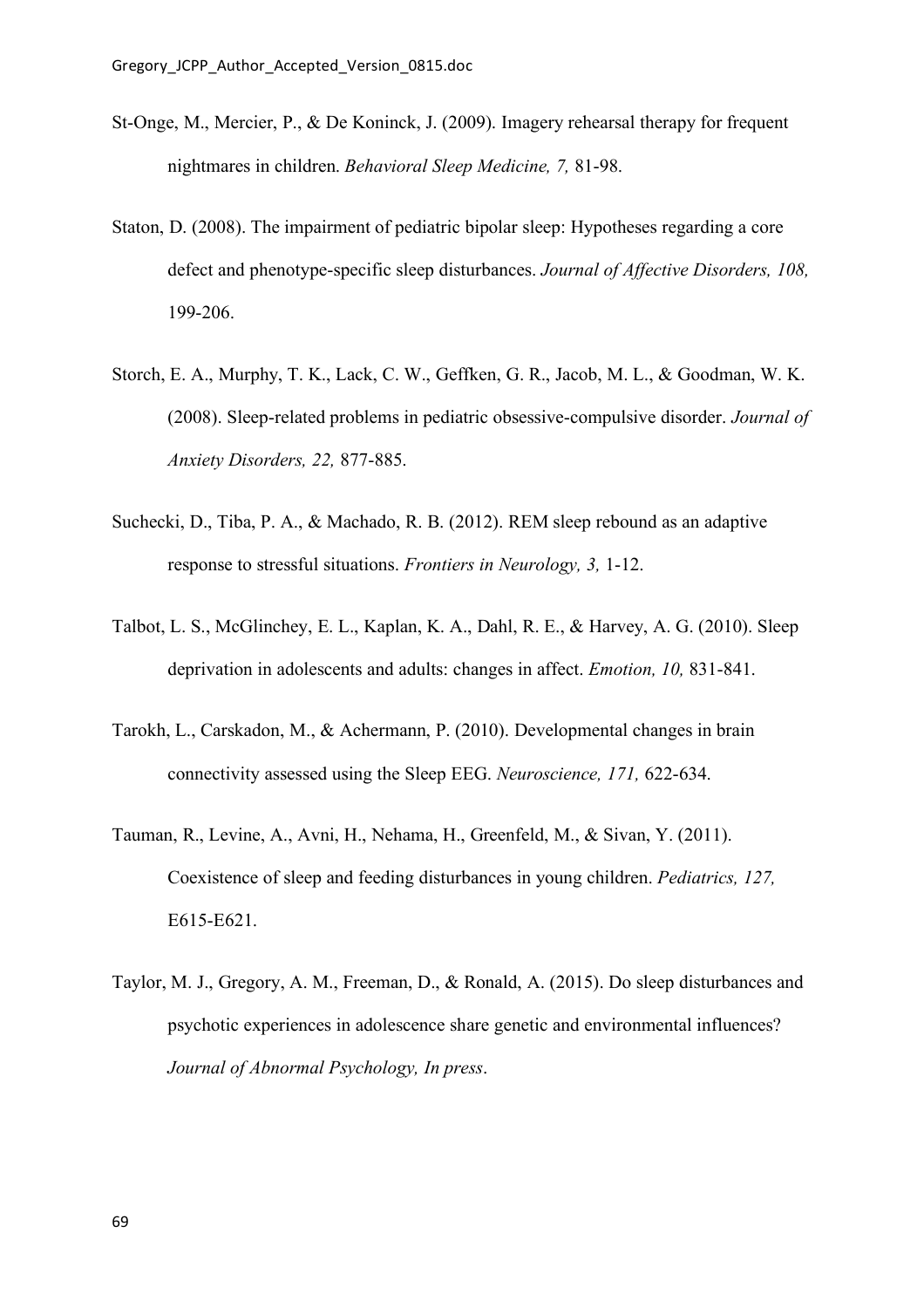St-Onge, M., Mercier, P., & De Koninck, J. (2009). Imagery rehearsal therapy for frequent nightmares in children. *Behavioral Sleep Medicine, 7,* 81-98.

Staton, D. (2008). The impairment of pediatric bipolar sleep: Hypotheses regarding a core defect and phenotype-specific sleep disturbances. *Journal of Affective Disorders, 108,* 199-206.

Storch, E. A., Murphy, T. K., Lack, C. W., Geffken, G. R., Jacob, M. L., & Goodman, W. K. (2008). Sleep-related problems in pediatric obsessive-compulsive disorder. *Journal of Anxiety Disorders, 22,* 877-885.

Suchecki, D., Tiba, P. A., & Machado, R. B. (2012). REM sleep rebound as an adaptive response to stressful situations. *Frontiers in Neurology, 3,* 1-12.

Talbot, L. S., McGlinchey, E. L., Kaplan, K. A., Dahl, R. E., & Harvey, A. G. (2010). Sleep deprivation in adolescents and adults: changes in affect. *Emotion, 10,* 831-841.

Tarokh, L., Carskadon, M., & Achermann, P. (2010). Developmental changes in brain connectivity assessed using the Sleep EEG. *Neuroscience, 171,* 622-634.

Tauman, R., Levine, A., Avni, H., Nehama, H., Greenfeld, M., & Sivan, Y. (2011). Coexistence of sleep and feeding disturbances in young children. *Pediatrics, 127,* E615-E621.

Taylor, M. J., Gregory, A. M., Freeman, D., & Ronald, A. (2015). Do sleep disturbances and psychotic experiences in adolescence share genetic and environmental influences? *Journal of Abnormal Psychology, In press*.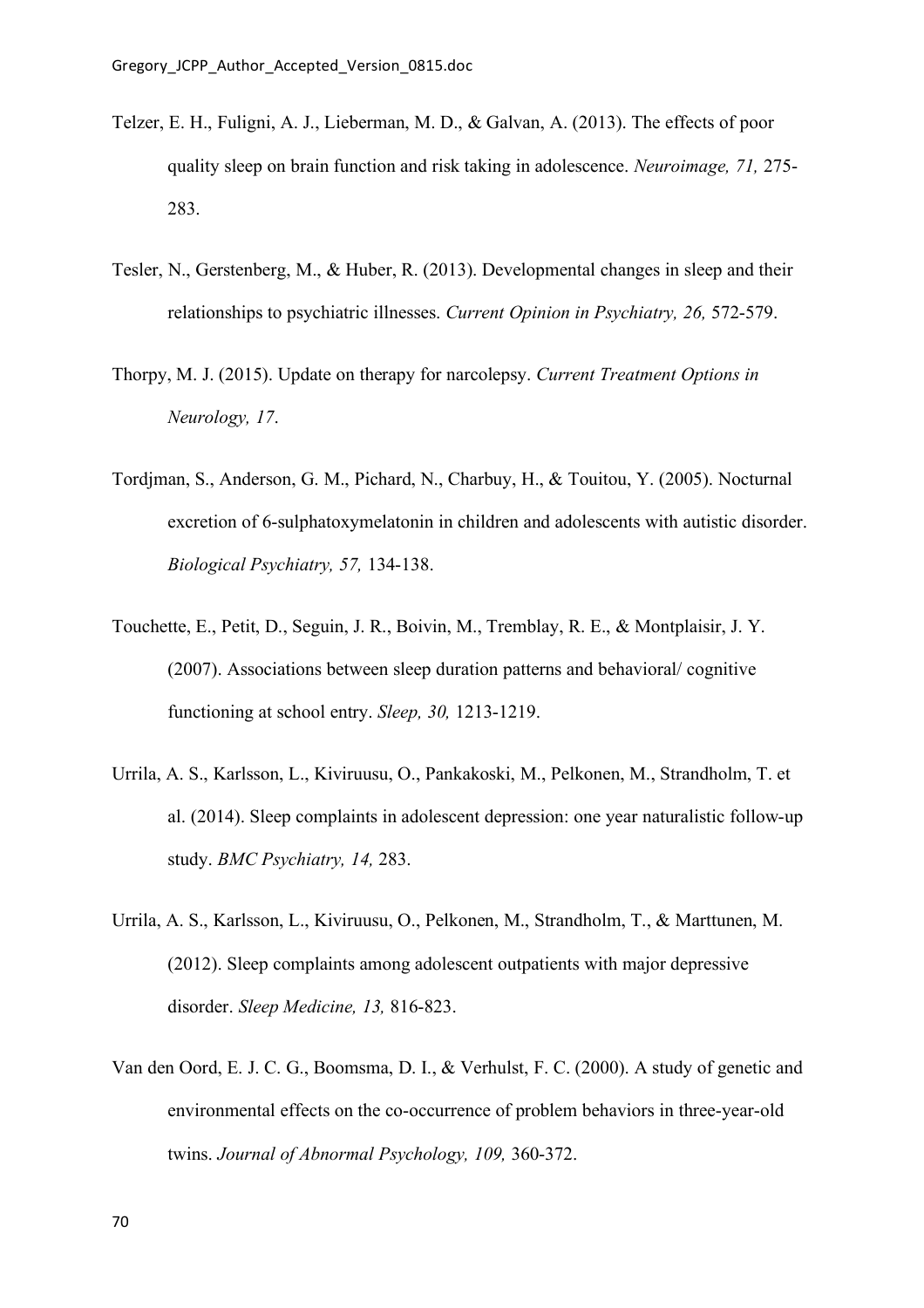Telzer, E. H., Fuligni, A. J., Lieberman, M. D., & Galvan, A. (2013). The effects of poor quality sleep on brain function and risk taking in adolescence. *Neuroimage, 71,* 275-283.

Tesler, N., Gerstenberg, M., & Huber, R. (2013). Developmental changes in sleep and their relationships to psychiatric illnesses. *Current Opinion in Psychiatry, 26,* 572-579.

Thorpy, M. J. (2015). Update on therapy for narcolepsy. *Current Treatment Options in Neurology, 17*.

Tordjman, S., Anderson, G. M., Pichard, N., Charbuy, H., & Touitou, Y. (2005). Nocturnal excretion of 6-sulphatoxymelatonin in children and adolescents with autistic disorder. *Biological Psychiatry, 57,* 134-138.

Touchette, E., Petit, D., Seguin, J. R., Boivin, M., Tremblay, R. E., & Montplaisir, J. Y. (2007). Associations between sleep duration patterns and behavioral/ cognitive functioning at school entry. *Sleep, 30,* 1213-1219.

Urrila, A. S., Karlsson, L., Kiviruusu, O., Pankakoski, M., Pelkonen, M., Strandholm, T. et al. (2014). Sleep complaints in adolescent depression: one year naturalistic follow-up study. *BMC Psychiatry, 14,* 283.

Urrila, A. S., Karlsson, L., Kiviruusu, O., Pelkonen, M., Strandholm, T., & Marttunen, M. (2012). Sleep complaints among adolescent outpatients with major depressive disorder. *Sleep Medicine, 13,* 816-823.

Van den Oord, E. J. C. G., Boomsma, D. I., & Verhulst, F. C. (2000). A study of genetic and environmental effects on the co-occurrence of problem behaviors in three-year-old twins. *Journal of Abnormal Psychology, 109,* 360-372.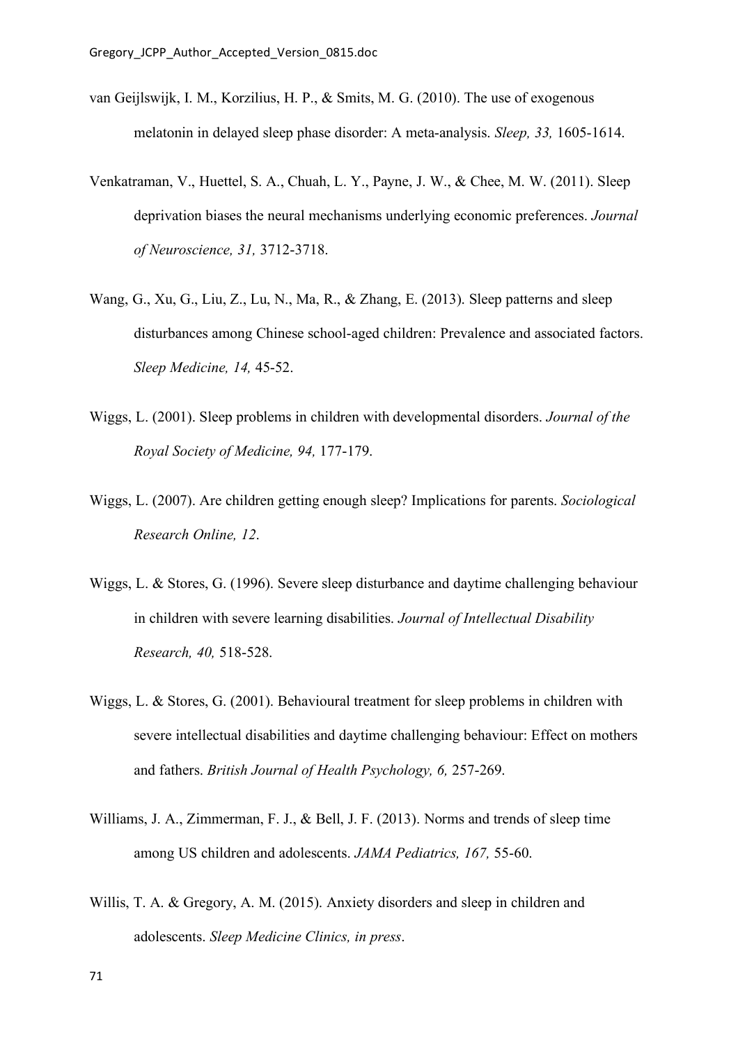van Geijlswijk, I. M., Korzilius, H. P., & Smits, M. G. (2010). The use of exogenous melatonin in delayed sleep phase disorder: A meta-analysis. *Sleep, 33,* 1605-1614.

Venkatraman, V., Huettel, S. A., Chuah, L. Y., Payne, J. W., & Chee, M. W. (2011). Sleep deprivation biases the neural mechanisms underlying economic preferences. *Journal of Neuroscience, 31,* 3712-3718.

Wang, G., Xu, G., Liu, Z., Lu, N., Ma, R., & Zhang, E. (2013). Sleep patterns and sleep disturbances among Chinese school-aged children: Prevalence and associated factors. *Sleep Medicine, 14,* 45-52.

Wiggs, L. (2001). Sleep problems in children with developmental disorders. *Journal of the Royal Society of Medicine, 94,* 177-179.

Wiggs, L. (2007). Are children getting enough sleep? Implications for parents. *Sociological Research Online, 12*.

Wiggs, L. & Stores, G. (1996). Severe sleep disturbance and daytime challenging behaviour in children with severe learning disabilities. *Journal of Intellectual Disability Research, 40,* 518-528.

Wiggs, L. & Stores, G. (2001). Behavioural treatment for sleep problems in children with severe intellectual disabilities and daytime challenging behaviour: Effect on mothers and fathers. *British Journal of Health Psychology, 6,* 257-269.

Williams, J. A., Zimmerman, F. J., & Bell, J. F. (2013). Norms and trends of sleep time among US children and adolescents. *JAMA Pediatrics, 167,* 55-60.

Willis, T. A. & Gregory, A. M. (2015). Anxiety disorders and sleep in children and adolescents. *Sleep Medicine Clinics, in press*.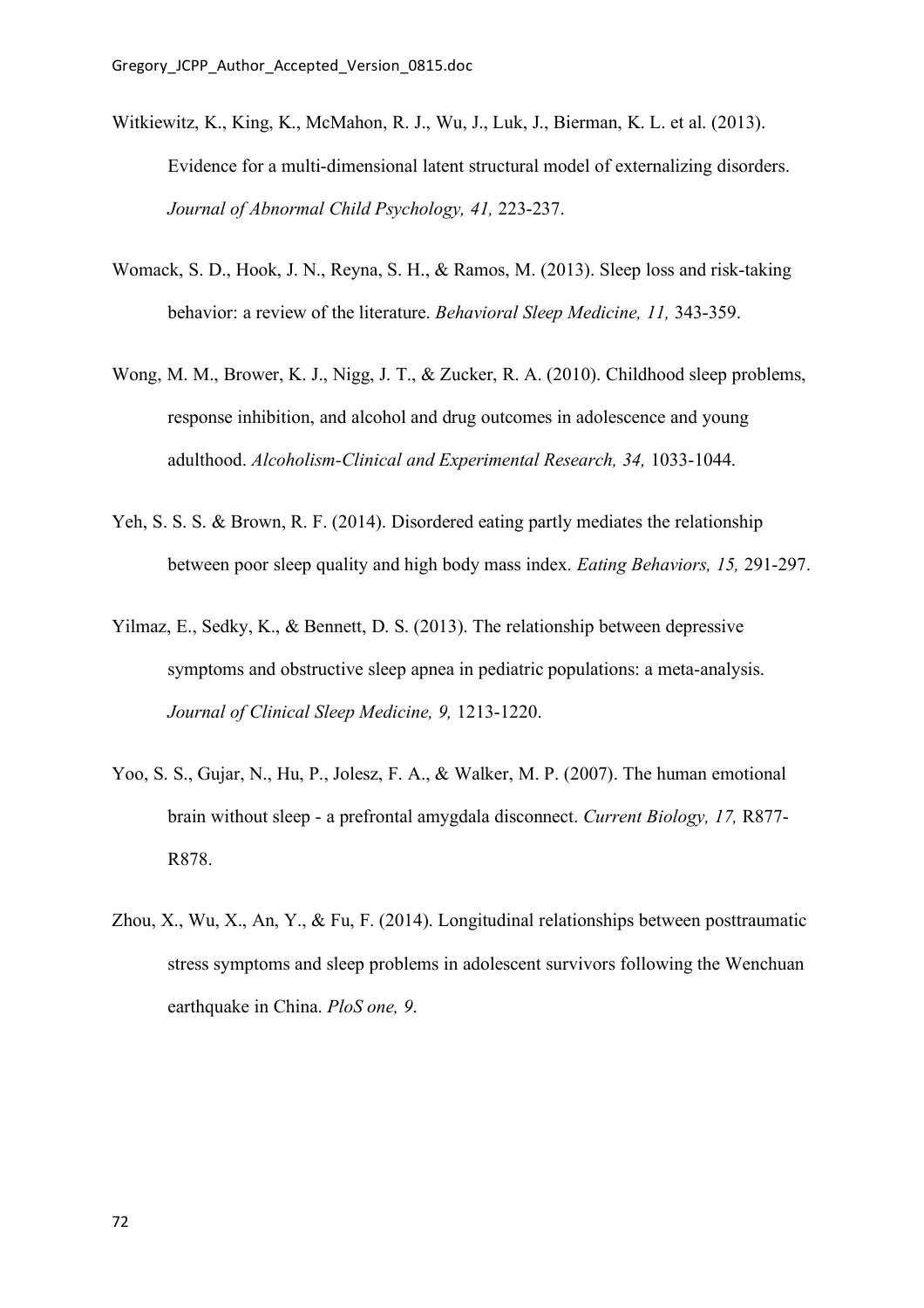Witkiewitz, K., King, K., McMahon, R. J., Wu, J., Luk, J., Bierman, K. L. et al. (2013). Evidence for a multi-dimensional latent structural model of externalizing disorders. *Journal of Abnormal Child Psychology, 41,* 223-237.

Womack, S. D., Hook, J. N., Reyna, S. H., & Ramos, M. (2013). Sleep loss and risk-taking behavior: a review of the literature. *Behavioral Sleep Medicine, 11,* 343-359.

Wong, M. M., Brower, K. J., Nigg, J. T., & Zucker, R. A. (2010). Childhood sleep problems, response inhibition, and alcohol and drug outcomes in adolescence and young adulthood. *Alcoholism-Clinical and Experimental Research, 34,* 1033-1044.

Yeh, S. S. S. & Brown, R. F. (2014). Disordered eating partly mediates the relationship between poor sleep quality and high body mass index. *Eating Behaviors, 15,* 291-297.

Yilmaz, E., Sedky, K., & Bennett, D. S. (2013). The relationship between depressive symptoms and obstructive sleep apnea in pediatric populations: a meta-analysis. *Journal of Clinical Sleep Medicine, 9,* 1213-1220.

Yoo, S. S., Gujar, N., Hu, P., Jolesz, F. A., & Walker, M. P. (2007). The human emotional brain without sleep - a prefrontal amygdala disconnect. *Current Biology, 17,* R877-R878.

Zhou, X., Wu, X., An, Y., & Fu, F. (2014). Longitudinal relationships between posttraumatic stress symptoms and sleep problems in adolescent survivors following the Wenchuan earthquake in China. *PloS one, 9.*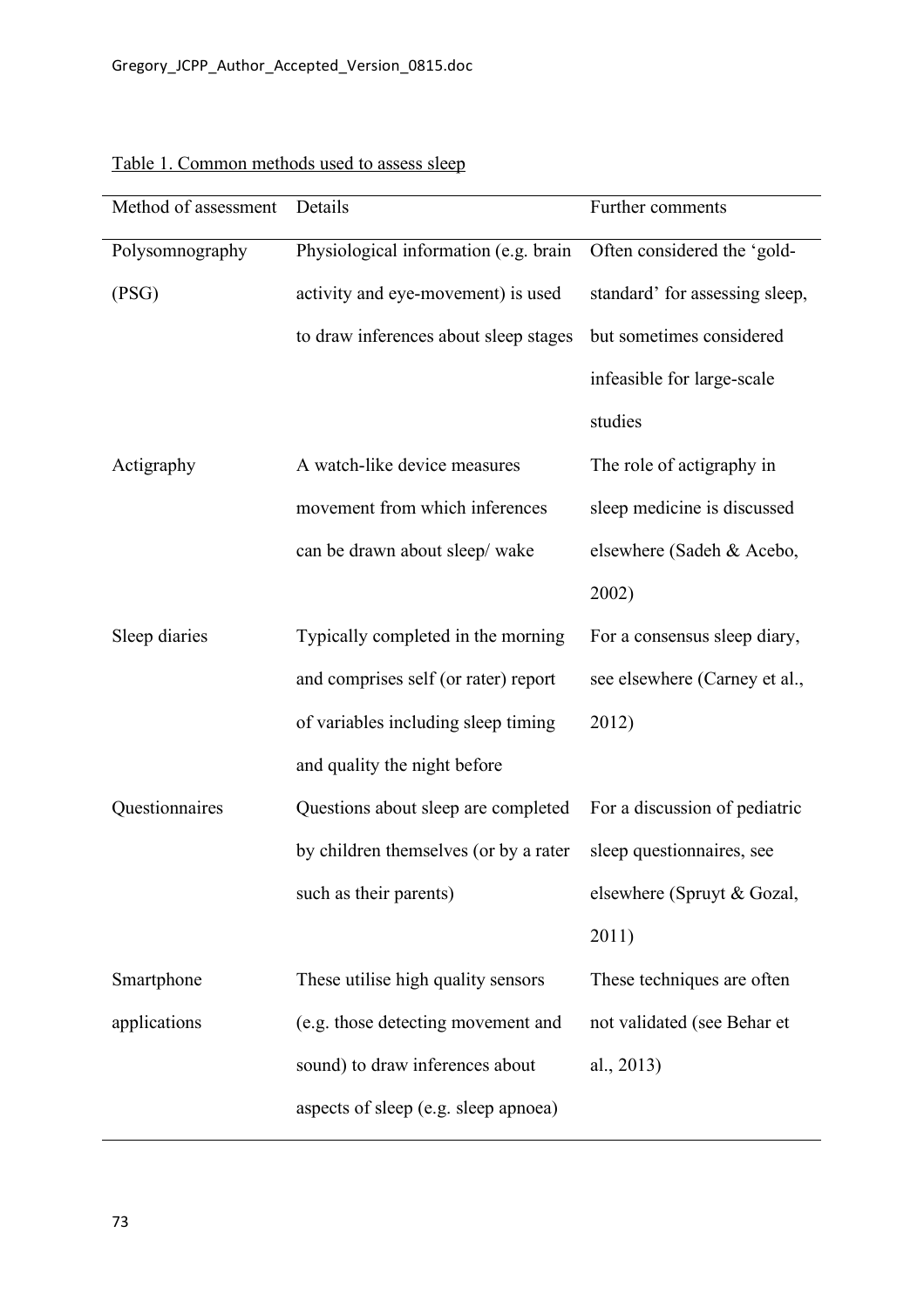Table 1. Common methods used to assess sleep

| Method of assessment | Details | Further comments |
|---|---|---|
| Polysomnography (PSG) | Physiological information (e.g. brain activity and eye-movement) is used to draw inferences about sleep stages | Often considered the 'gold-standard' for assessing sleep, but sometimes considered infeasible for large-scale studies |
| Actigraphy | A watch-like device measures movement from which inferences can be drawn about sleep/ wake | The role of actigraphy in sleep medicine is discussed elsewhere (Sadeh & Acebo, 2002) |
| Sleep diaries | Typically completed in the morning and comprises self (or rater) report of variables including sleep timing and quality the night before | For a consensus sleep diary, see elsewhere (Carney et al., 2012) |
| Questionnaires | Questions about sleep are completed by children themselves (or by a rater such as their parents) | For a discussion of pediatric sleep questionnaires, see elsewhere (Spruyt & Gozal, 2011) |
| Smartphone applications | These utilise high quality sensors (e.g. those detecting movement and sound) to draw inferences about aspects of sleep (e.g. sleep apnoea) | These techniques are often not validated (see Behar et al., 2013) |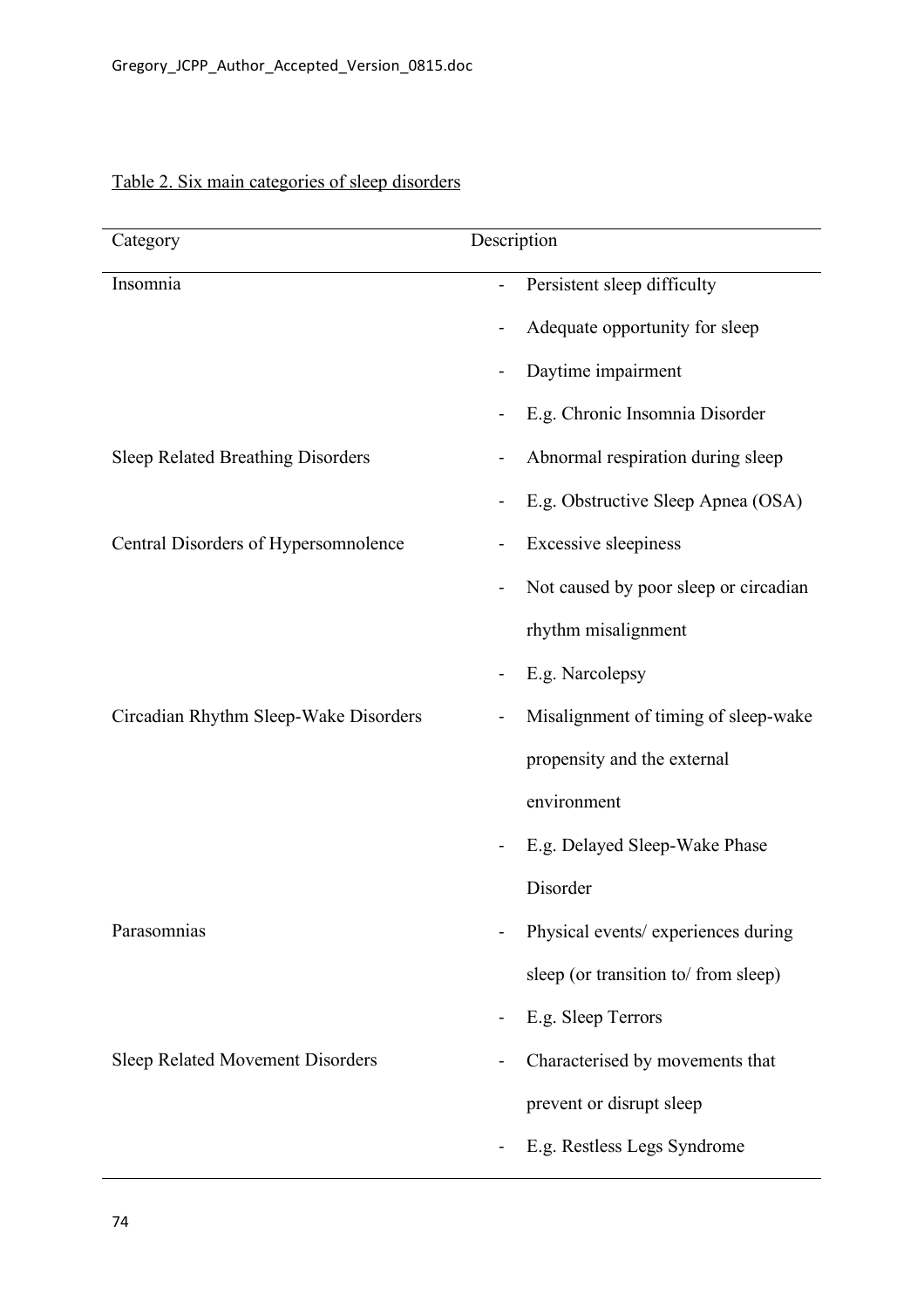Table 2. Six main categories of sleep disorders

| Category | Description |
| --- | --- |
| Insomnia | - Persistent sleep difficulty<br>- Adequate opportunity for sleep<br>- Daytime impairment<br>- E.g. Chronic Insomnia Disorder |
| Sleep Related Breathing Disorders | - Abnormal respiration during sleep<br>- E.g. Obstructive Sleep Apnea (OSA) |
| Central Disorders of Hypersomnolence | - Excessive sleepiness<br>- Not caused by poor sleep or circadian rhythm misalignment<br>- E.g. Narcolepsy |
| Circadian Rhythm Sleep-Wake Disorders | - Misalignment of timing of sleep-wake propensity and the external environment<br>- E.g. Delayed Sleep-Wake Phase Disorder |
| Parasomnias | - Physical events/ experiences during sleep (or transition to/ from sleep)<br>- E.g. Sleep Terrors |
| Sleep Related Movement Disorders | - Characterised by movements that prevent or disrupt sleep<br>- E.g. Restless Legs Syndrome |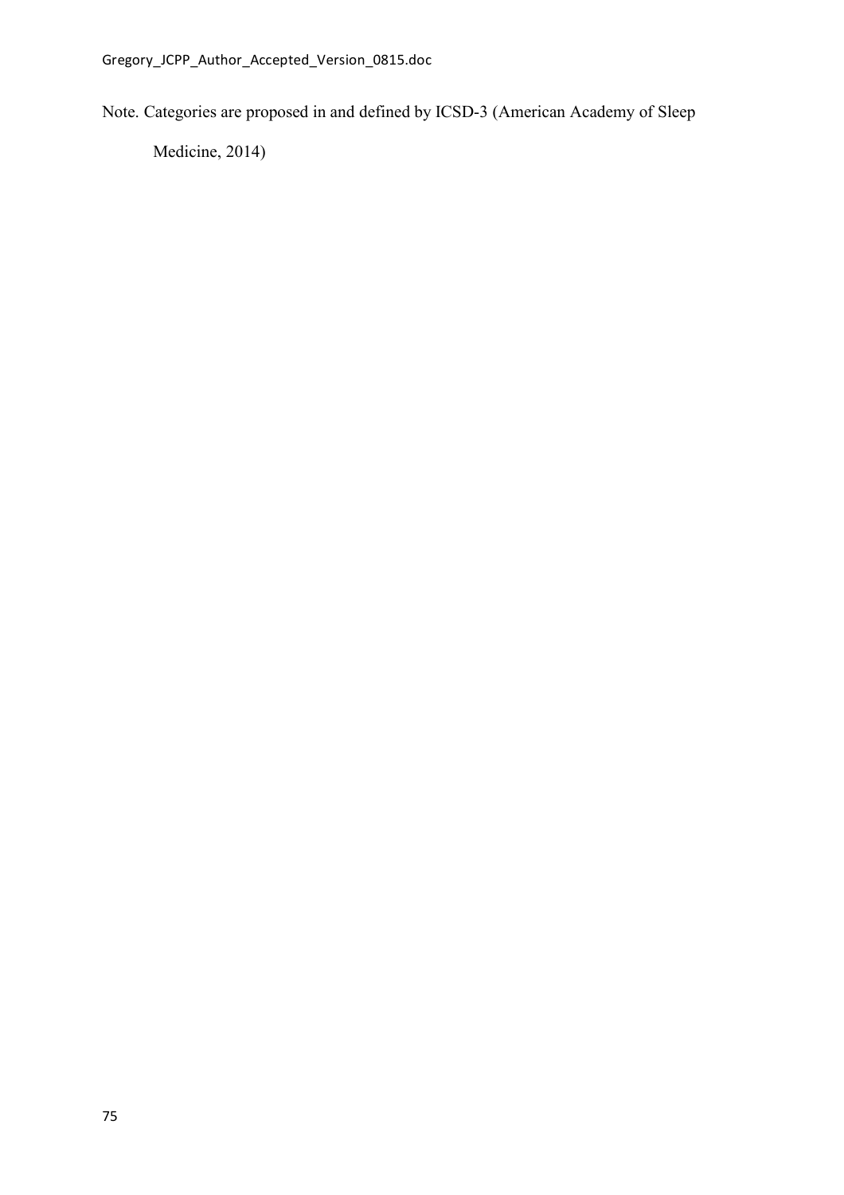Note. Categories are proposed in and defined by ICSD-3 (American Academy of Sleep Medicine, 2014)